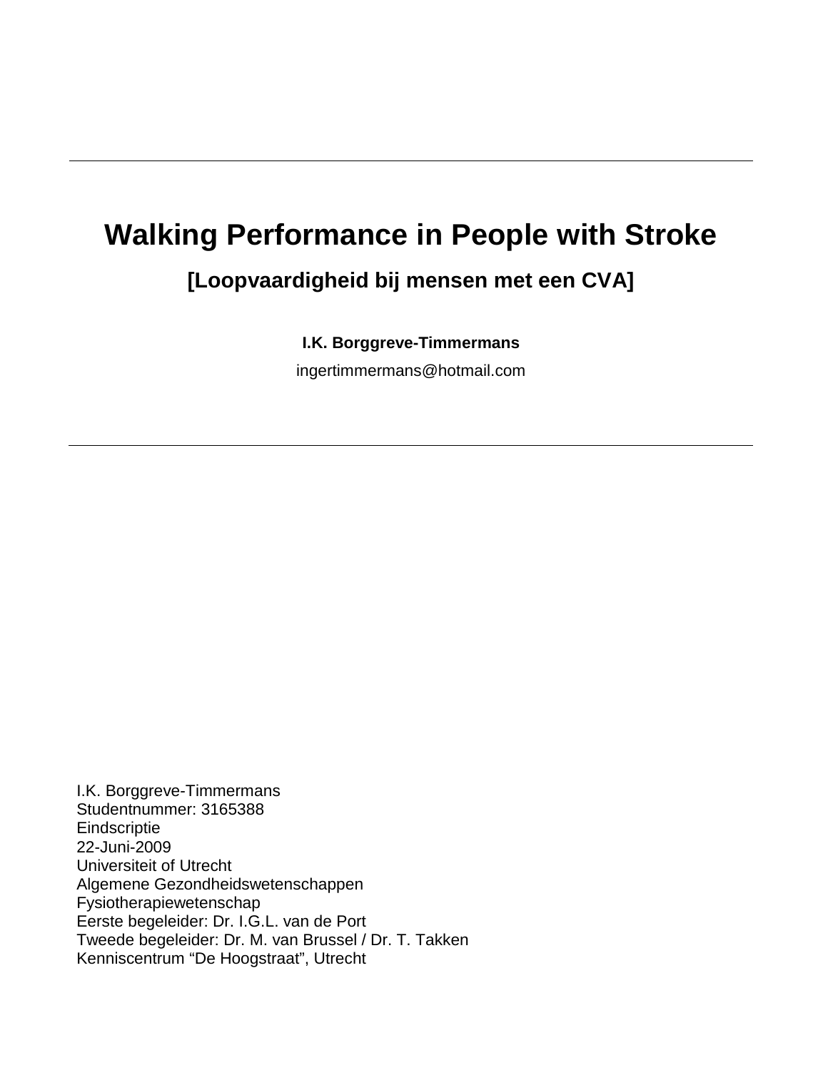# Walking Performance in People with Stroke

## [Loopvaardigheid bij mensen met een CVA]

**I.K. Borggreve-Timmermans**

ingertimmermans@hotmail.com

I.K. Borggreve-Timmermans
Studentnummer: 3165388
Eindscriptie
22-Juni-2009
Universiteit of Utrecht
Algemene Gezondheidswetenschappen
Fysiotherapiewetenschap
Eerste begeleider: Dr. I.G.L. van de Port
Tweede begeleider: Dr. M. van Brussel / Dr. T. Takken
Kenniscentrum “De Hoogstraat”, Utrecht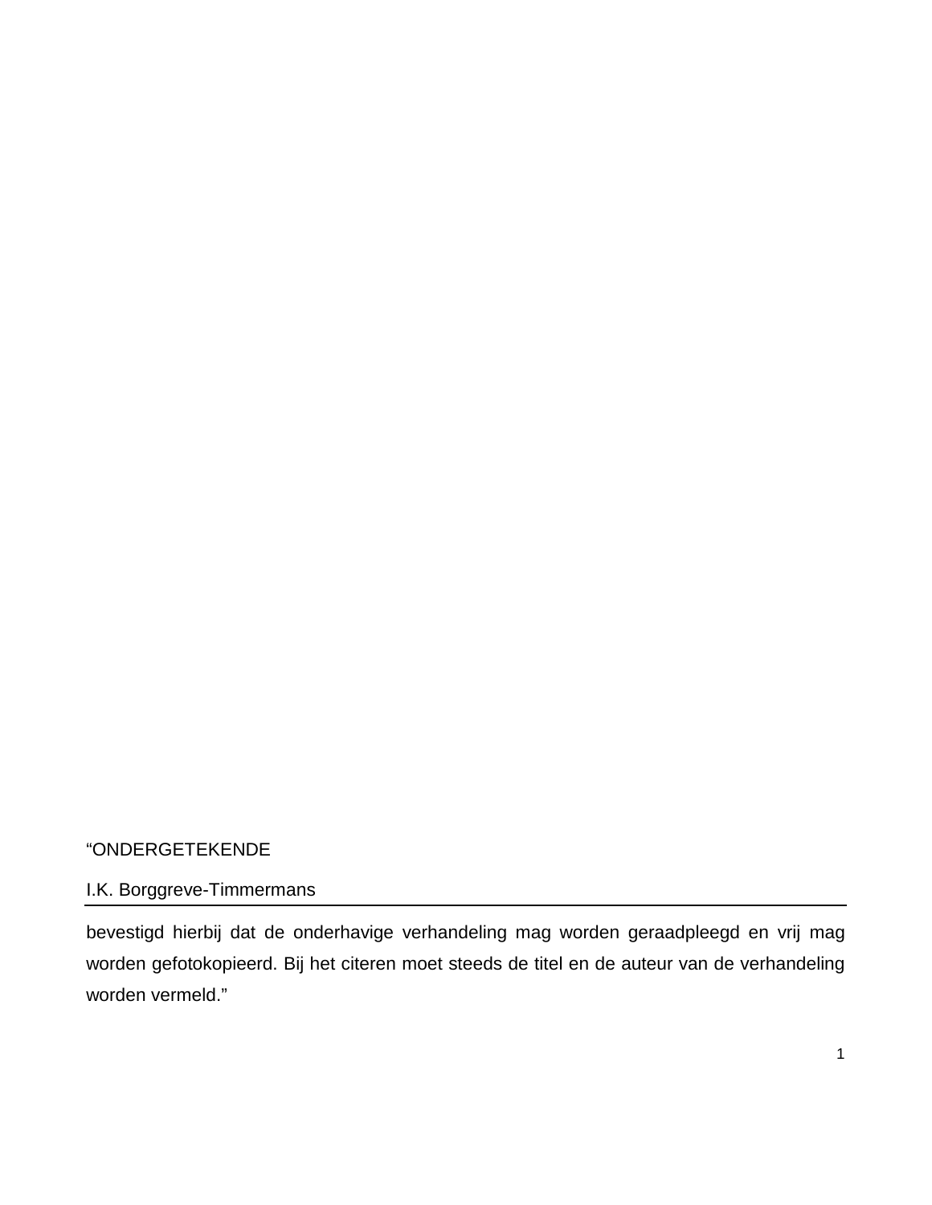“ONDERGETEKENDE

I.K. Borggreve-Timmermans

---

bevestigd hierbij dat de onderhavige verhandeling mag worden geraadpleegd en vrij mag worden gefotokopieerd. Bij het citeren moet steeds de titel en de auteur van de verhandeling worden vermeld.”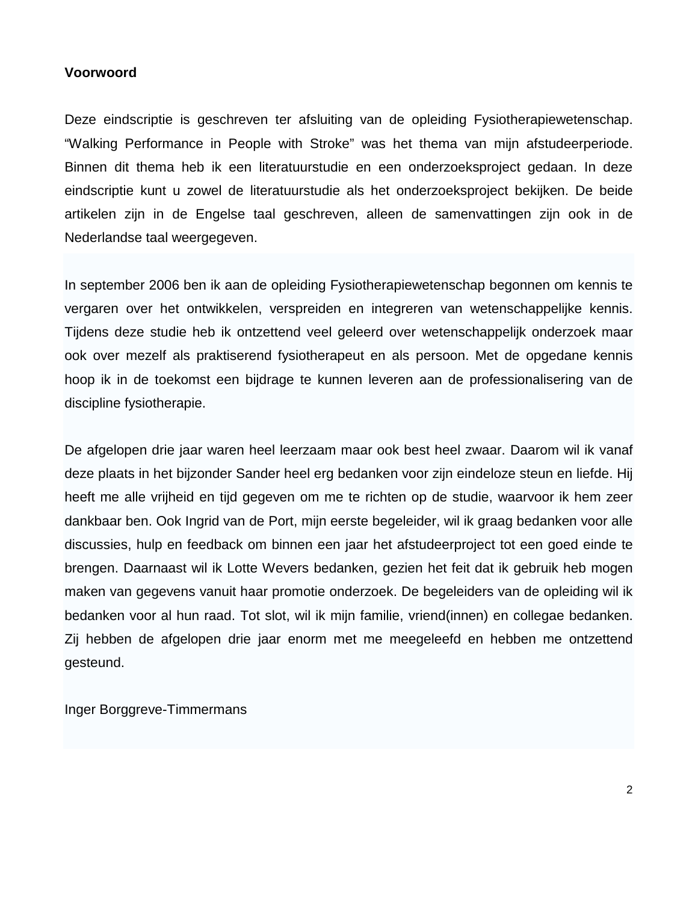**Voorwoord**

Deze eindscriptie is geschreven ter afsluiting van de opleiding Fysiotherapiewetenschap. “Walking Performance in People with Stroke” was het thema van mijn afstudeerperiode. Binnen dit thema heb ik een literatuurstudie en een onderzoeksproject gedaan. In deze eindscriptie kunt u zowel de literatuurstudie als het onderzoeksproject bekijken. De beide artikelen zijn in de Engelse taal geschreven, alleen de samenvattingen zijn ook in de Nederlandse taal weergegeven.

In september 2006 ben ik aan de opleiding Fysiotherapiewetenschap begonnen om kennis te vergaren over het ontwikkelen, verspreiden en integreren van wetenschappelijke kennis. Tijdens deze studie heb ik ontzettend veel geleerd over wetenschappelijk onderzoek maar ook over mezelf als praktiserend fysiotherapeut en als persoon. Met de opgedane kennis hoop ik in de toekomst een bijdrage te kunnen leveren aan de professionalisering van de discipline fysiotherapie.

De afgelopen drie jaar waren heel leerzaam maar ook best heel zwaar. Daarom wil ik vanaf deze plaats in het bijzonder Sander heel erg bedanken voor zijn eindeloze steun en liefde. Hij heeft me alle vrijheid en tijd gegeven om me te richten op de studie, waarvoor ik hem zeer dankbaar ben. Ook Ingrid van de Port, mijn eerste begeleider, wil ik graag bedanken voor alle discussies, hulp en feedback om binnen een jaar het afstudeerproject tot een goed einde te brengen. Daarnaast wil ik Lotte Wevers bedanken, gezien het feit dat ik gebruik heb mogen maken van gegevens vanuit haar promotie onderzoek. De begeleiders van de opleiding wil ik bedanken voor al hun raad. Tot slot, wil ik mijn familie, vriend(innen) en collegae bedanken. Zij hebben de afgelopen drie jaar enorm met me meegeleefd en hebben me ontzettend gesteund.

Inger Borggreve-Timmermans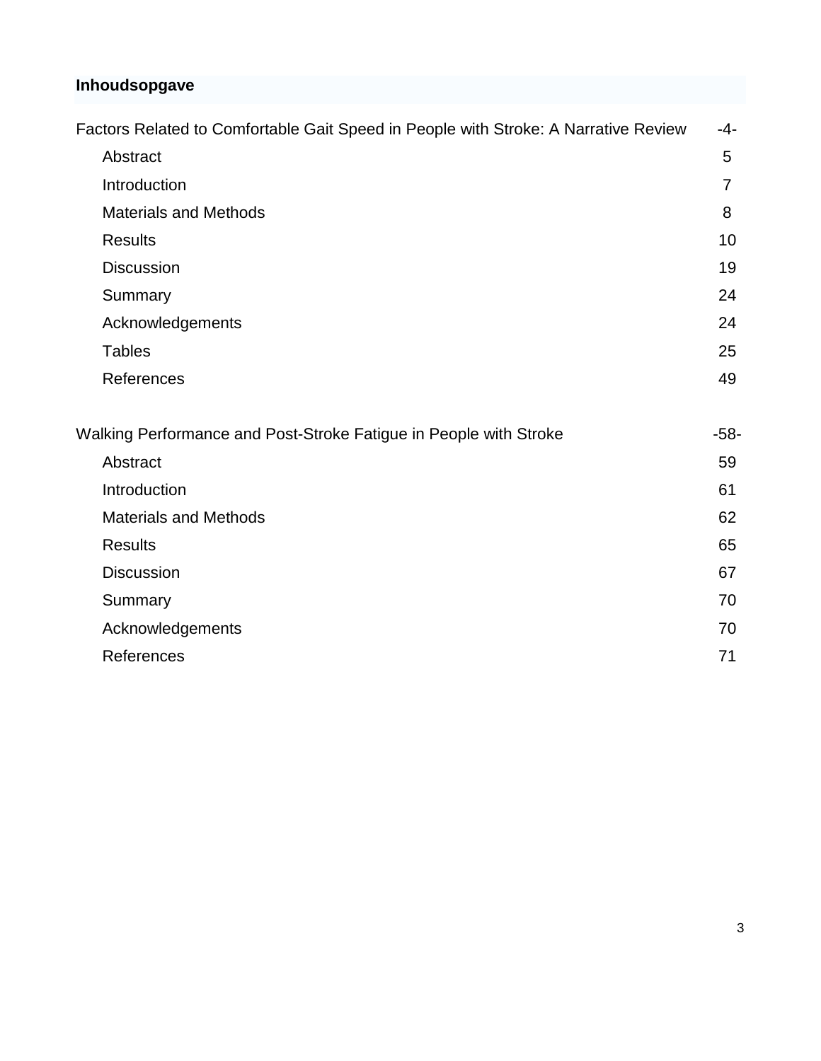**Inhoudsopgave**

| | |
|---|---|
| Factors Related to Comfortable Gait Speed in People with Stroke: A Narrative Review | -4- |
| Abstract | 5 |
| Introduction | 7 |
| Materials and Methods | 8 |
| Results | 10 |
| Discussion | 19 |
| Summary | 24 |
| Acknowledgements | 24 |
| Tables | 25 |
| References | 49 |
| | |
| Walking Performance and Post-Stroke Fatigue in People with Stroke | -58- |
| Abstract | 59 |
| Introduction | 61 |
| Materials and Methods | 62 |
| Results | 65 |
| Discussion | 67 |
| Summary | 70 |
| Acknowledgements | 70 |
| References | 71 |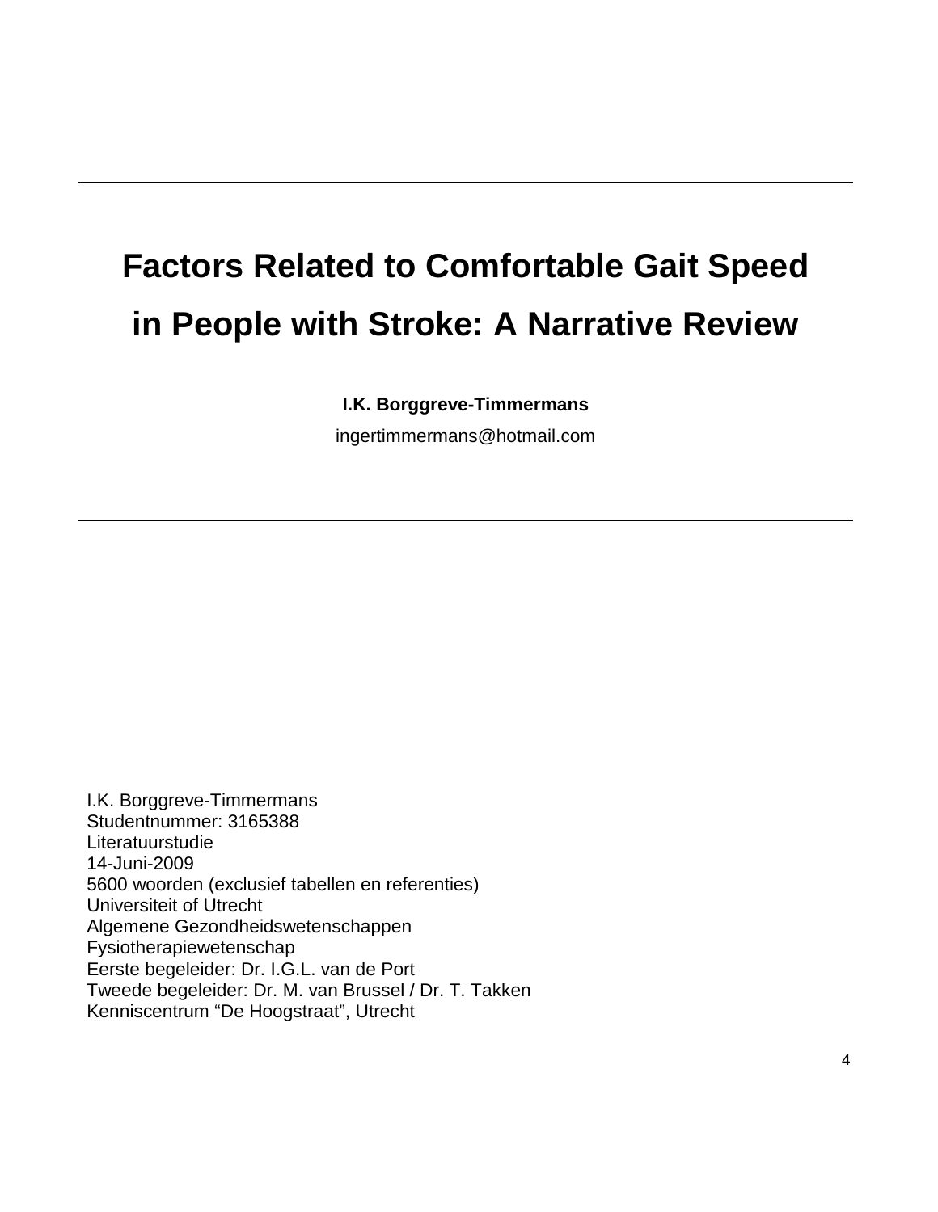# Factors Related to Comfortable Gait Speed in People with Stroke: A Narrative Review

**I.K. Borggreve-Timmermans**

ingertimmermans@hotmail.com

I.K. Borggreve-Timmermans
Studentnummer: 3165388
Literatuurstudie
14-Juni-2009
5600 woorden (exclusief tabellen en referenties)
Universiteit of Utrecht
Algemene Gezondheidswetenschappen
Fysiotherapiewetenschap
Eerste begeleider: Dr. I.G.L. van de Port
Tweede begeleider: Dr. M. van Brussel / Dr. T. Takken
Kenniscentrum “De Hoogstraat”, Utrecht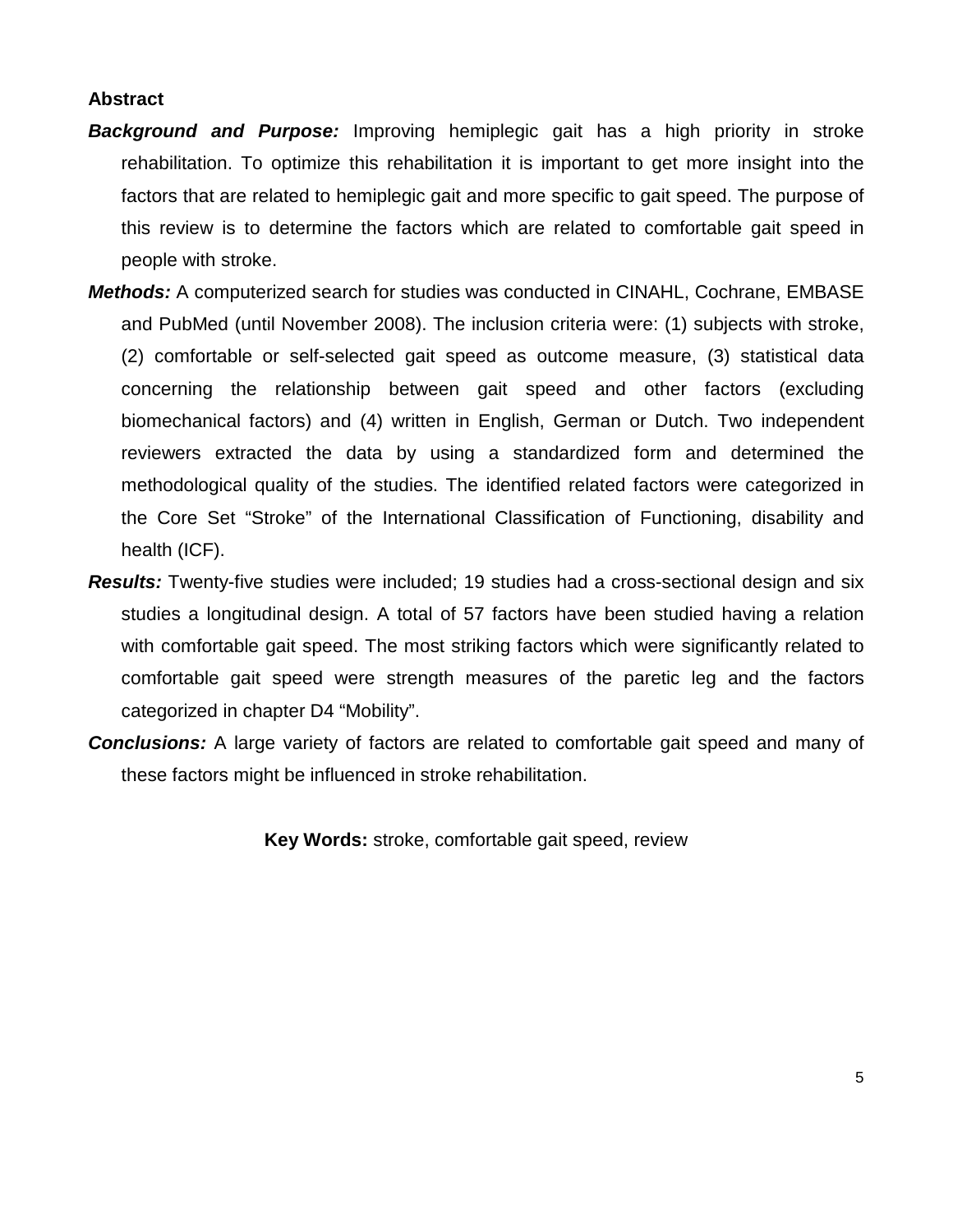## Abstract

***Background and Purpose:*** Improving hemiplegic gait has a high priority in stroke rehabilitation. To optimize this rehabilitation it is important to get more insight into the factors that are related to hemiplegic gait and more specific to gait speed. The purpose of this review is to determine the factors which are related to comfortable gait speed in people with stroke.

***Methods:*** A computerized search for studies was conducted in CINAHL, Cochrane, EMBASE and PubMed (until November 2008). The inclusion criteria were: (1) subjects with stroke, (2) comfortable or self-selected gait speed as outcome measure, (3) statistical data concerning the relationship between gait speed and other factors (excluding biomechanical factors) and (4) written in English, German or Dutch. Two independent reviewers extracted the data by using a standardized form and determined the methodological quality of the studies. The identified related factors were categorized in the Core Set "Stroke" of the International Classification of Functioning, disability and health (ICF).

***Results:*** Twenty-five studies were included; 19 studies had a cross-sectional design and six studies a longitudinal design. A total of 57 factors have been studied having a relation with comfortable gait speed. The most striking factors which were significantly related to comfortable gait speed were strength measures of the paretic leg and the factors categorized in chapter D4 "Mobility".

***Conclusions:*** A large variety of factors are related to comfortable gait speed and many of these factors might be influenced in stroke rehabilitation.

**Key Words:** stroke, comfortable gait speed, review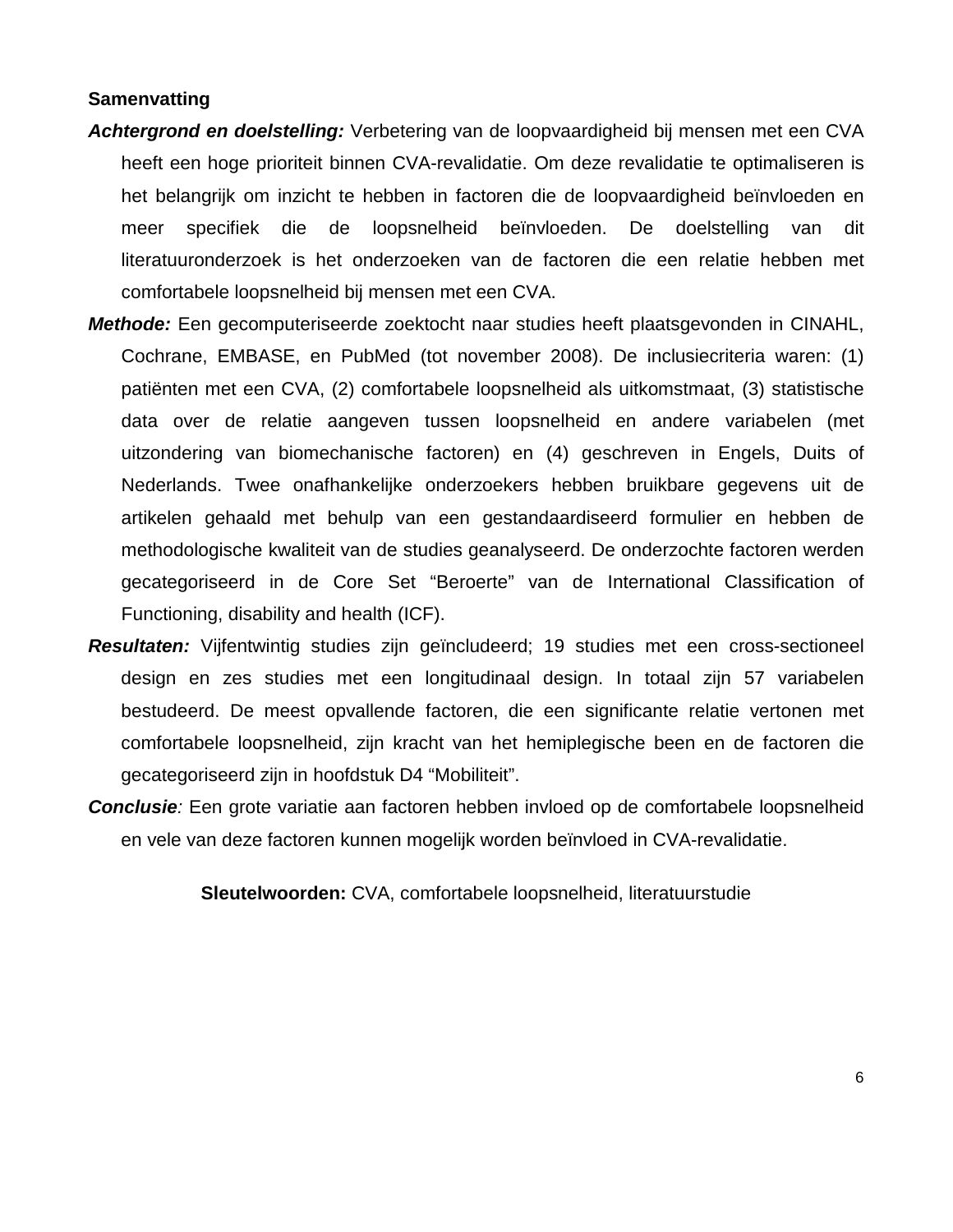**Samenvatting**

***Achtergrond en doelstelling:*** Verbetering van de loopvaardigheid bij mensen met een CVA heeft een hoge prioriteit binnen CVA-revalidatie. Om deze revalidatie te optimaliseren is het belangrijk om inzicht te hebben in factoren die de loopvaardigheid beïnvloeden en meer specifiek die de loopsnelheid beïnvloeden. De doelstelling van dit literatuuronderzoek is het onderzoeken van de factoren die een relatie hebben met comfortabele loopsnelheid bij mensen met een CVA.

***Methode:*** Een gecomputeriseerde zoektocht naar studies heeft plaatsgevonden in CINAHL, Cochrane, EMBASE, en PubMed (tot november 2008). De inclusiecriteria waren: (1) patiënten met een CVA, (2) comfortabele loopsnelheid als uitkomstmaat, (3) statistische data over de relatie aangeven tussen loopsnelheid en andere variabelen (met uitzondering van biomechanische factoren) en (4) geschreven in Engels, Duits of Nederlands. Twee onafhankelijke onderzoekers hebben bruikbare gegevens uit de artikelen gehaald met behulp van een gestandaardiseerd formulier en hebben de methodologische kwaliteit van de studies geanalyseerd. De onderzochte factoren werden gecategoriseerd in de Core Set “Beroerte” van de International Classification of Functioning, disability and health (ICF).

***Resultaten:*** Vijfentwintig studies zijn geïncludeerd; 19 studies met een cross-sectioneel design en zes studies met een longitudinaal design. In totaal zijn 57 variabelen bestudeerd. De meest opvallende factoren, die een significante relatie vertonen met comfortabele loopsnelheid, zijn kracht van het hemiplegische been en de factoren die gecategoriseerd zijn in hoofdstuk D4 “Mobiliteit”.

***Conclusie**:* Een grote variatie aan factoren hebben invloed op de comfortabele loopsnelheid en vele van deze factoren kunnen mogelijk worden beïnvloed in CVA-revalidatie.

**Sleutelwoorden:** CVA, comfortabele loopsnelheid, literatuurstudie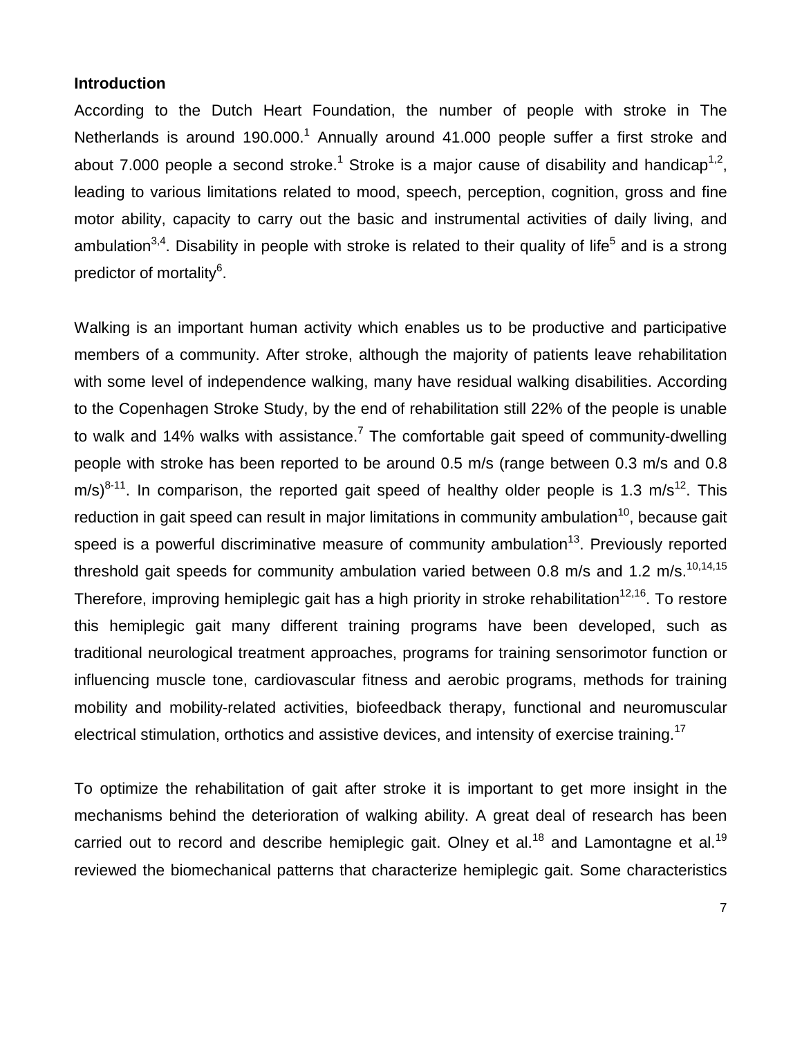## Introduction

According to the Dutch Heart Foundation, the number of people with stroke in The Netherlands is around 190.000.[1] Annually around 41.000 people suffer a first stroke and about 7.000 people a second stroke.[1] Stroke is a major cause of disability and handicap[1,2], leading to various limitations related to mood, speech, perception, cognition, gross and fine motor ability, capacity to carry out the basic and instrumental activities of daily living, and ambulation[3,4]. Disability in people with stroke is related to their quality of life[5] and is a strong predictor of mortality[6].

Walking is an important human activity which enables us to be productive and participative members of a community. After stroke, although the majority of patients leave rehabilitation with some level of independence walking, many have residual walking disabilities. According to the Copenhagen Stroke Study, by the end of rehabilitation still 22% of the people is unable to walk and 14% walks with assistance.[7] The comfortable gait speed of community-dwelling people with stroke has been reported to be around 0.5 m/s (range between 0.3 m/s and 0.8 m/s)[8-11]. In comparison, the reported gait speed of healthy older people is 1.3 m/s[12]. This reduction in gait speed can result in major limitations in community ambulation[10], because gait speed is a powerful discriminative measure of community ambulation[13]. Previously reported threshold gait speeds for community ambulation varied between 0.8 m/s and 1.2 m/s.[10,14,15] Therefore, improving hemiplegic gait has a high priority in stroke rehabilitation[12,16]. To restore this hemiplegic gait many different training programs have been developed, such as traditional neurological treatment approaches, programs for training sensorimotor function or influencing muscle tone, cardiovascular fitness and aerobic programs, methods for training mobility and mobility-related activities, biofeedback therapy, functional and neuromuscular electrical stimulation, orthotics and assistive devices, and intensity of exercise training.[17]

To optimize the rehabilitation of gait after stroke it is important to get more insight in the mechanisms behind the deterioration of walking ability. A great deal of research has been carried out to record and describe hemiplegic gait. Olney et al.[18] and Lamontagne et al.[19] reviewed the biomechanical patterns that characterize hemiplegic gait. Some characteristics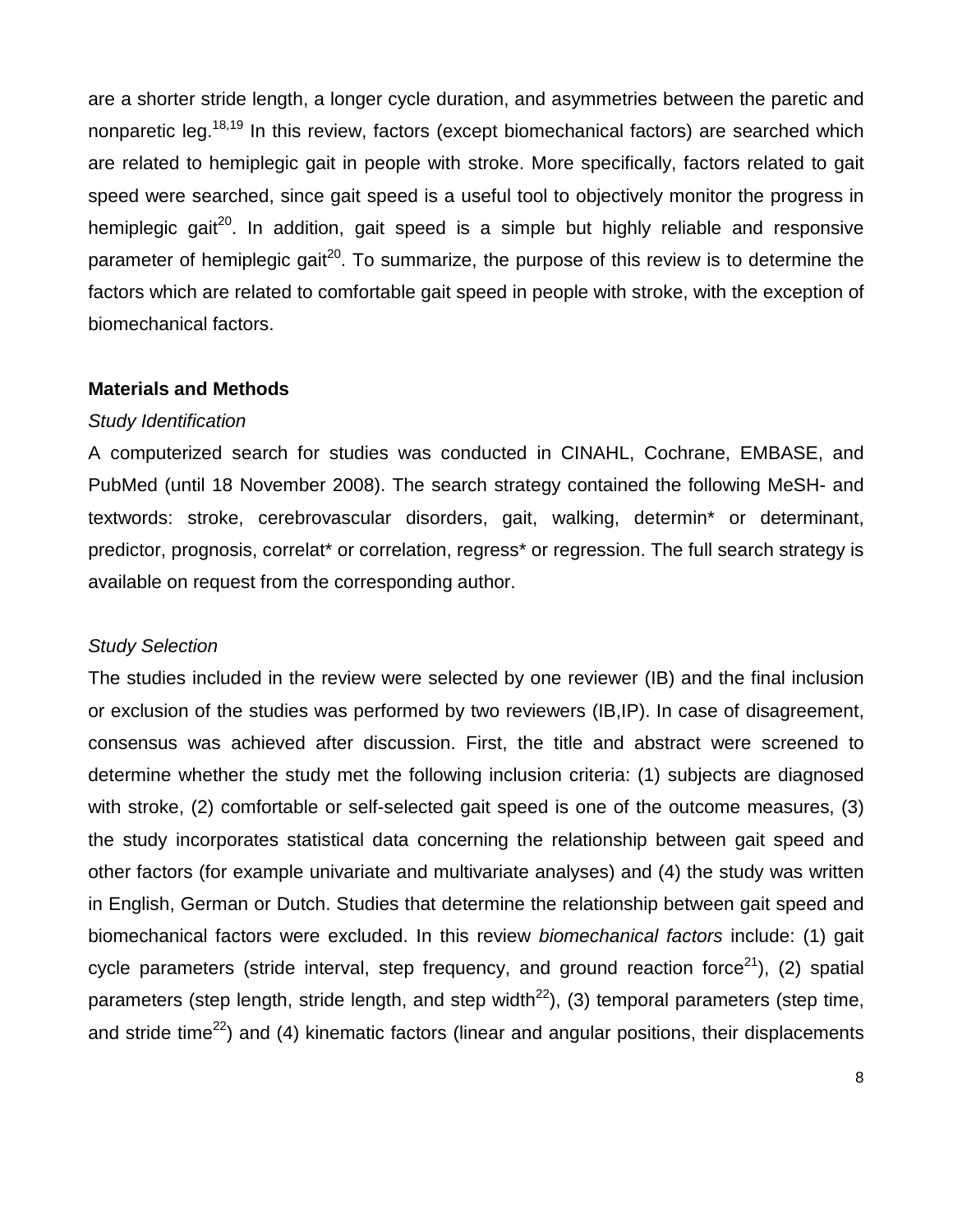are a shorter stride length, a longer cycle duration, and asymmetries between the paretic and nonparetic leg.[18,19] In this review, factors (except biomechanical factors) are searched which are related to hemiplegic gait in people with stroke. More specifically, factors related to gait speed were searched, since gait speed is a useful tool to objectively monitor the progress in hemiplegic gait[20]. In addition, gait speed is a simple but highly reliable and responsive parameter of hemiplegic gait[20]. To summarize, the purpose of this review is to determine the factors which are related to comfortable gait speed in people with stroke, with the exception of biomechanical factors.

## Materials and Methods

### *Study Identification*

A computerized search for studies was conducted in CINAHL, Cochrane, EMBASE, and PubMed (until 18 November 2008). The search strategy contained the following MeSH- and textwords: stroke, cerebrovascular disorders, gait, walking, determin* or determinant, predictor, prognosis, correlat* or correlation, regress* or regression. The full search strategy is available on request from the corresponding author.

### *Study Selection*

The studies included in the review were selected by one reviewer (IB) and the final inclusion or exclusion of the studies was performed by two reviewers (IB,IP). In case of disagreement, consensus was achieved after discussion. First, the title and abstract were screened to determine whether the study met the following inclusion criteria: (1) subjects are diagnosed with stroke, (2) comfortable or self-selected gait speed is one of the outcome measures, (3) the study incorporates statistical data concerning the relationship between gait speed and other factors (for example univariate and multivariate analyses) and (4) the study was written in English, German or Dutch. Studies that determine the relationship between gait speed and biomechanical factors were excluded. In this review *biomechanical factors* include: (1) gait cycle parameters (stride interval, step frequency, and ground reaction force[21]), (2) spatial parameters (step length, stride length, and step width[22]), (3) temporal parameters (step time, and stride time[22]) and (4) kinematic factors (linear and angular positions, their displacements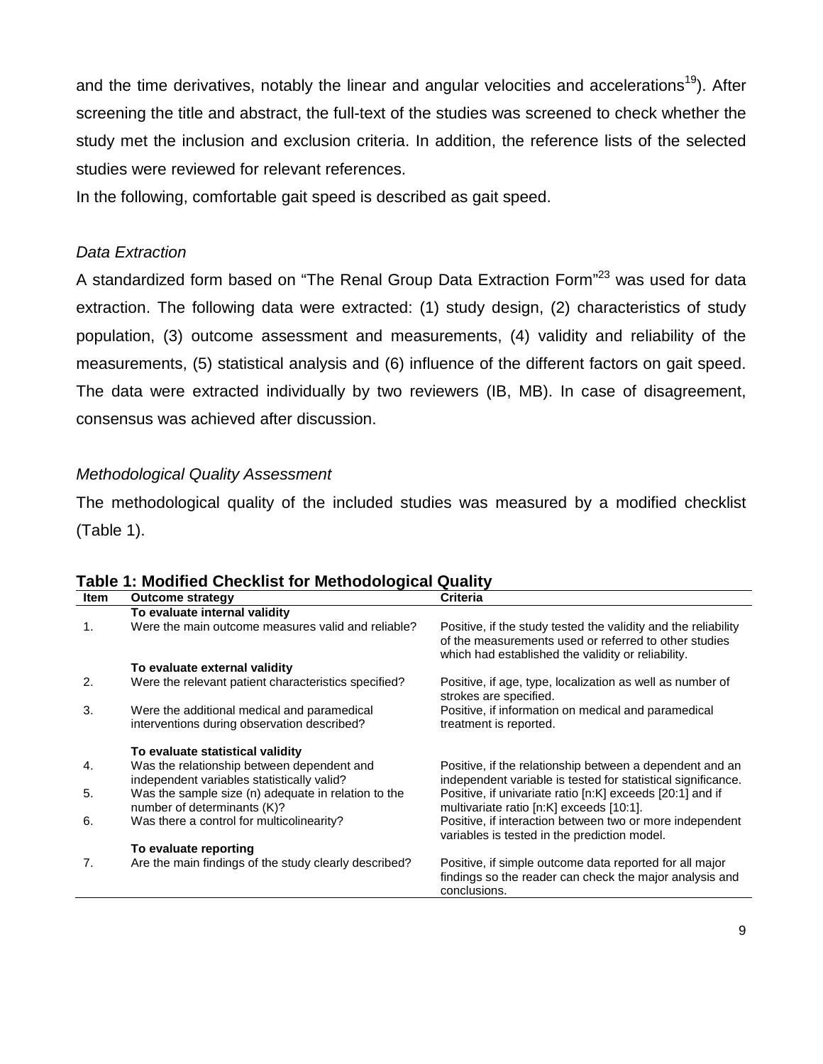and the time derivatives, notably the linear and angular velocities and accelerations[19]). After screening the title and abstract, the full-text of the studies was screened to check whether the study met the inclusion and exclusion criteria. In addition, the reference lists of the selected studies were reviewed for relevant references.

In the following, comfortable gait speed is described as gait speed.

### *Data Extraction*

A standardized form based on "The Renal Group Data Extraction Form"[23] was used for data extraction. The following data were extracted: (1) study design, (2) characteristics of study population, (3) outcome assessment and measurements, (4) validity and reliability of the measurements, (5) statistical analysis and (6) influence of the different factors on gait speed. The data were extracted individually by two reviewers (IB, MB). In case of disagreement, consensus was achieved after discussion.

### *Methodological Quality Assessment*

The methodological quality of the included studies was measured by a modified checklist (Table 1).

**Table 1: Modified Checklist for Methodological Quality**

| Item | Outcome strategy | Criteria |
|---|---|---|
| | **To evaluate internal validity** | |
| 1. | Were the main outcome measures valid and reliable? | Positive, if the study tested the validity and the reliability of the measurements used or referred to other studies which had established the validity or reliability. |
| | **To evaluate external validity** | |
| 2. | Were the relevant patient characteristics specified? | Positive, if age, type, localization as well as number of strokes are specified. |
| 3. | Were the additional medical and paramedical interventions during observation described? | Positive, if information on medical and paramedical treatment is reported. |
| | **To evaluate statistical validity** | |
| 4. | Was the relationship between dependent and independent variables statistically valid? | Positive, if the relationship between a dependent and an independent variable is tested for statistical significance. |
| 5. | Was the sample size (n) adequate in relation to the number of determinants (K)? | Positive, if univariate ratio [n:K] exceeds [20:1] and if multivariate ratio [n:K] exceeds [10:1]. |
| 6. | Was there a control for multicolinearity? | Positive, if interaction between two or more independent variables is tested in the prediction model. |
| | **To evaluate reporting** | |
| 7. | Are the main findings of the study clearly described? | Positive, if simple outcome data reported for all major findings so the reader can check the major analysis and conclusions. |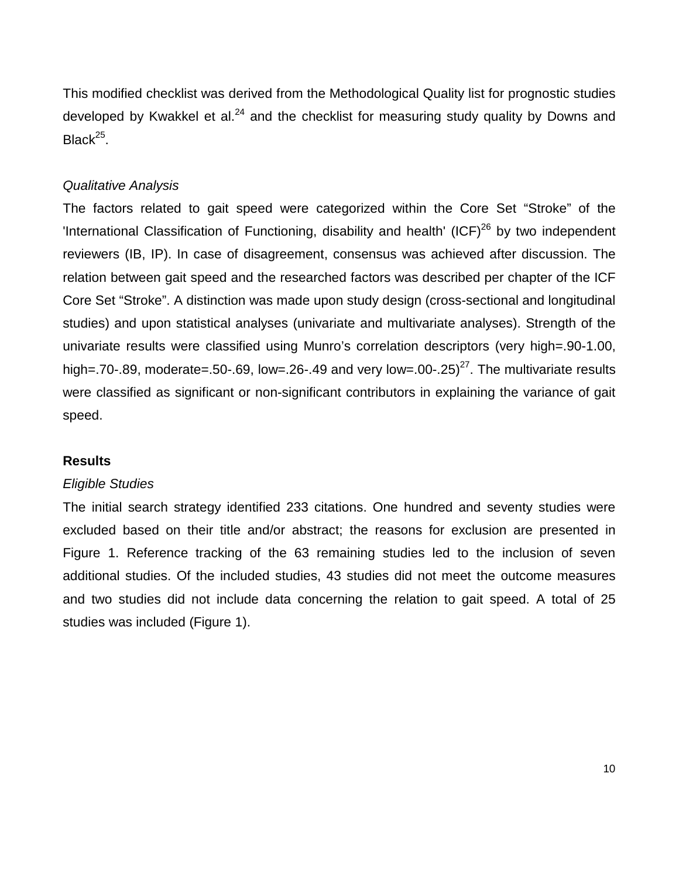This modified checklist was derived from the Methodological Quality list for prognostic studies developed by Kwakkel et al.[24] and the checklist for measuring study quality by Downs and Black[25].

*Qualitative Analysis*

The factors related to gait speed were categorized within the Core Set “Stroke” of the 'International Classification of Functioning, disability and health' (ICF)[26] by two independent reviewers (IB, IP). In case of disagreement, consensus was achieved after discussion. The relation between gait speed and the researched factors was described per chapter of the ICF Core Set “Stroke”. A distinction was made upon study design (cross-sectional and longitudinal studies) and upon statistical analyses (univariate and multivariate analyses). Strength of the univariate results were classified using Munro’s correlation descriptors (very high=.90-1.00, high=.70-.89, moderate=.50-.69, low=.26-.49 and very low=.00-.25)[27]. The multivariate results were classified as significant or non-significant contributors in explaining the variance of gait speed.

**Results**

*Eligible Studies*

The initial search strategy identified 233 citations. One hundred and seventy studies were excluded based on their title and/or abstract; the reasons for exclusion are presented in Figure 1. Reference tracking of the 63 remaining studies led to the inclusion of seven additional studies. Of the included studies, 43 studies did not meet the outcome measures and two studies did not include data concerning the relation to gait speed. A total of 25 studies was included (Figure 1).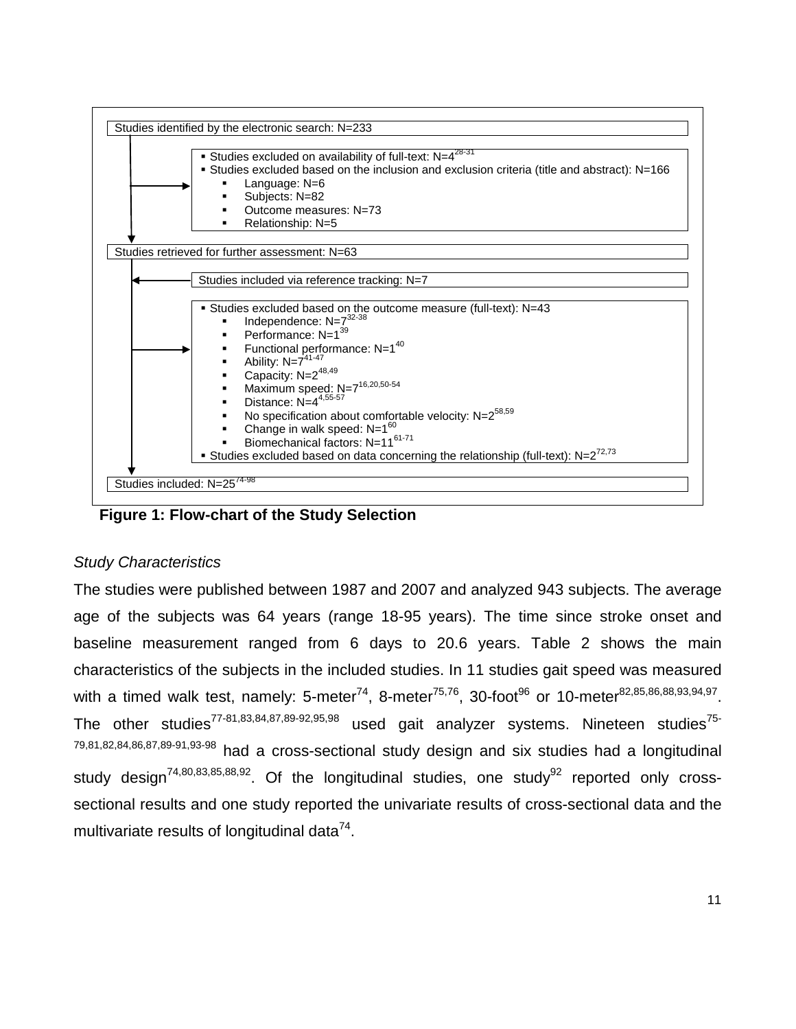Studies identified by the electronic search: N=233

- Studies excluded on availability of full-text: N=4[28-31]
- Studies excluded based on the inclusion and exclusion criteria (title and abstract): N=166
  - Language: N=6
  - Subjects: N=82
  - Outcome measures: N=73
  - Relationship: N=5

Studies retrieved for further assessment: N=63

Studies included via reference tracking: N=7

- Studies excluded based on the outcome measure (full-text): N=43
  - Independence: N=7[32-38]
  - Performance: N=1[39]
  - Functional performance: N=1[40]
  - Ability: N=7[41-47]
  - Capacity: N=2[48,49]
  - Maximum speed: N=7[16,20,50-54]
  - Distance: N=4[4,55-57]
  - No specification about comfortable velocity: N=2[58,59]
  - Change in walk speed: N=1[60]
  - Biomechanical factors: N=11[61-71]
- Studies excluded based on data concerning the relationship (full-text): N=2[72,73]

Studies included: N=25[74-98]

**Figure 1: Flow-chart of the Study Selection**

*Study Characteristics*

The studies were published between 1987 and 2007 and analyzed 943 subjects. The average age of the subjects was 64 years (range 18-95 years). The time since stroke onset and baseline measurement ranged from 6 days to 20.6 years. Table 2 shows the main characteristics of the subjects in the included studies. In 11 studies gait speed was measured with a timed walk test, namely: 5-meter[74], 8-meter[75,76], 30-foot[96] or 10-meter[82,85,86,88,93,94,97]. The other studies[77-81,83,84,87,89-92,95,98] used gait analyzer systems. Nineteen studies[75-79,81,82,84,86,87,89-91,93-98] had a cross-sectional study design and six studies had a longitudinal study design[74,80,83,85,88,92]. Of the longitudinal studies, one study[92] reported only cross-sectional results and one study reported the univariate results of cross-sectional data and the multivariate results of longitudinal data[74].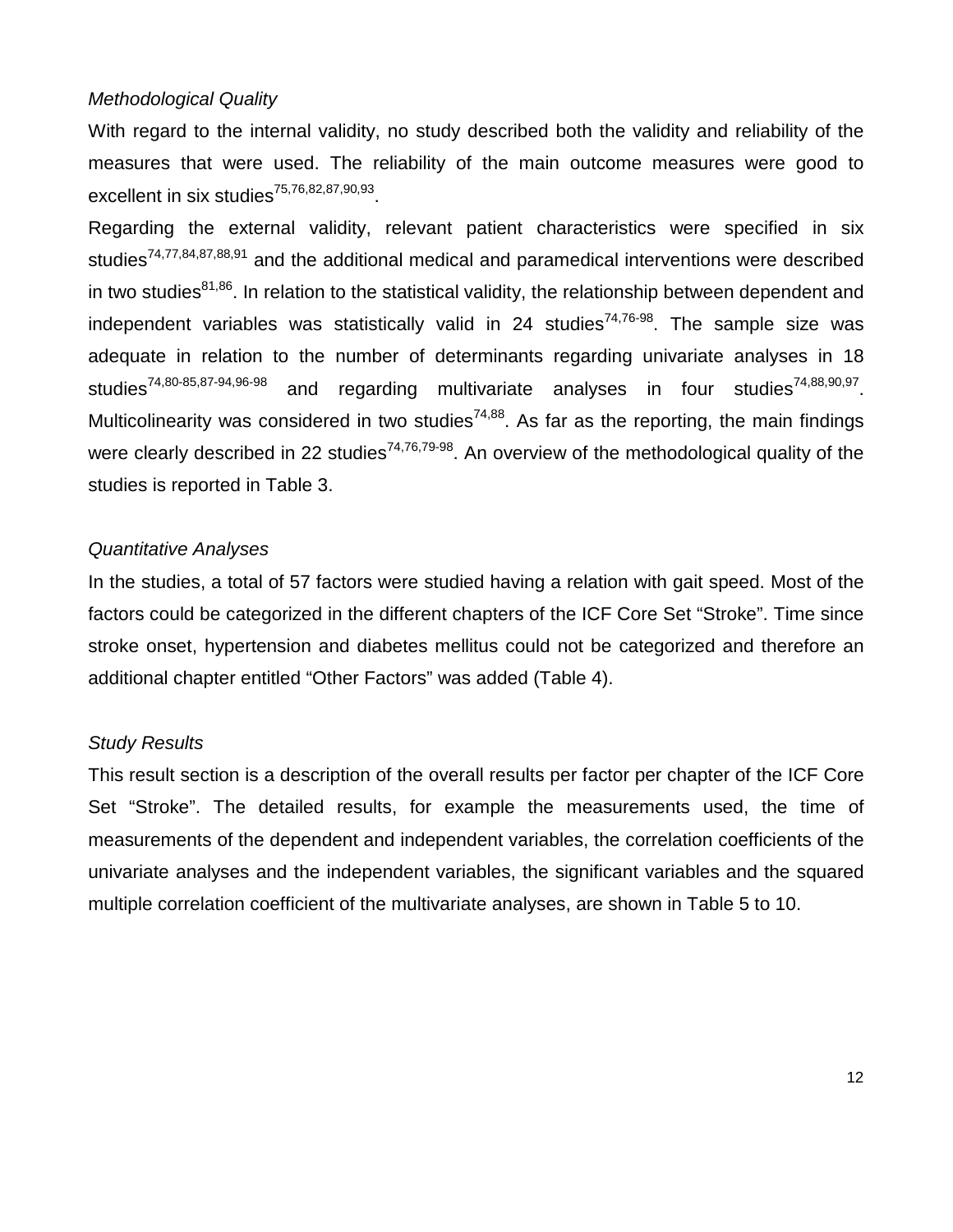*Methodological Quality*

With regard to the internal validity, no study described both the validity and reliability of the measures that were used. The reliability of the main outcome measures were good to excellent in six studies[75,76,82,87,90,93].

Regarding the external validity, relevant patient characteristics were specified in six studies[74,77,84,87,88,91] and the additional medical and paramedical interventions were described in two studies[81,86]. In relation to the statistical validity, the relationship between dependent and independent variables was statistically valid in 24 studies[74,76-98]. The sample size was adequate in relation to the number of determinants regarding univariate analyses in 18 studies[74,80-85,87-94,96-98] and regarding multivariate analyses in four studies[74,88,90,97]. Multicolinearity was considered in two studies[74,88]. As far as the reporting, the main findings were clearly described in 22 studies[74,76,79-98]. An overview of the methodological quality of the studies is reported in Table 3.

*Quantitative Analyses*

In the studies, a total of 57 factors were studied having a relation with gait speed. Most of the factors could be categorized in the different chapters of the ICF Core Set “Stroke”. Time since stroke onset, hypertension and diabetes mellitus could not be categorized and therefore an additional chapter entitled “Other Factors” was added (Table 4).

*Study Results*

This result section is a description of the overall results per factor per chapter of the ICF Core Set “Stroke”. The detailed results, for example the measurements used, the time of measurements of the dependent and independent variables, the correlation coefficients of the univariate analyses and the independent variables, the significant variables and the squared multiple correlation coefficient of the multivariate analyses, are shown in Table 5 to 10.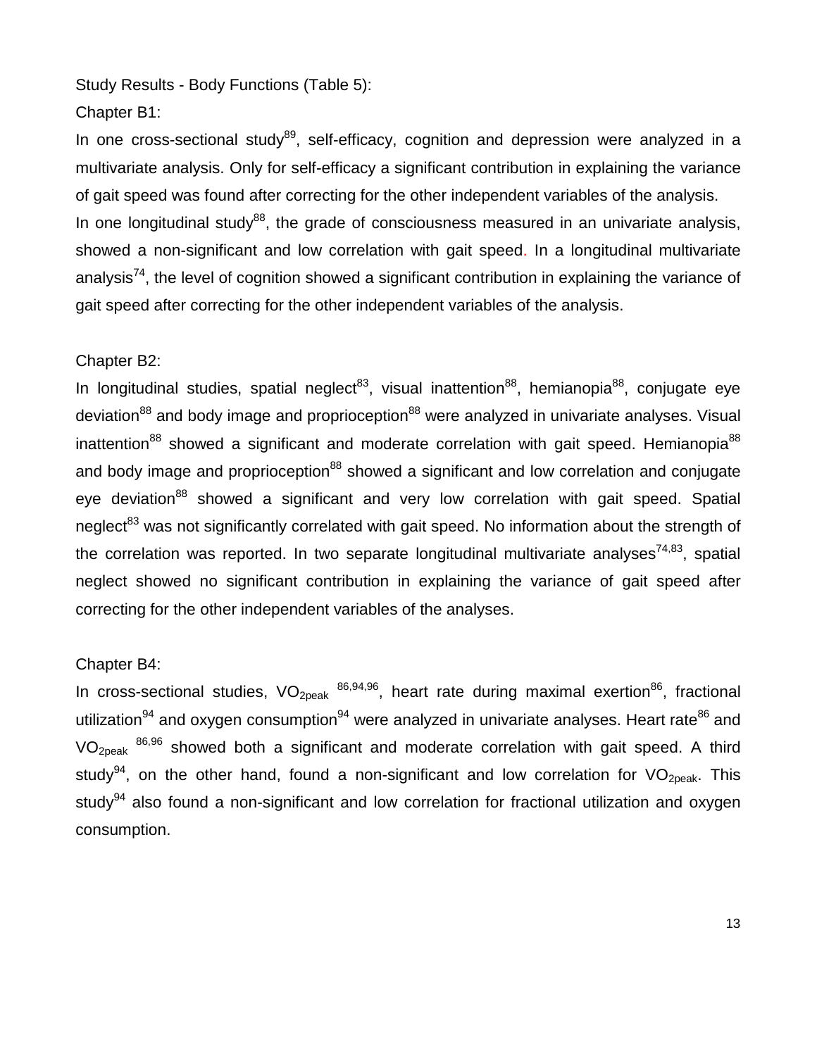Study Results - Body Functions (Table 5):

Chapter B1:

In one cross-sectional study[89], self-efficacy, cognition and depression were analyzed in a multivariate analysis. Only for self-efficacy a significant contribution in explaining the variance of gait speed was found after correcting for the other independent variables of the analysis.

In one longitudinal study[88], the grade of consciousness measured in an univariate analysis, showed a non-significant and low correlation with gait speed. In a longitudinal multivariate analysis[74], the level of cognition showed a significant contribution in explaining the variance of gait speed after correcting for the other independent variables of the analysis.

Chapter B2:

In longitudinal studies, spatial neglect[83], visual inattention[88], hemianopia[88], conjugate eye deviation[88] and body image and proprioception[88] were analyzed in univariate analyses. Visual inattention[88] showed a significant and moderate correlation with gait speed. Hemianopia[88] and body image and proprioception[88] showed a significant and low correlation and conjugate eye deviation[88] showed a significant and very low correlation with gait speed. Spatial neglect[83] was not significantly correlated with gait speed. No information about the strength of the correlation was reported. In two separate longitudinal multivariate analyses[74,83], spatial neglect showed no significant contribution in explaining the variance of gait speed after correcting for the other independent variables of the analyses.

Chapter B4:

In cross-sectional studies, $VO_{2peak}$ [86,94,96], heart rate during maximal exertion[86], fractional utilization[94] and oxygen consumption[94] were analyzed in univariate analyses. Heart rate[86] and $VO_{2peak}$ [86,96] showed both a significant and moderate correlation with gait speed. A third study[94], on the other hand, found a non-significant and low correlation for $VO_{2peak}$. This study[94] also found a non-significant and low correlation for fractional utilization and oxygen consumption.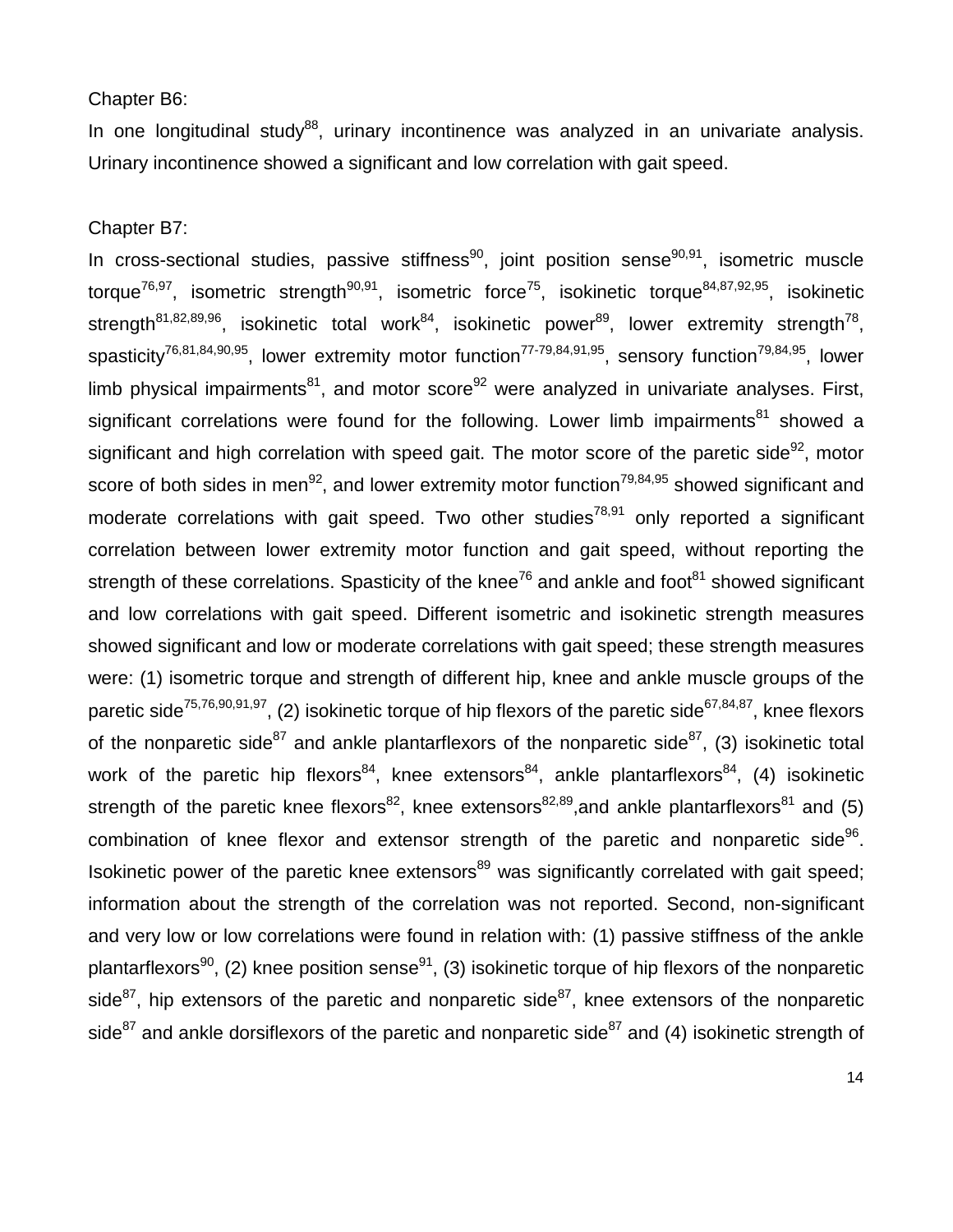Chapter B6:

In one longitudinal study[88], urinary incontinence was analyzed in an univariate analysis. Urinary incontinence showed a significant and low correlation with gait speed.

Chapter B7:

In cross-sectional studies, passive stiffness[90], joint position sense[90,91], isometric muscle torque[76,97], isometric strength[90,91], isometric force[75], isokinetic torque[84,87,92,95], isokinetic strength[81,82,89,96], isokinetic total work[84], isokinetic power[89], lower extremity strength[78], spasticity[76,81,84,90,95], lower extremity motor function[77-79,84,91,95], sensory function[79,84,95], lower limb physical impairments[81], and motor score[92] were analyzed in univariate analyses. First, significant correlations were found for the following. Lower limb impairments[81] showed a significant and high correlation with speed gait. The motor score of the paretic side[92], motor score of both sides in men[92], and lower extremity motor function[79,84,95] showed significant and moderate correlations with gait speed. Two other studies[78,91] only reported a significant correlation between lower extremity motor function and gait speed, without reporting the strength of these correlations. Spasticity of the knee[76] and ankle and foot[81] showed significant and low correlations with gait speed. Different isometric and isokinetic strength measures showed significant and low or moderate correlations with gait speed; these strength measures were: (1) isometric torque and strength of different hip, knee and ankle muscle groups of the paretic side[75,76,90,91,97], (2) isokinetic torque of hip flexors of the paretic side[67,84,87], knee flexors of the nonparetic side[87] and ankle plantarflexors of the nonparetic side[87], (3) isokinetic total work of the paretic hip flexors[84], knee extensors[84], ankle plantarflexors[84], (4) isokinetic strength of the paretic knee flexors[82], knee extensors[82,89],and ankle plantarflexors[81] and (5) combination of knee flexor and extensor strength of the paretic and nonparetic side[96]. Isokinetic power of the paretic knee extensors[89] was significantly correlated with gait speed; information about the strength of the correlation was not reported. Second, non-significant and very low or low correlations were found in relation with: (1) passive stiffness of the ankle plantarflexors[90], (2) knee position sense[91], (3) isokinetic torque of hip flexors of the nonparetic side[87], hip extensors of the paretic and nonparetic side[87], knee extensors of the nonparetic side[87] and ankle dorsiflexors of the paretic and nonparetic side[87] and (4) isokinetic strength of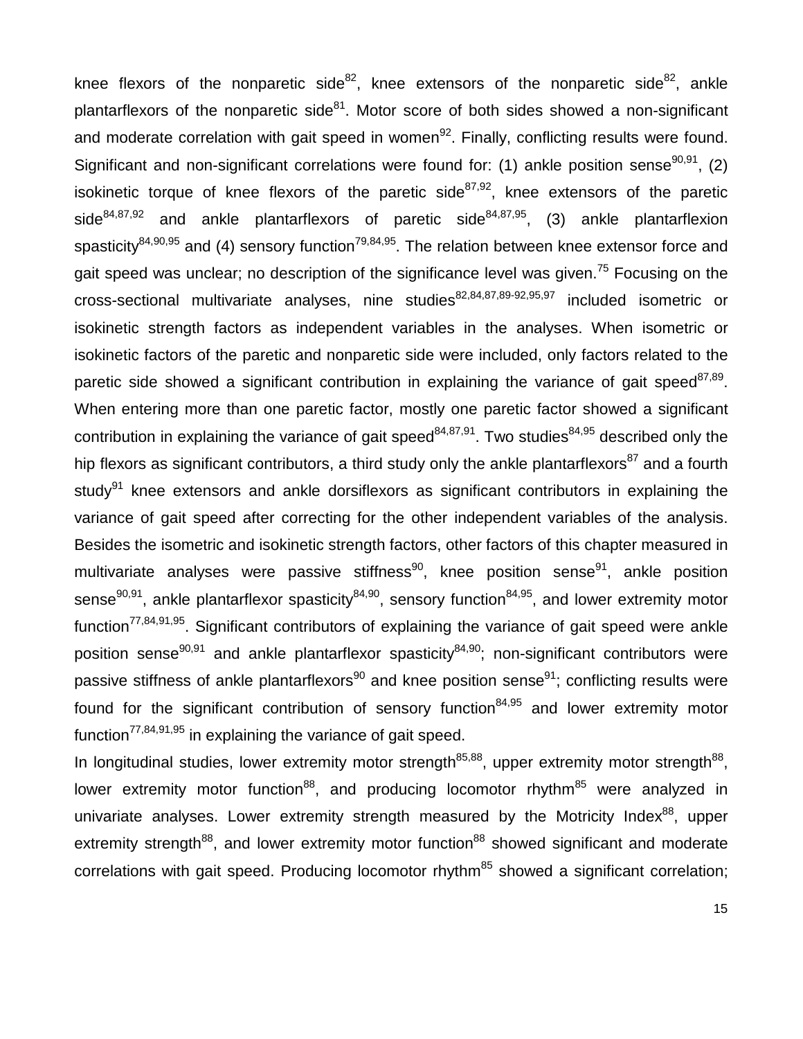knee flexors of the nonparetic side[82], knee extensors of the nonparetic side[82], ankle plantarflexors of the nonparetic side[81]. Motor score of both sides showed a non-significant and moderate correlation with gait speed in women[92]. Finally, conflicting results were found. Significant and non-significant correlations were found for: (1) ankle position sense[90,91], (2) isokinetic torque of knee flexors of the paretic side[87,92], knee extensors of the paretic side[84,87,92] and ankle plantarflexors of paretic side[84,87,95], (3) ankle plantarflexion spasticity[84,90,95] and (4) sensory function[79,84,95]. The relation between knee extensor force and gait speed was unclear; no description of the significance level was given.[75] Focusing on the cross-sectional multivariate analyses, nine studies[82,84,87,89-92,95,97] included isometric or isokinetic strength factors as independent variables in the analyses. When isometric or isokinetic factors of the paretic and nonparetic side were included, only factors related to the paretic side showed a significant contribution in explaining the variance of gait speed[87,89]. When entering more than one paretic factor, mostly one paretic factor showed a significant contribution in explaining the variance of gait speed[84,87,91]. Two studies[84,95] described only the hip flexors as significant contributors, a third study only the ankle plantarflexors[87] and a fourth study[91] knee extensors and ankle dorsiflexors as significant contributors in explaining the variance of gait speed after correcting for the other independent variables of the analysis. Besides the isometric and isokinetic strength factors, other factors of this chapter measured in multivariate analyses were passive stiffness[90], knee position sense[91], ankle position sense[90,91], ankle plantarflexor spasticity[84,90], sensory function[84,95], and lower extremity motor function[77,84,91,95]. Significant contributors of explaining the variance of gait speed were ankle position sense[90,91] and ankle plantarflexor spasticity[84,90]; non-significant contributors were passive stiffness of ankle plantarflexors[90] and knee position sense[91]; conflicting results were found for the significant contribution of sensory function[84,95] and lower extremity motor function[77,84,91,95] in explaining the variance of gait speed.

In longitudinal studies, lower extremity motor strength[85,88], upper extremity motor strength[88], lower extremity motor function[88], and producing locomotor rhythm[85] were analyzed in univariate analyses. Lower extremity strength measured by the Motricity Index[88], upper extremity strength[88], and lower extremity motor function[88] showed significant and moderate correlations with gait speed. Producing locomotor rhythm[85] showed a significant correlation;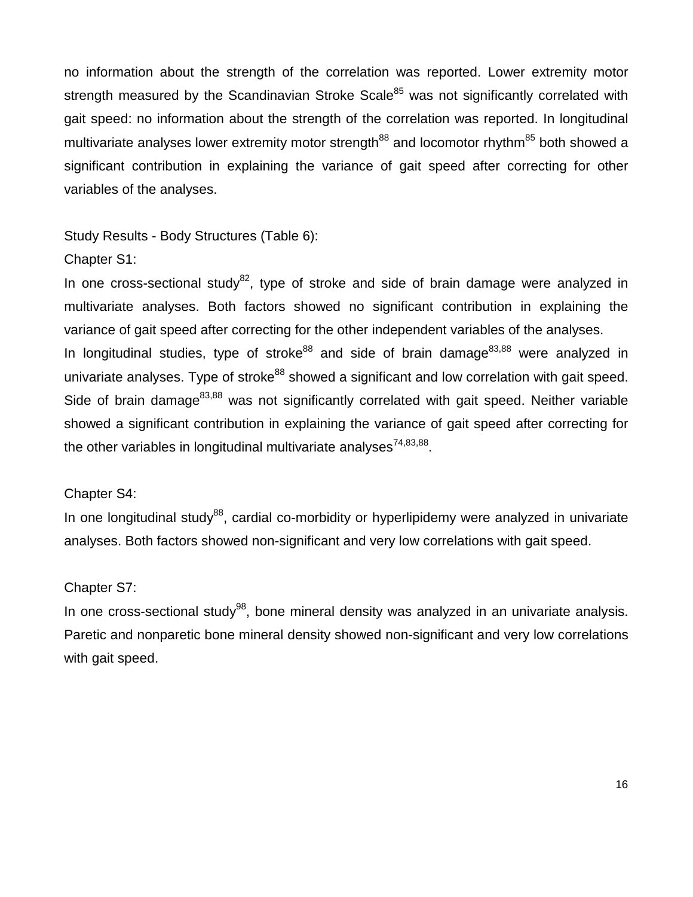no information about the strength of the correlation was reported. Lower extremity motor strength measured by the Scandinavian Stroke Scale[85] was not significantly correlated with gait speed: no information about the strength of the correlation was reported. In longitudinal multivariate analyses lower extremity motor strength[88] and locomotor rhythm[85] both showed a significant contribution in explaining the variance of gait speed after correcting for other variables of the analyses.

Study Results - Body Structures (Table 6):

Chapter S1:

In one cross-sectional study[82], type of stroke and side of brain damage were analyzed in multivariate analyses. Both factors showed no significant contribution in explaining the variance of gait speed after correcting for the other independent variables of the analyses.
In longitudinal studies, type of stroke[88] and side of brain damage[83,88] were analyzed in univariate analyses. Type of stroke[88] showed a significant and low correlation with gait speed. Side of brain damage[83,88] was not significantly correlated with gait speed. Neither variable showed a significant contribution in explaining the variance of gait speed after correcting for the other variables in longitudinal multivariate analyses[74,83,88].

Chapter S4:

In one longitudinal study[88], cardial co-morbidity or hyperlipidemy were analyzed in univariate analyses. Both factors showed non-significant and very low correlations with gait speed.

Chapter S7:

In one cross-sectional study[98], bone mineral density was analyzed in an univariate analysis. Paretic and nonparetic bone mineral density showed non-significant and very low correlations with gait speed.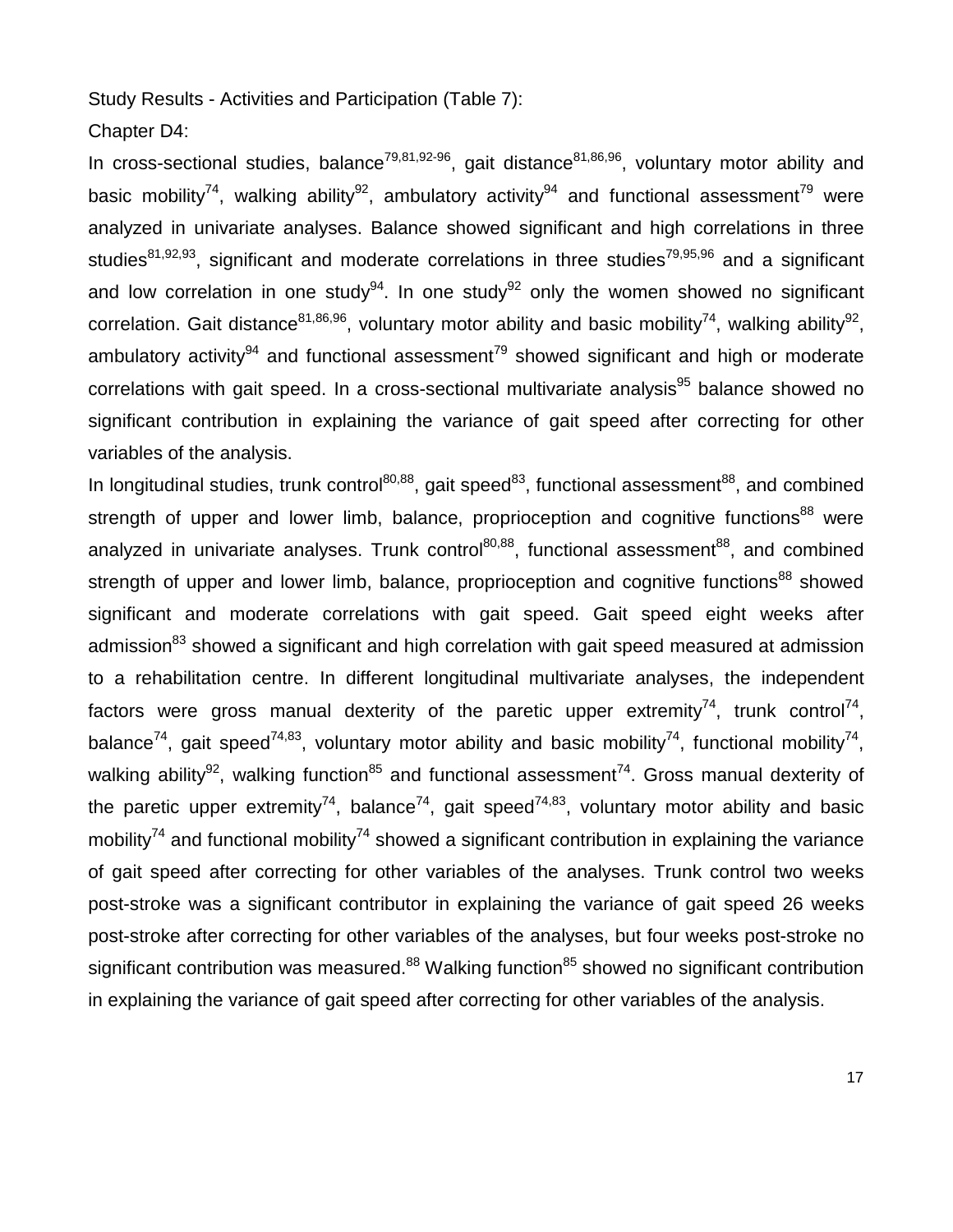Study Results - Activities and Participation (Table 7):

Chapter D4:

In cross-sectional studies, balance[79,81,92-96], gait distance[81,86,96], voluntary motor ability and basic mobility[74], walking ability[92], ambulatory activity[94] and functional assessment[79] were analyzed in univariate analyses. Balance showed significant and high correlations in three studies[81,92,93], significant and moderate correlations in three studies[79,95,96] and a significant and low correlation in one study[94]. In one study[92] only the women showed no significant correlation. Gait distance[81,86,96], voluntary motor ability and basic mobility[74], walking ability[92], ambulatory activity[94] and functional assessment[79] showed significant and high or moderate correlations with gait speed. In a cross-sectional multivariate analysis[95] balance showed no significant contribution in explaining the variance of gait speed after correcting for other variables of the analysis.

In longitudinal studies, trunk control[80,88], gait speed[83], functional assessment[88], and combined strength of upper and lower limb, balance, proprioception and cognitive functions[88] were analyzed in univariate analyses. Trunk control[80,88], functional assessment[88], and combined strength of upper and lower limb, balance, proprioception and cognitive functions[88] showed significant and moderate correlations with gait speed. Gait speed eight weeks after admission[83] showed a significant and high correlation with gait speed measured at admission to a rehabilitation centre. In different longitudinal multivariate analyses, the independent factors were gross manual dexterity of the paretic upper extremity[74], trunk control[74], balance[74], gait speed[74,83], voluntary motor ability and basic mobility[74], functional mobility[74], walking ability[92], walking function[85] and functional assessment[74]. Gross manual dexterity of the paretic upper extremity[74], balance[74], gait speed[74,83], voluntary motor ability and basic mobility[74] and functional mobility[74] showed a significant contribution in explaining the variance of gait speed after correcting for other variables of the analyses. Trunk control two weeks post-stroke was a significant contributor in explaining the variance of gait speed 26 weeks post-stroke after correcting for other variables of the analyses, but four weeks post-stroke no significant contribution was measured.[88] Walking function[85] showed no significant contribution in explaining the variance of gait speed after correcting for other variables of the analysis.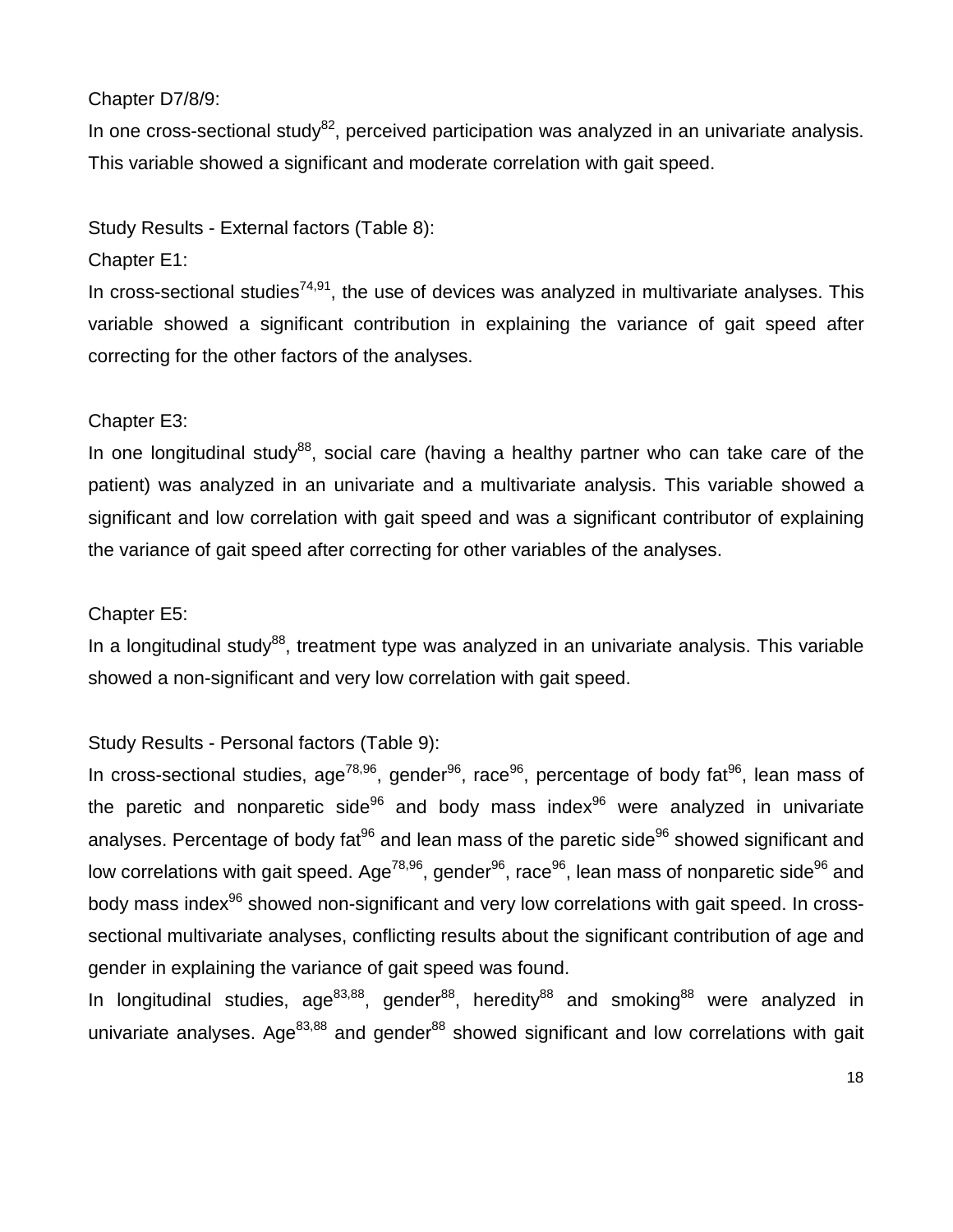Chapter D7/8/9:

In one cross-sectional study[82], perceived participation was analyzed in an univariate analysis. This variable showed a significant and moderate correlation with gait speed.

Study Results - External factors (Table 8):

Chapter E1:

In cross-sectional studies[74,91], the use of devices was analyzed in multivariate analyses. This variable showed a significant contribution in explaining the variance of gait speed after correcting for the other factors of the analyses.

Chapter E3:

In one longitudinal study[88], social care (having a healthy partner who can take care of the patient) was analyzed in an univariate and a multivariate analysis. This variable showed a significant and low correlation with gait speed and was a significant contributor of explaining the variance of gait speed after correcting for other variables of the analyses.

Chapter E5:

In a longitudinal study[88], treatment type was analyzed in an univariate analysis. This variable showed a non-significant and very low correlation with gait speed.

Study Results - Personal factors (Table 9):

In cross-sectional studies, age[78,96], gender[96], race[96], percentage of body fat[96], lean mass of the paretic and nonparetic side[96] and body mass index[96] were analyzed in univariate analyses. Percentage of body fat[96] and lean mass of the paretic side[96] showed significant and low correlations with gait speed. Age[78,96], gender[96], race[96], lean mass of nonparetic side[96] and body mass index[96] showed non-significant and very low correlations with gait speed. In cross-sectional multivariate analyses, conflicting results about the significant contribution of age and gender in explaining the variance of gait speed was found.

In longitudinal studies, age[83,88], gender[88], heredity[88] and smoking[88] were analyzed in univariate analyses. Age[83,88] and gender[88] showed significant and low correlations with gait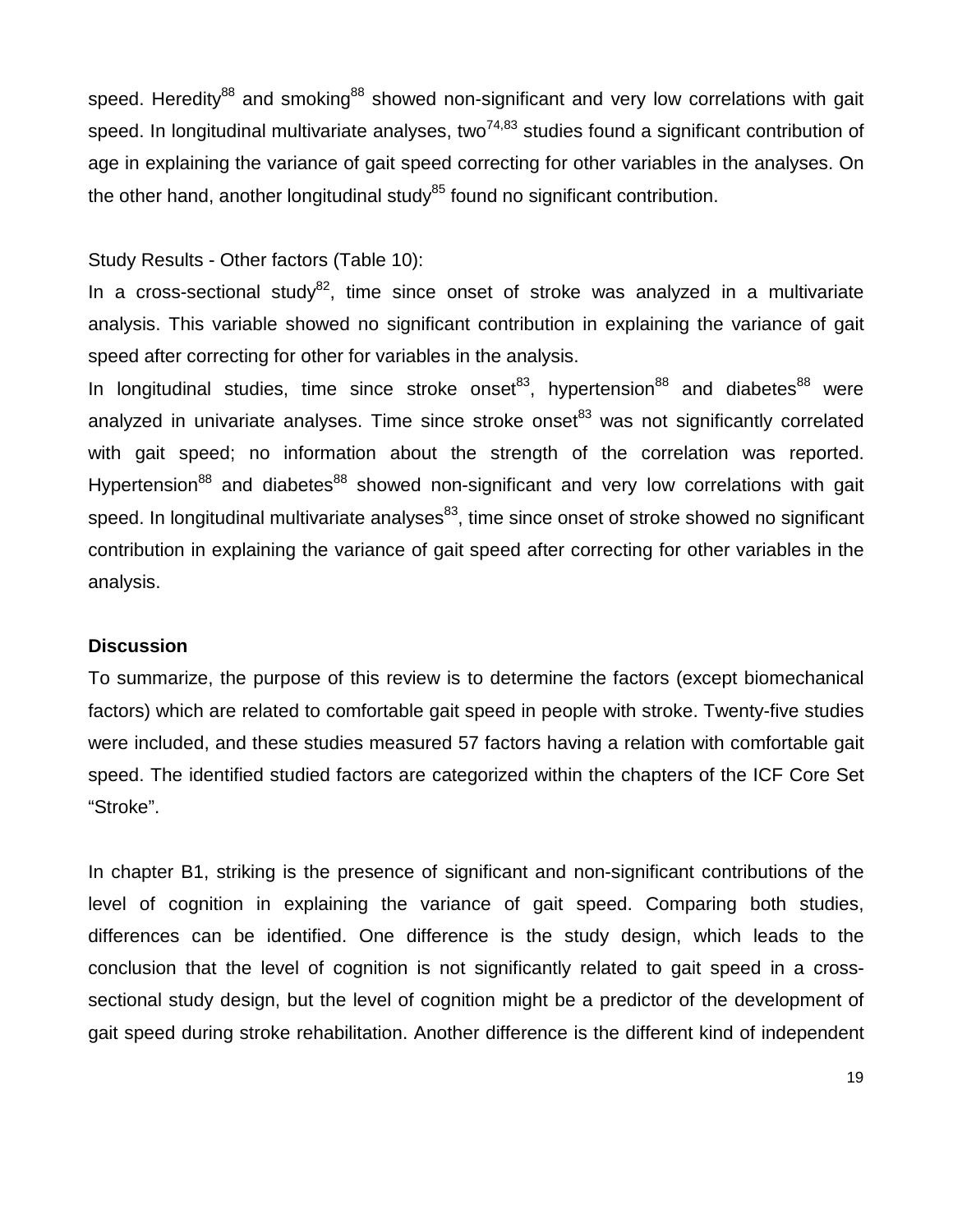speed. Heredity[88] and smoking[88] showed non-significant and very low correlations with gait speed. In longitudinal multivariate analyses, two[74,83] studies found a significant contribution of age in explaining the variance of gait speed correcting for other variables in the analyses. On the other hand, another longitudinal study[85] found no significant contribution.

Study Results - Other factors (Table 10):

In a cross-sectional study[82], time since onset of stroke was analyzed in a multivariate analysis. This variable showed no significant contribution in explaining the variance of gait speed after correcting for other for variables in the analysis.

In longitudinal studies, time since stroke onset[83], hypertension[88] and diabetes[88] were analyzed in univariate analyses. Time since stroke onset[83] was not significantly correlated with gait speed; no information about the strength of the correlation was reported. Hypertension[88] and diabetes[88] showed non-significant and very low correlations with gait speed. In longitudinal multivariate analyses[83], time since onset of stroke showed no significant contribution in explaining the variance of gait speed after correcting for other variables in the analysis.

**Discussion**

To summarize, the purpose of this review is to determine the factors (except biomechanical factors) which are related to comfortable gait speed in people with stroke. Twenty-five studies were included, and these studies measured 57 factors having a relation with comfortable gait speed. The identified studied factors are categorized within the chapters of the ICF Core Set "Stroke".

In chapter B1, striking is the presence of significant and non-significant contributions of the level of cognition in explaining the variance of gait speed. Comparing both studies, differences can be identified. One difference is the study design, which leads to the conclusion that the level of cognition is not significantly related to gait speed in a cross-sectional study design, but the level of cognition might be a predictor of the development of gait speed during stroke rehabilitation. Another difference is the different kind of independent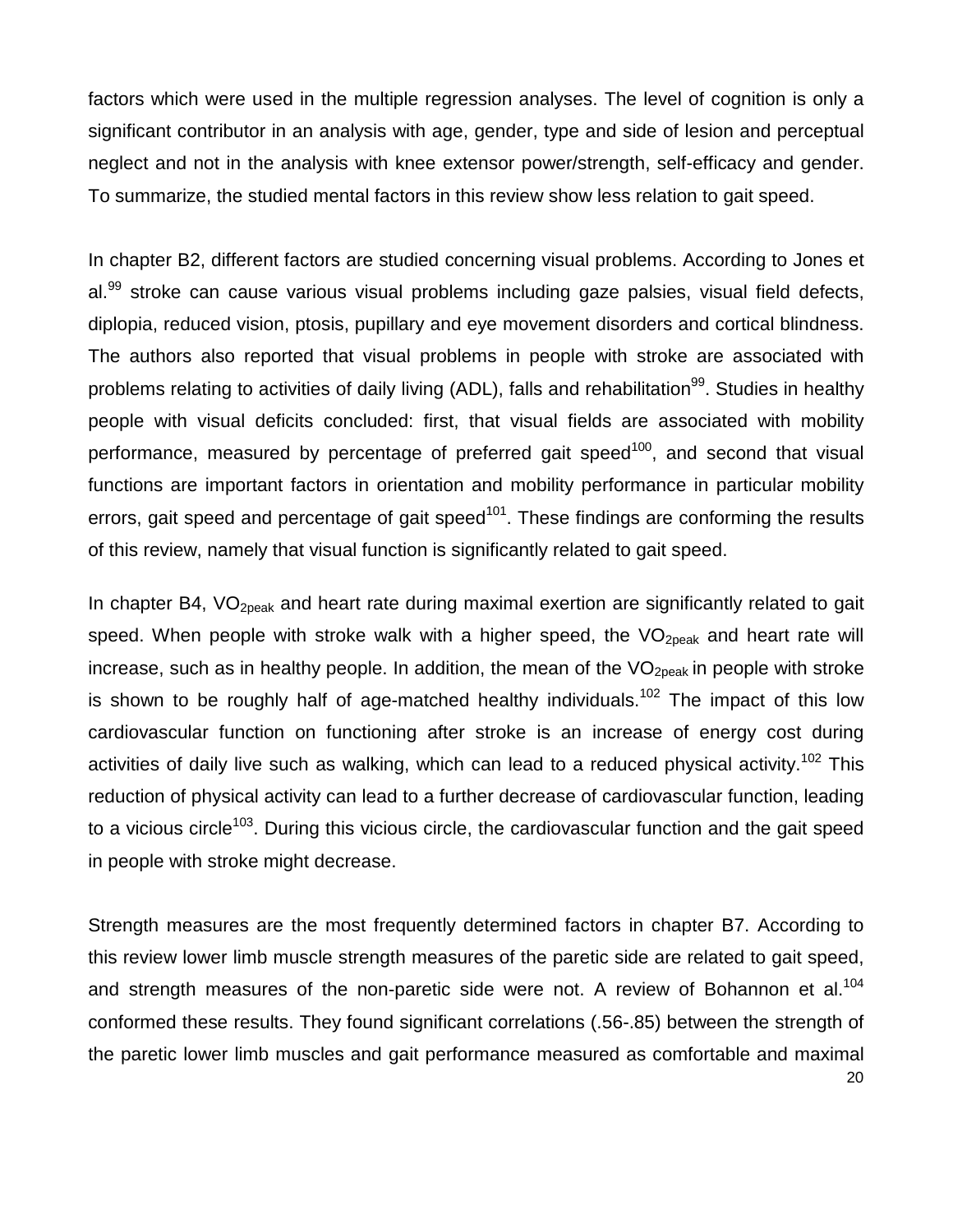factors which were used in the multiple regression analyses. The level of cognition is only a significant contributor in an analysis with age, gender, type and side of lesion and perceptual neglect and not in the analysis with knee extensor power/strength, self-efficacy and gender. To summarize, the studied mental factors in this review show less relation to gait speed.

In chapter B2, different factors are studied concerning visual problems. According to Jones et al.[99] stroke can cause various visual problems including gaze palsies, visual field defects, diplopia, reduced vision, ptosis, pupillary and eye movement disorders and cortical blindness. The authors also reported that visual problems in people with stroke are associated with problems relating to activities of daily living (ADL), falls and rehabilitation[99]. Studies in healthy people with visual deficits concluded: first, that visual fields are associated with mobility performance, measured by percentage of preferred gait speed[100], and second that visual functions are important factors in orientation and mobility performance in particular mobility errors, gait speed and percentage of gait speed[101]. These findings are conforming the results of this review, namely that visual function is significantly related to gait speed.

In chapter B4, $VO_{2peak}$ and heart rate during maximal exertion are significantly related to gait speed. When people with stroke walk with a higher speed, the $VO_{2peak}$ and heart rate will increase, such as in healthy people. In addition, the mean of the $VO_{2peak}$ in people with stroke is shown to be roughly half of age-matched healthy individuals.[102] The impact of this low cardiovascular function on functioning after stroke is an increase of energy cost during activities of daily live such as walking, which can lead to a reduced physical activity.[102] This reduction of physical activity can lead to a further decrease of cardiovascular function, leading to a vicious circle[103]. During this vicious circle, the cardiovascular function and the gait speed in people with stroke might decrease.

Strength measures are the most frequently determined factors in chapter B7. According to this review lower limb muscle strength measures of the paretic side are related to gait speed, and strength measures of the non-paretic side were not. A review of Bohannon et al.[104] conformed these results. They found significant correlations (.56-.85) between the strength of the paretic lower limb muscles and gait performance measured as comfortable and maximal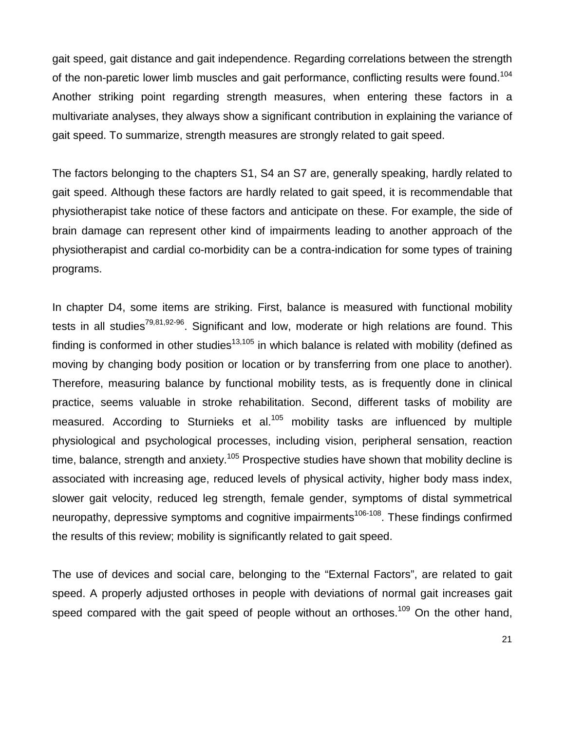gait speed, gait distance and gait independence. Regarding correlations between the strength of the non-paretic lower limb muscles and gait performance, conflicting results were found.[104] Another striking point regarding strength measures, when entering these factors in a multivariate analyses, they always show a significant contribution in explaining the variance of gait speed. To summarize, strength measures are strongly related to gait speed.

The factors belonging to the chapters S1, S4 an S7 are, generally speaking, hardly related to gait speed. Although these factors are hardly related to gait speed, it is recommendable that physiotherapist take notice of these factors and anticipate on these. For example, the side of brain damage can represent other kind of impairments leading to another approach of the physiotherapist and cardial co-morbidity can be a contra-indication for some types of training programs.

In chapter D4, some items are striking. First, balance is measured with functional mobility tests in all studies[79,81,92-96]. Significant and low, moderate or high relations are found. This finding is conformed in other studies[13,105] in which balance is related with mobility (defined as moving by changing body position or location or by transferring from one place to another). Therefore, measuring balance by functional mobility tests, as is frequently done in clinical practice, seems valuable in stroke rehabilitation. Second, different tasks of mobility are measured. According to Sturnieks et al.[105] mobility tasks are influenced by multiple physiological and psychological processes, including vision, peripheral sensation, reaction time, balance, strength and anxiety.[105] Prospective studies have shown that mobility decline is associated with increasing age, reduced levels of physical activity, higher body mass index, slower gait velocity, reduced leg strength, female gender, symptoms of distal symmetrical neuropathy, depressive symptoms and cognitive impairments[106-108]. These findings confirmed the results of this review; mobility is significantly related to gait speed.

The use of devices and social care, belonging to the "External Factors", are related to gait speed. A properly adjusted orthoses in people with deviations of normal gait increases gait speed compared with the gait speed of people without an orthoses.[109] On the other hand,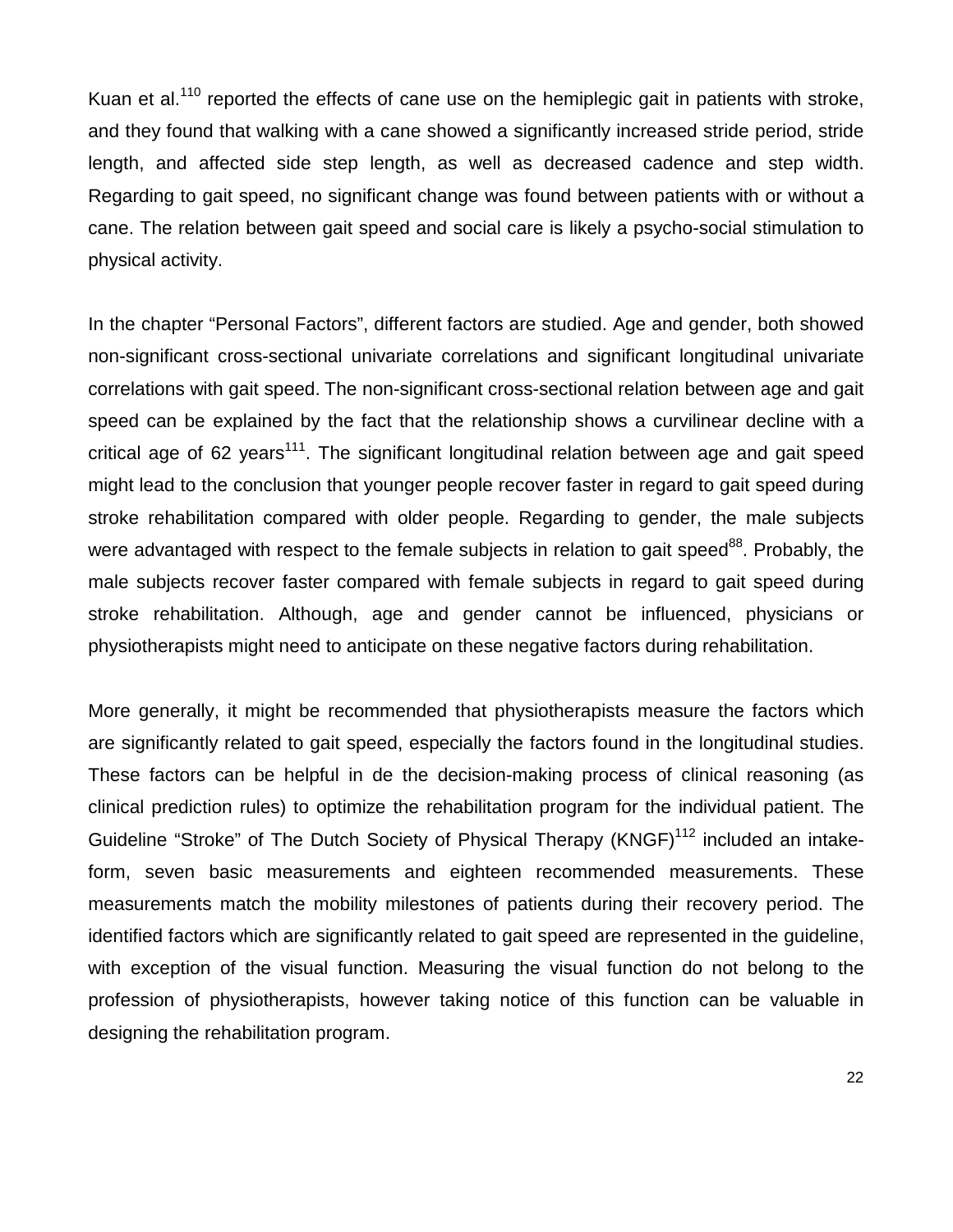Kuan et al.[110] reported the effects of cane use on the hemiplegic gait in patients with stroke, and they found that walking with a cane showed a significantly increased stride period, stride length, and affected side step length, as well as decreased cadence and step width. Regarding to gait speed, no significant change was found between patients with or without a cane. The relation between gait speed and social care is likely a psycho-social stimulation to physical activity.

In the chapter “Personal Factors”, different factors are studied. Age and gender, both showed non-significant cross-sectional univariate correlations and significant longitudinal univariate correlations with gait speed. The non-significant cross-sectional relation between age and gait speed can be explained by the fact that the relationship shows a curvilinear decline with a critical age of 62 years[111]. The significant longitudinal relation between age and gait speed might lead to the conclusion that younger people recover faster in regard to gait speed during stroke rehabilitation compared with older people. Regarding to gender, the male subjects were advantaged with respect to the female subjects in relation to gait speed[88]. Probably, the male subjects recover faster compared with female subjects in regard to gait speed during stroke rehabilitation. Although, age and gender cannot be influenced, physicians or physiotherapists might need to anticipate on these negative factors during rehabilitation.

More generally, it might be recommended that physiotherapists measure the factors which are significantly related to gait speed, especially the factors found in the longitudinal studies. These factors can be helpful in de the decision-making process of clinical reasoning (as clinical prediction rules) to optimize the rehabilitation program for the individual patient. The Guideline “Stroke” of The Dutch Society of Physical Therapy (KNGF)[112] included an intake-form, seven basic measurements and eighteen recommended measurements. These measurements match the mobility milestones of patients during their recovery period. The identified factors which are significantly related to gait speed are represented in the guideline, with exception of the visual function. Measuring the visual function do not belong to the profession of physiotherapists, however taking notice of this function can be valuable in designing the rehabilitation program.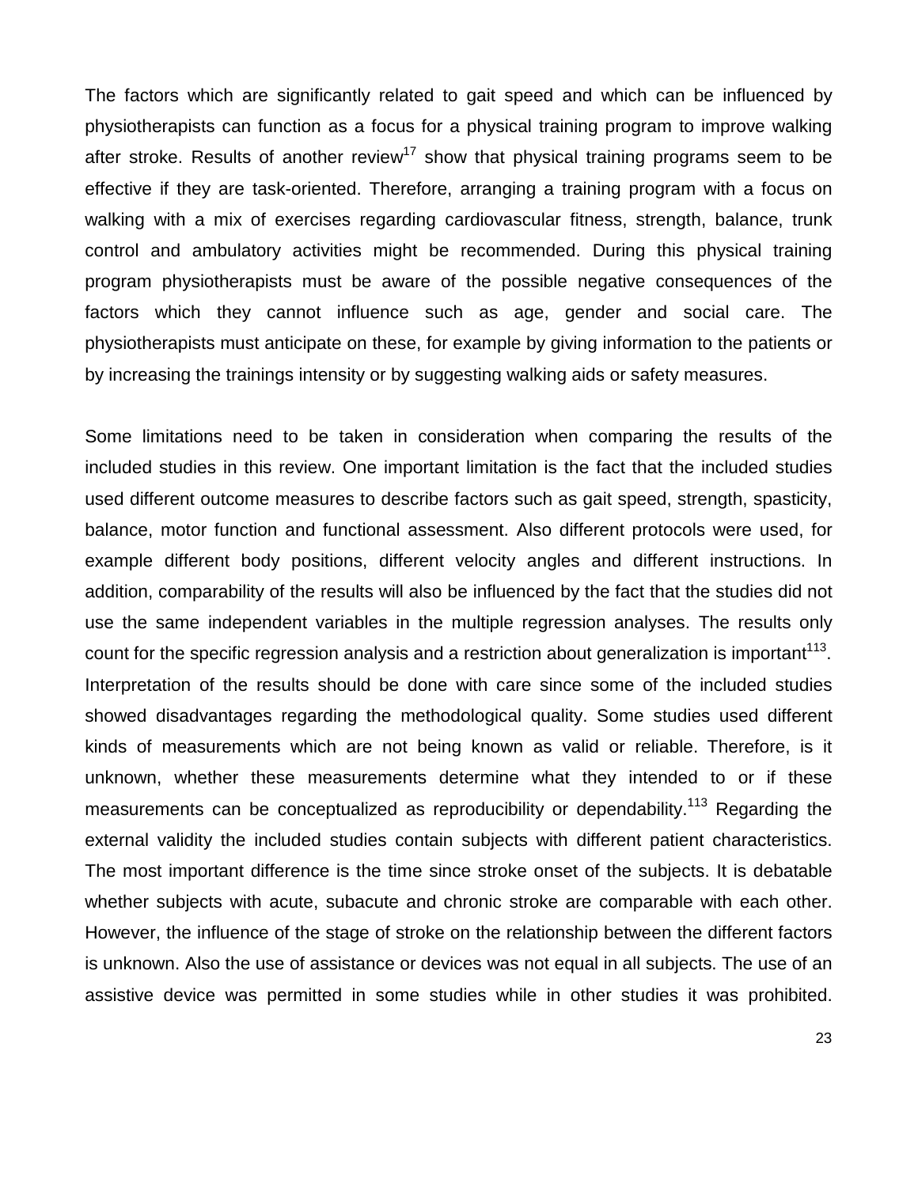The factors which are significantly related to gait speed and which can be influenced by physiotherapists can function as a focus for a physical training program to improve walking after stroke. Results of another review[17] show that physical training programs seem to be effective if they are task-oriented. Therefore, arranging a training program with a focus on walking with a mix of exercises regarding cardiovascular fitness, strength, balance, trunk control and ambulatory activities might be recommended. During this physical training program physiotherapists must be aware of the possible negative consequences of the factors which they cannot influence such as age, gender and social care. The physiotherapists must anticipate on these, for example by giving information to the patients or by increasing the trainings intensity or by suggesting walking aids or safety measures.

Some limitations need to be taken in consideration when comparing the results of the included studies in this review. One important limitation is the fact that the included studies used different outcome measures to describe factors such as gait speed, strength, spasticity, balance, motor function and functional assessment. Also different protocols were used, for example different body positions, different velocity angles and different instructions. In addition, comparability of the results will also be influenced by the fact that the studies did not use the same independent variables in the multiple regression analyses. The results only count for the specific regression analysis and a restriction about generalization is important[113]. Interpretation of the results should be done with care since some of the included studies showed disadvantages regarding the methodological quality. Some studies used different kinds of measurements which are not being known as valid or reliable. Therefore, is it unknown, whether these measurements determine what they intended to or if these measurements can be conceptualized as reproducibility or dependability.[113] Regarding the external validity the included studies contain subjects with different patient characteristics. The most important difference is the time since stroke onset of the subjects. It is debatable whether subjects with acute, subacute and chronic stroke are comparable with each other. However, the influence of the stage of stroke on the relationship between the different factors is unknown. Also the use of assistance or devices was not equal in all subjects. The use of an assistive device was permitted in some studies while in other studies it was prohibited.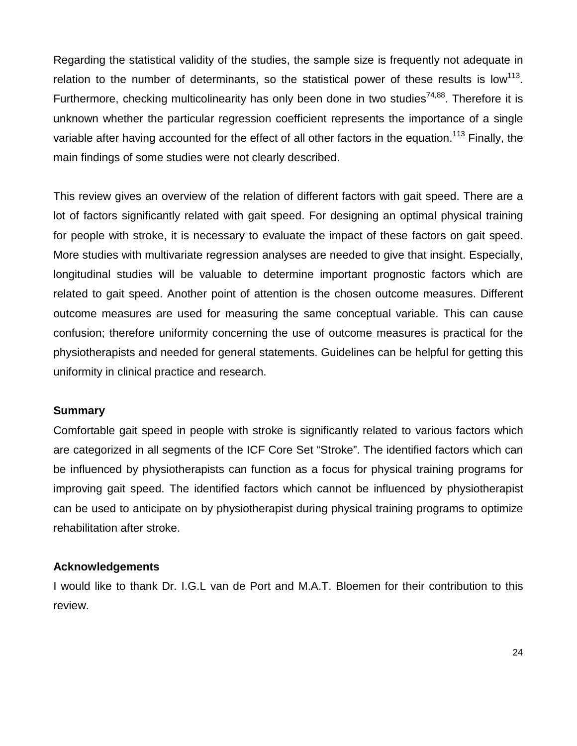Regarding the statistical validity of the studies, the sample size is frequently not adequate in relation to the number of determinants, so the statistical power of these results is low[113]. Furthermore, checking multicolinearity has only been done in two studies[74,88]. Therefore it is unknown whether the particular regression coefficient represents the importance of a single variable after having accounted for the effect of all other factors in the equation.[113] Finally, the main findings of some studies were not clearly described.

This review gives an overview of the relation of different factors with gait speed. There are a lot of factors significantly related with gait speed. For designing an optimal physical training for people with stroke, it is necessary to evaluate the impact of these factors on gait speed. More studies with multivariate regression analyses are needed to give that insight. Especially, longitudinal studies will be valuable to determine important prognostic factors which are related to gait speed. Another point of attention is the chosen outcome measures. Different outcome measures are used for measuring the same conceptual variable. This can cause confusion; therefore uniformity concerning the use of outcome measures is practical for the physiotherapists and needed for general statements. Guidelines can be helpful for getting this uniformity in clinical practice and research.

**Summary**

Comfortable gait speed in people with stroke is significantly related to various factors which are categorized in all segments of the ICF Core Set "Stroke". The identified factors which can be influenced by physiotherapists can function as a focus for physical training programs for improving gait speed. The identified factors which cannot be influenced by physiotherapist can be used to anticipate on by physiotherapist during physical training programs to optimize rehabilitation after stroke.

**Acknowledgements**

I would like to thank Dr. I.G.L van de Port and M.A.T. Bloemen for their contribution to this review.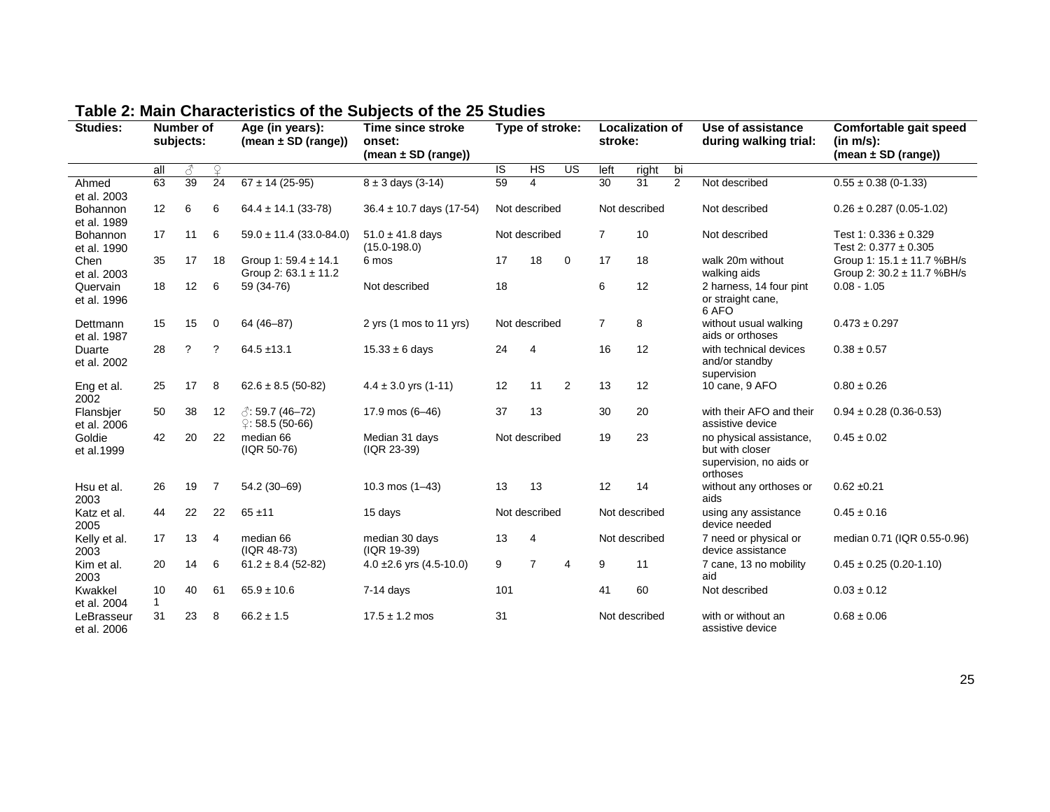## Table 2: Main Characteristics of the Subjects of the 25 Studies

| Studies: | Number of subjects: | | | Age (in years): (mean ± SD (range)) | Time since stroke onset: (mean ± SD (range)) | Type of stroke: | | | Localization of stroke: | | | Use of assistance during walking trial: | Comfortable gait speed (in m/s): (mean ± SD (range)) |
|---|---|---|---|---|---|---|---|---|---|---|---|---|---|
| | all | ♂ | ♀ | | | IS | HS | US | left | right | bi | | |
| Ahmed et al. 2003 | 63 | 39 | 24 | 67 ± 14 (25-95) | 8 ± 3 days (3-14) | 59 | 4 | | 30 | 31 | 2 | Not described | 0.55 ± 0.38 (0-1.33) |
| Bohannon et al. 1989 | 12 | 6 | 6 | 64.4 ± 14.1 (33-78) | 36.4 ± 10.7 days (17-54) | Not described | | | Not described | | | Not described | 0.26 ± 0.287 (0.05-1.02) |
| Bohannon et al. 1990 | 17 | 11 | 6 | 59.0 ± 11.4 (33.0-84.0) | 51.0 ± 41.8 days (15.0-198.0) | Not described | | | 7 | 10 | | Not described | Test 1: 0.336 ± 0.329 Test 2: 0.377 ± 0.305 |
| Chen et al. 2003 | 35 | 17 | 18 | Group 1: 59.4 ± 14.1 Group 2: 63.1 ± 11.2 | 6 mos | 17 | 18 | 0 | 17 | 18 | | walk 20m without walking aids | Group 1: 15.1 ± 11.7 %BH/s Group 2: 30.2 ± 11.7 %BH/s |
| Quervain et al. 1996 | 18 | 12 | 6 | 59 (34-76) | Not described | 18 | | | 6 | 12 | | 2 harness, 14 four pint or straight cane, 6 AFO | 0.08 - 1.05 |
| Dettmann et al. 1987 | 15 | 15 | 0 | 64 (46–87) | 2 yrs (1 mos to 11 yrs) | Not described | | | 7 | 8 | | without usual walking aids or orthoses | 0.473 ± 0.297 |
| Duarte et al. 2002 | 28 | ? | ? | 64.5 ±13.1 | 15.33 ± 6 days | 24 | 4 | | 16 | 12 | | with technical devices and/or standby supervision | 0.38 ± 0.57 |
| Eng et al. 2002 | 25 | 17 | 8 | 62.6 ± 8.5 (50-82) | 4.4 ± 3.0 yrs (1-11) | 12 | 11 | 2 | 13 | 12 | | 10 cane, 9 AFO | 0.80 ± 0.26 |
| Flansbjer et al. 2006 | 50 | 38 | 12 | ♂: 59.7 (46–72) ♀: 58.5 (50-66) | 17.9 mos (6–46) | 37 | 13 | | 30 | 20 | | with their AFO and their assistive device | 0.94 ± 0.28 (0.36-0.53) |
| Goldie et al.1999 | 42 | 20 | 22 | median 66 (IQR 50-76) | Median 31 days (IQR 23-39) | Not described | | | 19 | 23 | | no physical assistance, but with closer supervision, no aids or orthoses | 0.45 ± 0.02 |
| Hsu et al. 2003 | 26 | 19 | 7 | 54.2 (30–69) | 10.3 mos (1–43) | 13 | 13 | | 12 | 14 | | without any orthoses or aids | 0.62 ±0.21 |
| Katz et al. 2005 | 44 | 22 | 22 | 65 ±11 | 15 days | Not described | | | Not described | | | using any assistance device needed | 0.45 ± 0.16 |
| Kelly et al. 2003 | 17 | 13 | 4 | median 66 (IQR 48-73) | median 30 days (IQR 19-39) | 13 | 4 | | Not described | | | 7 need or physical or device assistance | median 0.71 (IQR 0.55-0.96) |
| Kim et al. 2003 | 20 | 14 | 6 | 61.2 ± 8.4 (52-82) | 4.0 ±2.6 yrs (4.5-10.0) | 9 | 7 | 4 | 9 | 11 | | 7 cane, 13 no mobility aid | 0.45 ± 0.25 (0.20-1.10) |
| Kwakkel et al. 2004 | 101 | 40 | 61 | 65.9 ± 10.6 | 7-14 days | 101 | | | 41 | 60 | | Not described | 0.03 ± 0.12 |
| LeBrasseur et al. 2006 | 31 | 23 | 8 | 66.2 ± 1.5 | 17.5 ± 1.2 mos | 31 | | | Not described | | | with or without an assistive device | 0.68 ± 0.06 |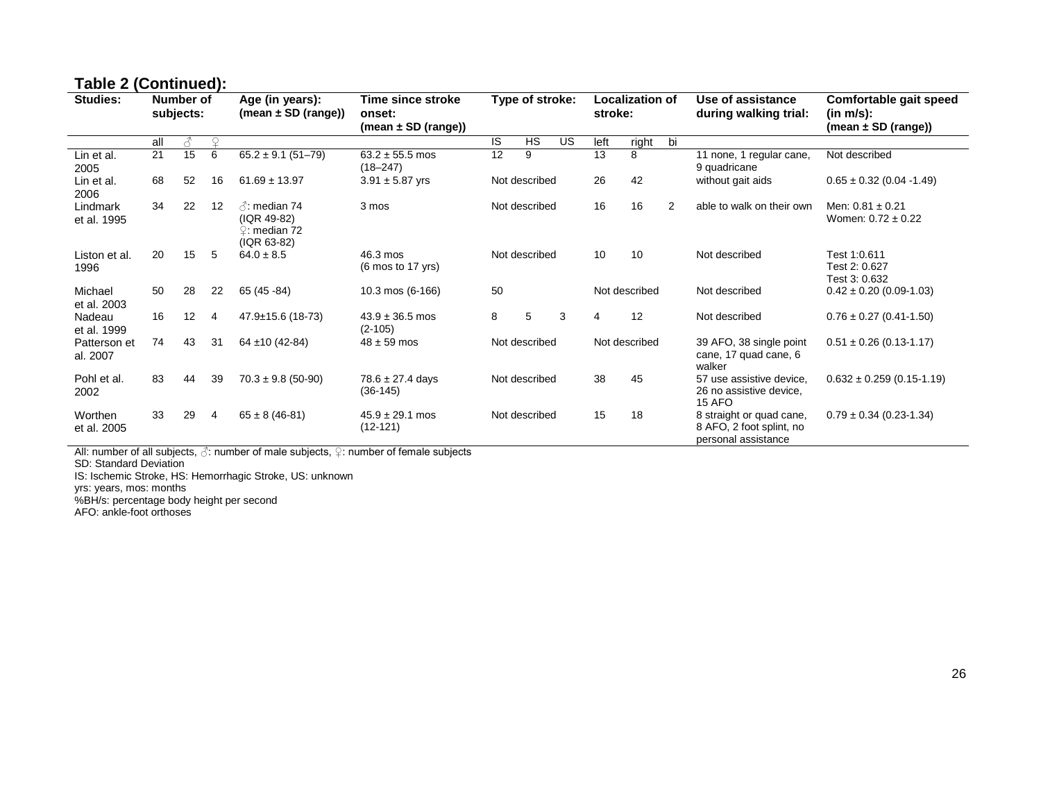**Table 2 (Continued):**

| Studies: | Number of subjects: | | | Age (in years): (mean ± SD (range)) | Time since stroke onset: (mean ± SD (range)) | Type of stroke: | | | Localization of stroke: | | | Use of assistance during walking trial: | Comfortable gait speed (in m/s): (mean ± SD (range)) |
|---|---|---|---|---|---|---|---|---|---|---|---|---|---|
| | all | ♂ | ♀ | | | IS | HS | US | left | right | bi | | |
| Lin et al. 2005 | 21 | 15 | 6 | 65.2 ± 9.1 (51–79) | 63.2 ± 55.5 mos (18–247) | 12 | 9 | | 13 | 8 | | 11 none, 1 regular cane, 9 quadricane | Not described |
| Lin et al. 2006 | 68 | 52 | 16 | 61.69 ± 13.97 | 3.91 ± 5.87 yrs | Not described | | | 26 | 42 | | without gait aids | 0.65 ± 0.32 (0.04 -1.49) |
| Lindmark et al. 1995 | 34 | 22 | 12 | ♂: median 74 (IQR 49-82) ♀: median 72 (IQR 63-82) | 3 mos | Not described | | | 16 | 16 | 2 | able to walk on their own | Men: 0.81 ± 0.21 Women: 0.72 ± 0.22 |
| Liston et al. 1996 | 20 | 15 | 5 | 64.0 ± 8.5 | 46.3 mos (6 mos to 17 yrs) | Not described | | | 10 | 10 | | Not described | Test 1:0.611 Test 2: 0.627 Test 3: 0.632 |
| Michael et al. 2003 | 50 | 28 | 22 | 65 (45 -84) | 10.3 mos (6-166) | 50 | | | Not described | | | Not described | 0.42 ± 0.20 (0.09-1.03) |
| Nadeau et al. 1999 | 16 | 12 | 4 | 47.9±15.6 (18-73) | 43.9 ± 36.5 mos (2-105) | 8 | 5 | 3 | 4 | 12 | | Not described | 0.76 ± 0.27 (0.41-1.50) |
| Patterson et al. 2007 | 74 | 43 | 31 | 64 ±10 (42-84) | 48 ± 59 mos | Not described | | | Not described | | | 39 AFO, 38 single point cane, 17 quad cane, 6 walker | 0.51 ± 0.26 (0.13-1.17) |
| Pohl et al. 2002 | 83 | 44 | 39 | 70.3 ± 9.8 (50-90) | 78.6 ± 27.4 days (36-145) | Not described | | | 38 | 45 | | 57 use assistive device, 26 no assistive device, 15 AFO | 0.632 ± 0.259 (0.15-1.19) |
| Worthen et al. 2005 | 33 | 29 | 4 | 65 ± 8 (46-81) | 45.9 ± 29.1 mos (12-121) | Not described | | | 15 | 18 | | 8 straight or quad cane, 8 AFO, 2 foot splint, no personal assistance | 0.79 ± 0.34 (0.23-1.34) |

All: number of all subjects, ♂: number of male subjects, ♀: number of female subjects
SD: Standard Deviation
IS: Ischemic Stroke, HS: Hemorrhagic Stroke, US: unknown
yrs: years, mos: months
%BH/s: percentage body height per second
AFO: ankle-foot orthoses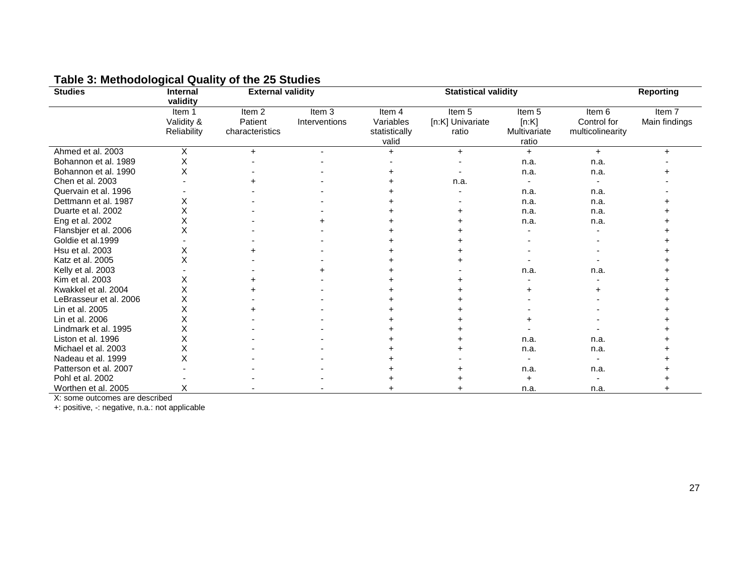**Table 3: Methodological Quality of the 25 Studies**

| Studies | Internal validity | External validity | | Statistical validity | | | | Reporting |
|---|---|---|---|---|---|---|---|---|
| | Item 1 Validity & Reliability | Item 2 Patient characteristics | Item 3 Interventions | Item 4 Variables statistically valid | Item 5 [n:K] Univariate ratio | Item 5 [n:K] Multivariate ratio | Item 6 Control for multicolinearity | Item 7 Main findings |
| Ahmed et al. 2003 | X | + | - | + | + | + | + | + |
| Bohannon et al. 1989 | X | - | - | - | - | n.a. | n.a. | - |
| Bohannon et al. 1990 | X | - | - | + | - | n.a. | n.a. | + |
| Chen et al. 2003 | - | + | - | + | n.a. | - | - | - |
| Quervain et al. 1996 | - | - | - | + | - | n.a. | n.a. | - |
| Dettmann et al. 1987 | X | - | - | + | - | n.a. | n.a. | + |
| Duarte et al. 2002 | X | - | - | + | + | n.a. | n.a. | + |
| Eng et al. 2002 | X | - | + | + | + | n.a. | n.a. | + |
| Flansbjer et al. 2006 | X | - | - | + | + | - | - | + |
| Goldie et al.1999 | - | - | - | + | + | - | - | + |
| Hsu et al. 2003 | X | + | - | + | + | - | - | + |
| Katz et al. 2005 | X | - | - | + | + | - | - | + |
| Kelly et al. 2003 | - | - | + | + | - | n.a. | n.a. | + |
| Kim et al. 2003 | X | + | - | + | + | - | - | + |
| Kwakkel et al. 2004 | X | + | - | + | + | + | + | + |
| LeBrasseur et al. 2006 | X | - | - | + | + | - | - | + |
| Lin et al. 2005 | X | + | - | + | + | - | - | + |
| Lin et al. 2006 | X | - | - | + | + | + | - | + |
| Lindmark et al. 1995 | X | - | - | + | + | - | - | + |
| Liston et al. 1996 | X | - | - | + | + | n.a. | n.a. | + |
| Michael et al. 2003 | X | - | - | + | + | n.a. | n.a. | + |
| Nadeau et al. 1999 | X | - | - | + | - | - | - | + |
| Patterson et al. 2007 | - | - | - | + | + | n.a. | n.a. | + |
| Pohl et al. 2002 | - | - | - | + | + | + | - | + |
| Worthen et al. 2005 | X | - | - | + | + | n.a. | n.a. | + |

X: some outcomes are described

+: positive, -: negative, n.a.: not applicable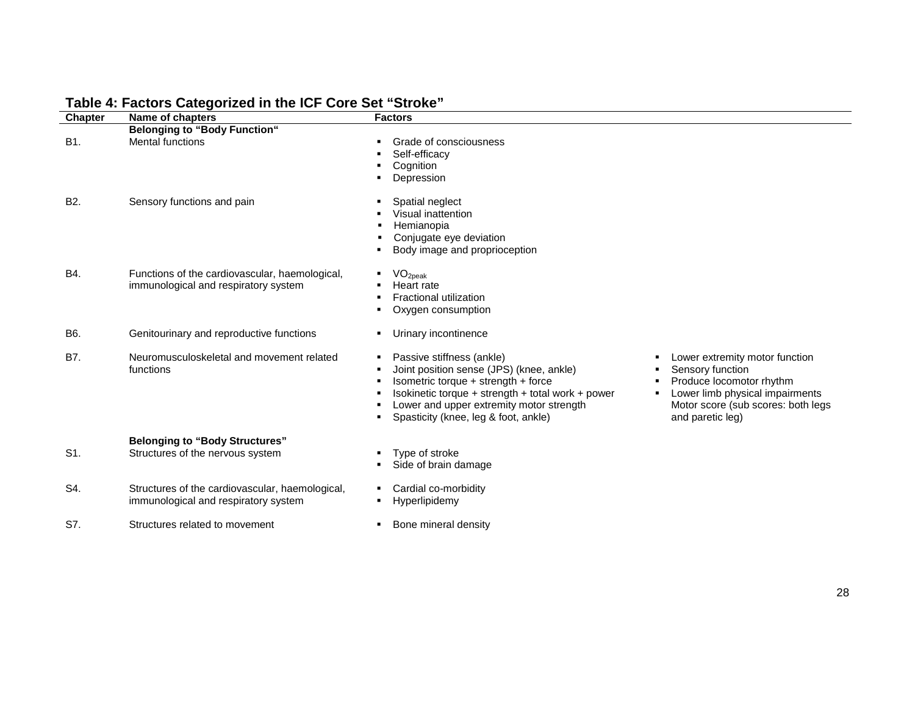**Table 4: Factors Categorized in the ICF Core Set "Stroke"**

| Chapter | Name of chapters | Factors | |
|---|---|---|---|
| | **Belonging to "Body Function"** | | |
| B1. | Mental functions | ▪ Grade of consciousness<br>▪ Self-efficacy<br>▪ Cognition<br>▪ Depression | |
| B2. | Sensory functions and pain | ▪ Spatial neglect<br>▪ Visual inattention<br>▪ Hemianopia<br>▪ Conjugate eye deviation<br>▪ Body image and proprioception | |
| B4. | Functions of the cardiovascular, haemological, immunological and respiratory system | ▪ $VO_{2peak}$<br>▪ Heart rate<br>▪ Fractional utilization<br>▪ Oxygen consumption | |
| B6. | Genitourinary and reproductive functions | ▪ Urinary incontinence | |
| B7. | Neuromusculoskeletal and movement related functions | ▪ Passive stiffness (ankle)<br>▪ Joint position sense (JPS) (knee, ankle)<br>▪ Isometric torque + strength + force<br>▪ Isokinetic torque + strength + total work + power<br>▪ Lower and upper extremity motor strength<br>▪ Spasticity (knee, leg & foot, ankle) | ▪ Lower extremity motor function<br>▪ Sensory function<br>▪ Produce locomotor rhythm<br>▪ Lower limb physical impairments Motor score (sub scores: both legs and paretic leg) |
| | **Belonging to "Body Structures"** | | |
| S1. | Structures of the nervous system | ▪ Type of stroke<br>▪ Side of brain damage | |
| S4. | Structures of the cardiovascular, haemological, immunological and respiratory system | ▪ Cardial co-morbidity<br>▪ Hyperlipidemy | |
| S7. | Structures related to movement | ▪ Bone mineral density | |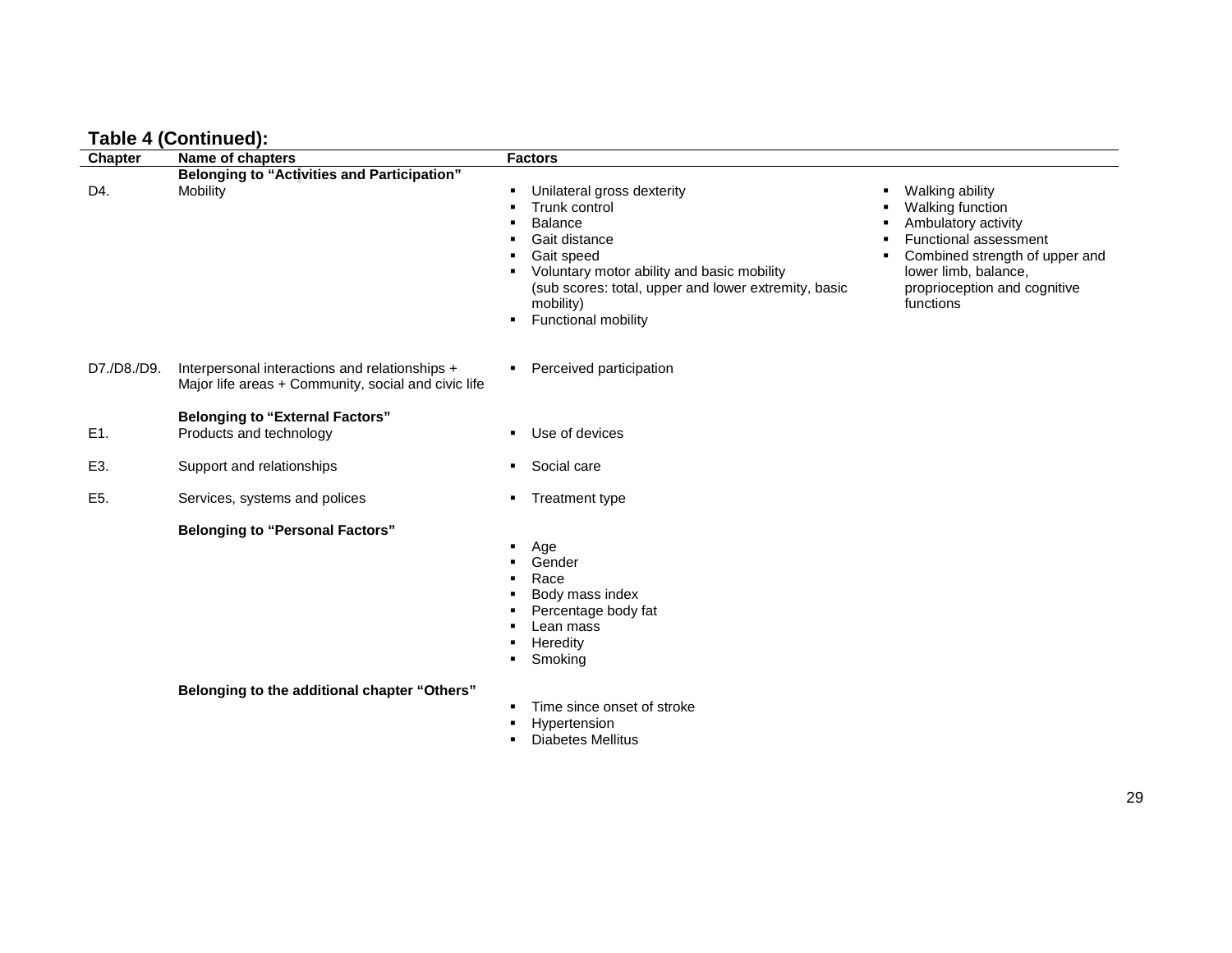**Table 4 (Continued):**

| Chapter | Name of chapters | Factors | |
|---|---|---|---|
| | **Belonging to "Activities and Participation"** | | |
| D4. | Mobility | ▪ Unilateral gross dexterity<br>▪ Trunk control<br>▪ Balance<br>▪ Gait distance<br>▪ Gait speed<br>▪ Voluntary motor ability and basic mobility (sub scores: total, upper and lower extremity, basic mobility)<br>▪ Functional mobility | ▪ Walking ability<br>▪ Walking function<br>▪ Ambulatory activity<br>▪ Functional assessment<br>▪ Combined strength of upper and lower limb, balance, proprioception and cognitive functions |
| D7./D8./D9. | Interpersonal interactions and relationships + Major life areas + Community, social and civic life | ▪ Perceived participation | |
| | **Belonging to "External Factors"** | | |
| E1. | Products and technology | ▪ Use of devices | |
| E3. | Support and relationships | ▪ Social care | |
| E5. | Services, systems and polices | ▪ Treatment type | |
| | **Belonging to "Personal Factors"** | | |
| | | ▪ Age<br>▪ Gender<br>▪ Race<br>▪ Body mass index<br>▪ Percentage body fat<br>▪ Lean mass<br>▪ Heredity<br>▪ Smoking | |
| | **Belonging to the additional chapter "Others"** | | |
| | | ▪ Time since onset of stroke<br>▪ Hypertension<br>▪ Diabetes Mellitus | |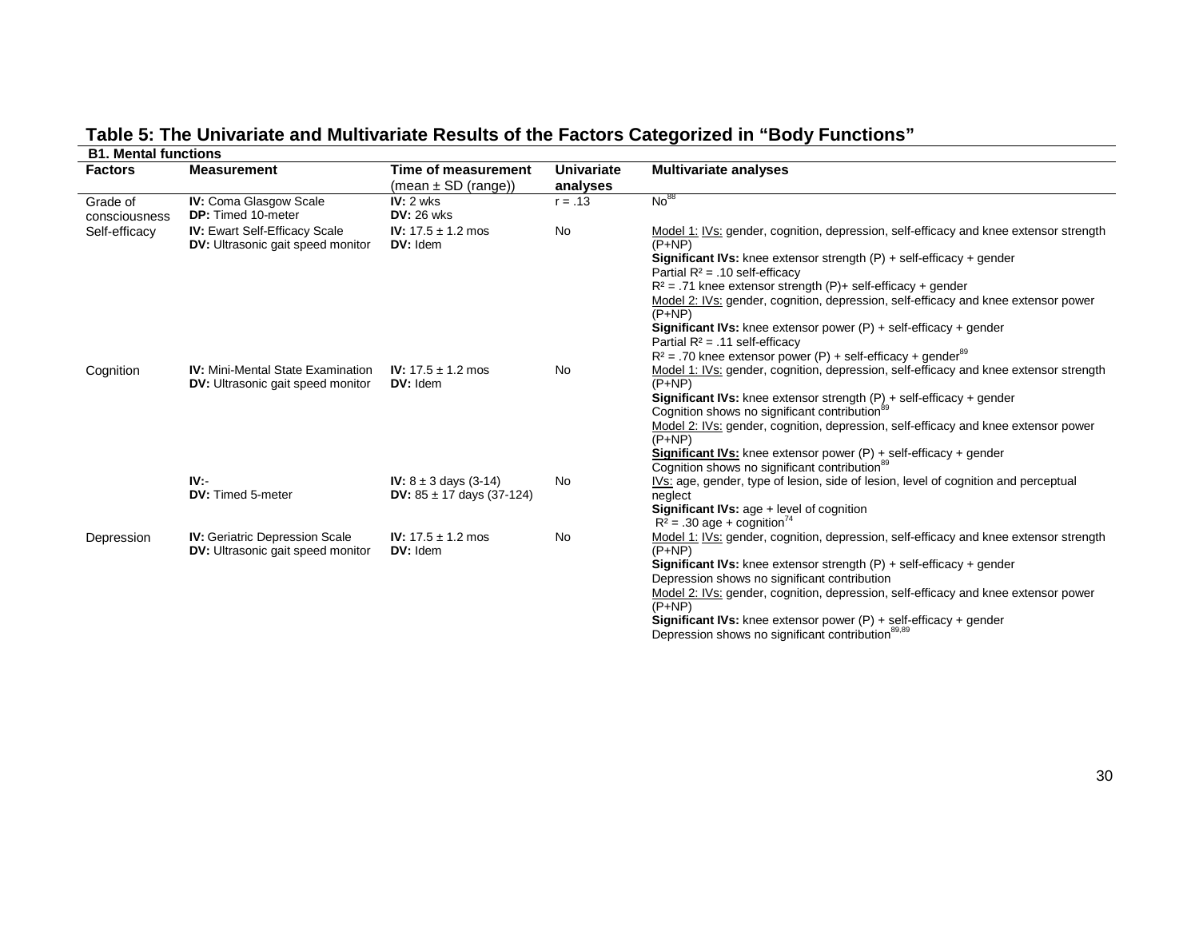## Table 5: The Univariate and Multivariate Results of the Factors Categorized in "Body Functions"

**B1. Mental functions**

| Factors | Measurement | Time of measurement (mean ± SD (range)) | Univariate analyses | Multivariate analyses |
|---|---|---|---|---|
| Grade of consciousness | **IV:** Coma Glasgow Scale<br>**DP:** Timed 10-meter | **IV:** 2 wks<br>**DV:** 26 wks | r = .13 | No[88] |
| Self-efficacy | **IV:** Ewart Self-Efficacy Scale<br>**DV:** Ultrasonic gait speed monitor | **IV:** 17.5 ± 1.2 mos<br>**DV:** Idem | No | Model 1: IVs: gender, cognition, depression, self-efficacy and knee extensor strength (P+NP)<br>**Significant IVs:** knee extensor strength (P) + self-efficacy + gender<br>Partial $R^2$ = .10 self-efficacy<br>$R^2$ = .71 knee extensor strength (P)+ self-efficacy + gender<br>Model 2: IVs: gender, cognition, depression, self-efficacy and knee extensor power (P+NP)<br>**Significant IVs:** knee extensor power (P) + self-efficacy + gender<br>Partial $R^2$ = .11 self-efficacy<br>$R^2$ = .70 knee extensor power (P) + self-efficacy + gender[89] |
| Cognition | **IV:** Mini-Mental State Examination<br>**DV:** Ultrasonic gait speed monitor | **IV:** 17.5 ± 1.2 mos<br>**DV:** Idem | No | Model 1: IVs: gender, cognition, depression, self-efficacy and knee extensor strength (P+NP)<br>**Significant IVs:** knee extensor strength (P) + self-efficacy + gender<br>Cognition shows no significant contribution[89]<br>Model 2: IVs: gender, cognition, depression, self-efficacy and knee extensor power (P+NP)<br>**Significant IVs:** knee extensor power (P) + self-efficacy + gender<br>Cognition shows no significant contribution[89] |
| | **IV:**-<br>**DV:** Timed 5-meter | **IV:** 8 ± 3 days (3-14)<br>**DV:** 85 ± 17 days (37-124) | No | IVs: age, gender, type of lesion, side of lesion, level of cognition and perceptual neglect<br>**Significant IVs:** age + level of cognition<br>$R^2$ = .30 age + cognition[74] |
| Depression | **IV:** Geriatric Depression Scale<br>**DV:** Ultrasonic gait speed monitor | **IV:** 17.5 ± 1.2 mos<br>**DV:** Idem | No | Model 1: IVs: gender, cognition, depression, self-efficacy and knee extensor strength (P+NP)<br>**Significant IVs:** knee extensor strength (P) + self-efficacy + gender<br>Depression shows no significant contribution<br>Model 2: IVs: gender, cognition, depression, self-efficacy and knee extensor power (P+NP)<br>**Significant IVs:** knee extensor power (P) + self-efficacy + gender<br>Depression shows no significant contribution[89,89] |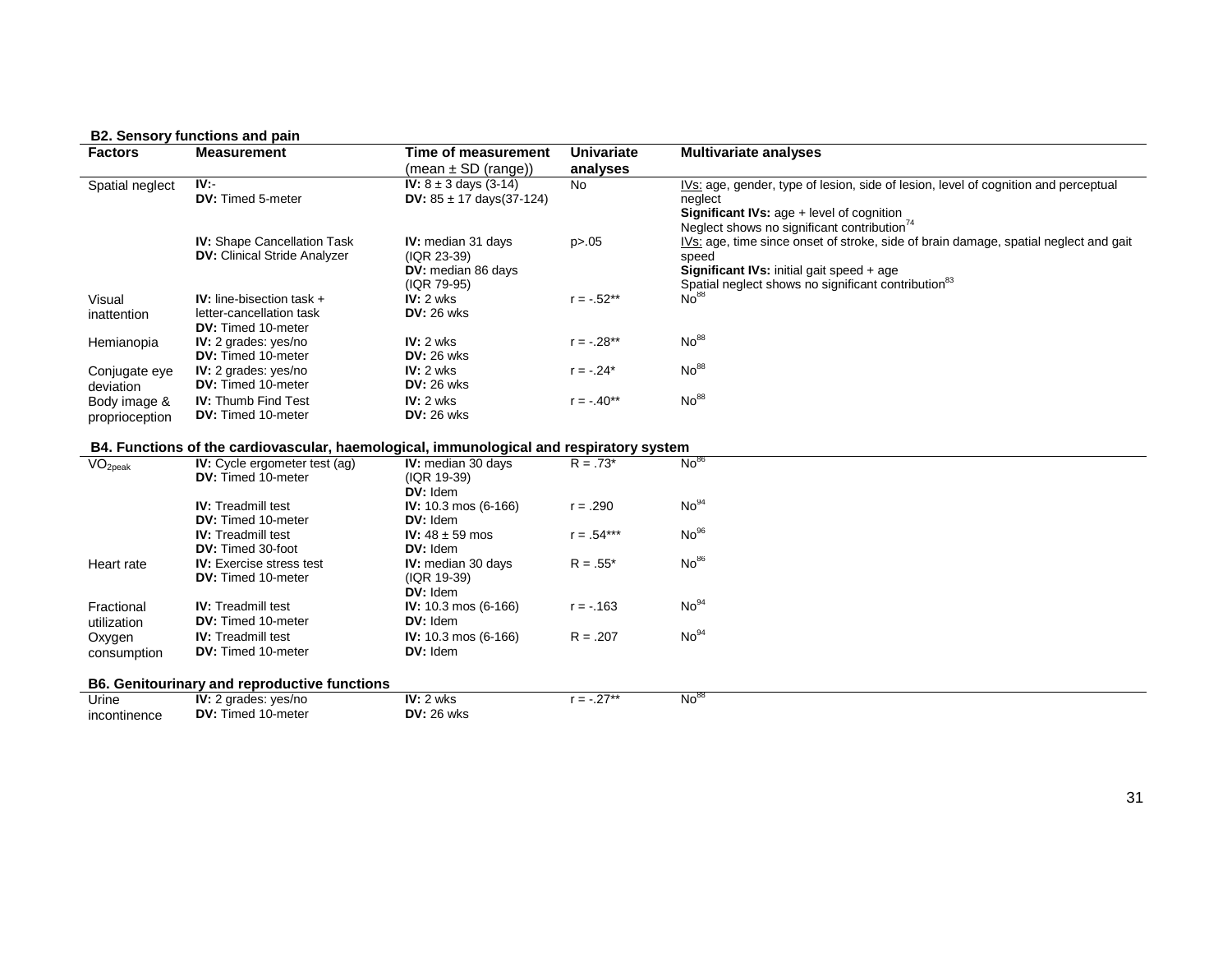**B2. Sensory functions and pain**

| Factors | Measurement | Time of measurement (mean ± SD (range)) | Univariate analyses | Multivariate analyses |
|---|---|---|---|---|
| Spatial neglect | **IV:**- **DV:** Timed 5-meter | **IV:** 8 ± 3 days (3-14) **DV:** 85 ± 17 days(37-124) | No | IVs: age, gender, type of lesion, side of lesion, level of cognition and perceptual neglect **Significant IVs:** age + level of cognition Neglect shows no significant contribution[74] |
| | **IV:** Shape Cancellation Task **DV:** Clinical Stride Analyzer | **IV:** median 31 days (IQR 23-39) **DV:** median 86 days (IQR 79-95) | p>.05 | IVs: age, time since onset of stroke, side of brain damage, spatial neglect and gait speed **Significant IVs:** initial gait speed + age Spatial neglect shows no significant contribution[83] |
| Visual inattention | **IV:** line-bisection task + letter-cancellation task **DV:** Timed 10-meter | **IV:** 2 wks **DV:** 26 wks | r = -.52** | No[88] |
| Hemianopia | **IV:** 2 grades: yes/no **DV:** Timed 10-meter | **IV:** 2 wks **DV:** 26 wks | r = -.28** | No[88] |
| Conjugate eye deviation | **IV:** 2 grades: yes/no **DV:** Timed 10-meter | **IV:** 2 wks **DV:** 26 wks | r = -.24* | No[88] |
| Body image & proprioception | **IV:** Thumb Find Test **DV:** Timed 10-meter | **IV:** 2 wks **DV:** 26 wks | r = -.40** | No[88] |

**B4. Functions of the cardiovascular, haemological, immunological and respiratory system**

| Factors | Measurement | Time of measurement | Univariate analyses | Multivariate analyses |
|---|---|---|---|---|
| $VO_{2peak}$ | **IV:** Cycle ergometer test (ag) **DV:** Timed 10-meter | **IV:** median 30 days (IQR 19-39) **DV:** Idem | R = .73* | No[86] |
| | **IV:** Treadmill test **DV:** Timed 10-meter | **IV:** 10.3 mos (6-166) **DV:** Idem | r = .290 | No[94] |
| | **IV:** Treadmill test **DV:** Timed 30-foot | **IV:** 48 ± 59 mos **DV:** Idem | r = .54*** | No[96] |
| Heart rate | **IV:** Exercise stress test **DV:** Timed 10-meter | **IV:** median 30 days (IQR 19-39) **DV:** Idem | R = .55* | No[86] |
| Fractional utilization | **IV:** Treadmill test **DV:** Timed 10-meter | **IV:** 10.3 mos (6-166) **DV:** Idem | r = -.163 | No[94] |
| Oxygen consumption | **IV:** Treadmill test **DV:** Timed 10-meter | **IV:** 10.3 mos (6-166) **DV:** Idem | R = .207 | No[94] |

**B6. Genitourinary and reproductive functions**

| Factors | Measurement | Time of measurement | Univariate analyses | Multivariate analyses |
|---|---|---|---|---|
| Urine incontinence | **IV:** 2 grades: yes/no **DV:** Timed 10-meter | **IV:** 2 wks **DV:** 26 wks | r = -.27** | No[88] |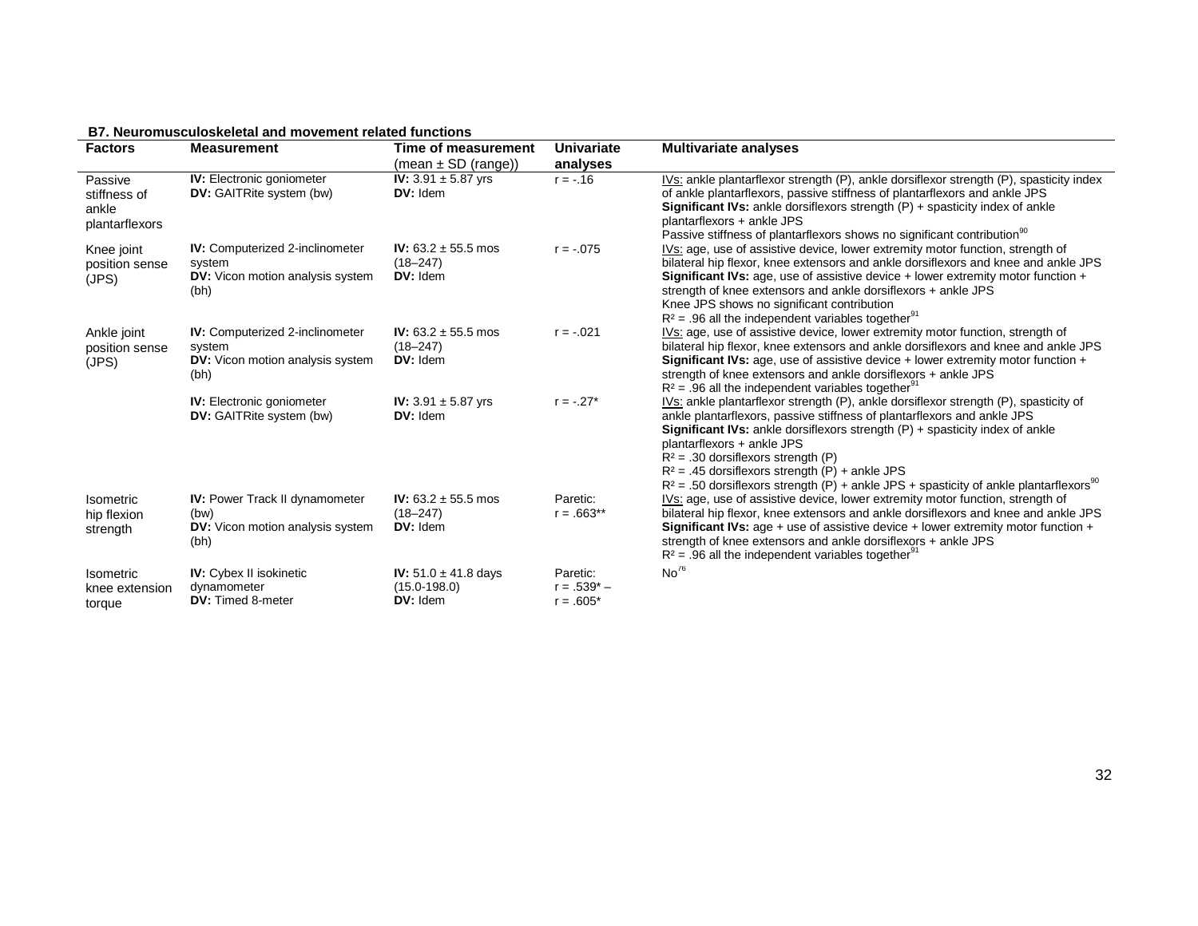**B7. Neuromusculoskeletal and movement related functions**

| Factors | Measurement | Time of measurement (mean ± SD (range)) | Univariate analyses | Multivariate analyses |
|---|---|---|---|---|
| Passive stiffness of ankle plantarflexors | **IV:** Electronic goniometer<br>**DV:** GAITRite system (bw) | **IV:** 3.91 ± 5.87 yrs<br>**DV:** Idem | r = -.16 | IVs: ankle plantarflexor strength (P), ankle dorsiflexor strength (P), spasticity index of ankle plantarflexors, passive stiffness of plantarflexors and ankle JPS<br>**Significant IVs:** ankle dorsiflexors strength (P) + spasticity index of ankle plantarflexors + ankle JPS<br>Passive stiffness of plantarflexors shows no significant contribution[90] |
| Knee joint position sense (JPS) | **IV:** Computerized 2-inclinometer system<br>**DV:** Vicon motion analysis system (bh) | **IV:** 63.2 ± 55.5 mos (18–247)<br>**DV:** Idem | r = -.075 | IVs: age, use of assistive device, lower extremity motor function, strength of bilateral hip flexor, knee extensors and ankle dorsiflexors and knee and ankle JPS<br>**Significant IVs:** age, use of assistive device + lower extremity motor function + strength of knee extensors and ankle dorsiflexors + ankle JPS<br>Knee JPS shows no significant contribution<br>$R^2$ = .96 all the independent variables together[91] |
| Ankle joint position sense (JPS) | **IV:** Computerized 2-inclinometer system<br>**DV:** Vicon motion analysis system (bh) | **IV:** 63.2 ± 55.5 mos (18–247)<br>**DV:** Idem | r = -.021 | IVs: age, use of assistive device, lower extremity motor function, strength of bilateral hip flexor, knee extensors and ankle dorsiflexors and knee and ankle JPS<br>**Significant IVs:** age, use of assistive device + lower extremity motor function + strength of knee extensors and ankle dorsiflexors + ankle JPS<br>$R^2$ = .96 all the independent variables together[91] |
| | **IV:** Electronic goniometer<br>**DV:** GAITRite system (bw) | **IV:** 3.91 ± 5.87 yrs<br>**DV:** Idem | r = -.27* | IVs: ankle plantarflexor strength (P), ankle dorsiflexor strength (P), spasticity of ankle plantarflexors, passive stiffness of plantarflexors and ankle JPS<br>**Significant IVs:** ankle dorsiflexors strength (P) + spasticity index of ankle plantarflexors + ankle JPS<br>$R^2$ = .30 dorsiflexors strength (P)<br>$R^2$ = .45 dorsiflexors strength (P) + ankle JPS<br>$R^2$ = .50 dorsiflexors strength (P) + ankle JPS + spasticity of ankle plantarflexors[90] |
| Isometric hip flexion strength | **IV:** Power Track II dynamometer (bw)<br>**DV:** Vicon motion analysis system (bh) | **IV:** 63.2 ± 55.5 mos (18–247)<br>**DV:** Idem | Paretic:<br>r = .663** | IVs: age, use of assistive device, lower extremity motor function, strength of bilateral hip flexor, knee extensors and ankle dorsiflexors and knee and ankle JPS<br>**Significant IVs:** age + use of assistive device + lower extremity motor function + strength of knee extensors and ankle dorsiflexors + ankle JPS<br>$R^2$ = .96 all the independent variables together[91] |
| Isometric knee extension torque | **IV:** Cybex II isokinetic dynamometer<br>**DV:** Timed 8-meter | **IV:** 51.0 ± 41.8 days (15.0-198.0)<br>**DV:** Idem | Paretic:<br>r = .539* –<br>r = .605* | No[76] |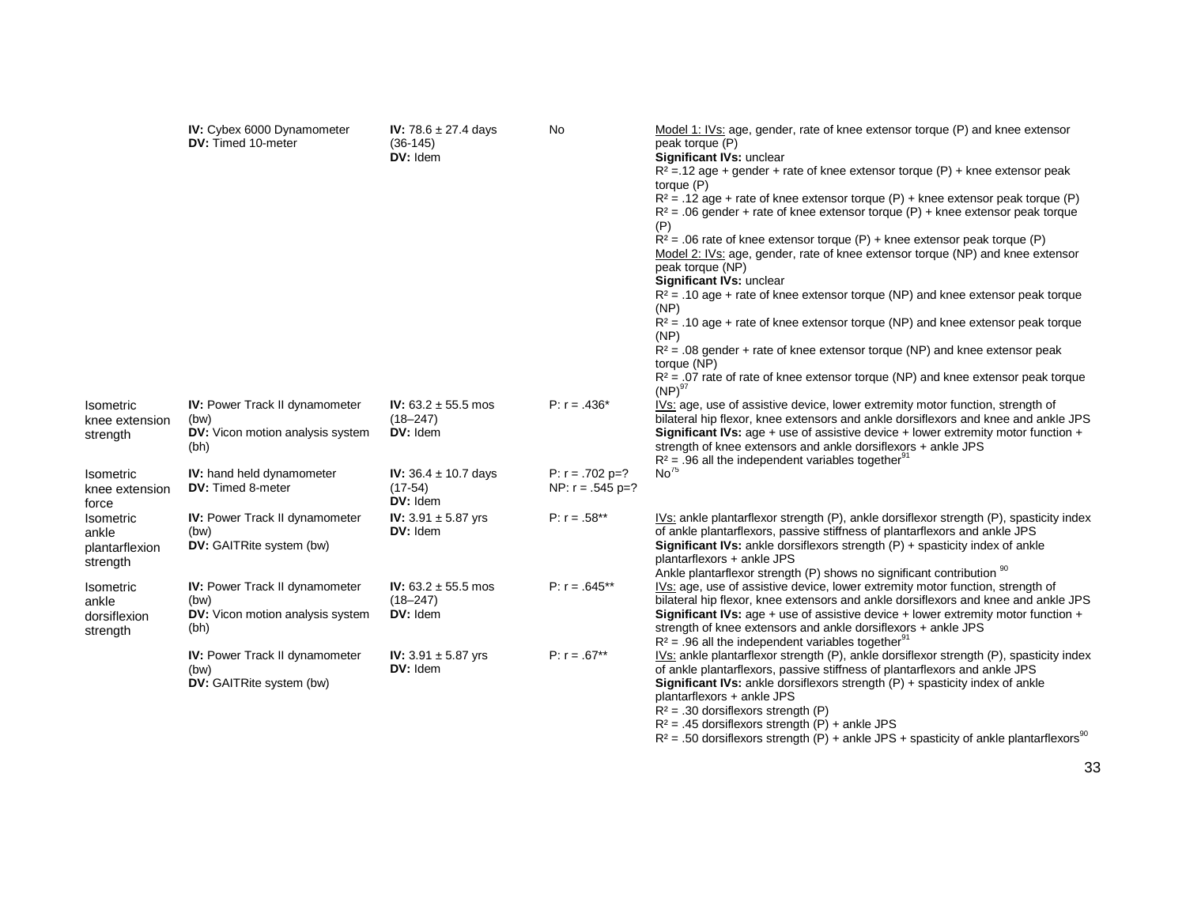| | | | | |
|---|---|---|---|---|
| | **IV:** Cybex 6000 Dynamometer<br>**DV:** Timed 10-meter | **IV:** 78.6 ± 27.4 days (36-145)<br>**DV:** Idem | No | Model 1: IVs: age, gender, rate of knee extensor torque (P) and knee extensor peak torque (P)<br>**Significant IVs:** unclear<br>$R^2$ =.12 age + gender + rate of knee extensor torque (P) + knee extensor peak torque (P)<br>$R^2$ = .12 age + rate of knee extensor torque (P) + knee extensor peak torque (P)<br>$R^2$ = .06 gender + rate of knee extensor torque (P) + knee extensor peak torque (P)<br>$R^2$ = .06 rate of knee extensor torque (P) + knee extensor peak torque (P)<br>Model 2: IVs: age, gender, rate of knee extensor torque (NP) and knee extensor peak torque (NP)<br>**Significant IVs:** unclear<br>$R^2$ = .10 age + rate of knee extensor torque (NP) and knee extensor peak torque (NP)<br>$R^2$ = .10 age + rate of knee extensor torque (NP) and knee extensor peak torque (NP)<br>$R^2$ = .08 gender + rate of knee extensor torque (NP) and knee extensor peak torque (NP)<br>$R^2$ = .07 rate of rate of knee extensor torque (NP) and knee extensor peak torque (NP)[97] |
| Isometric knee extension strength | **IV:** Power Track II dynamometer (bw)<br>**DV:** Vicon motion analysis system (bh) | **IV:** 63.2 ± 55.5 mos (18–247)<br>**DV:** Idem | P: r = .436* | IVs: age, use of assistive device, lower extremity motor function, strength of bilateral hip flexor, knee extensors and ankle dorsiflexors and knee and ankle JPS<br>**Significant IVs:** age + use of assistive device + lower extremity motor function + strength of knee extensors and ankle dorsiflexors + ankle JPS<br>$R^2$ = .96 all the independent variables together[91] |
| Isometric knee extension force | **IV:** hand held dynamometer<br>**DV:** Timed 8-meter | **IV:** 36.4 ± 10.7 days (17-54)<br>**DV:** Idem | P: r = .702 p=?<br>NP: r = .545 p=? | No[75] |
| Isometric ankle plantarflexion strength | **IV:** Power Track II dynamometer (bw)<br>**DV:** GAITRite system (bw) | **IV:** 3.91 ± 5.87 yrs<br>**DV:** Idem | P: r = .58** | IVs: ankle plantarflexor strength (P), ankle dorsiflexor strength (P), spasticity index of ankle plantarflexors, passive stiffness of plantarflexors and ankle JPS<br>**Significant IVs:** ankle dorsiflexors strength (P) + spasticity index of ankle plantarflexors + ankle JPS<br>Ankle plantarflexor strength (P) shows no significant contribution [90] |
| Isometric ankle dorsiflexion strength | **IV:** Power Track II dynamometer (bw)<br>**DV:** Vicon motion analysis system (bh) | **IV:** 63.2 ± 55.5 mos (18–247)<br>**DV:** Idem | P: r = .645** | IVs: age, use of assistive device, lower extremity motor function, strength of bilateral hip flexor, knee extensors and ankle dorsiflexors and knee and ankle JPS<br>**Significant IVs:** age + use of assistive device + lower extremity motor function + strength of knee extensors and ankle dorsiflexors + ankle JPS<br>$R^2$ = .96 all the independent variables together[91] |
| | **IV:** Power Track II dynamometer (bw)<br>**DV:** GAITRite system (bw) | **IV:** 3.91 ± 5.87 yrs<br>**DV:** Idem | P: r = .67** | IVs: ankle plantarflexor strength (P), ankle dorsiflexor strength (P), spasticity index of ankle plantarflexors, passive stiffness of plantarflexors and ankle JPS<br>**Significant IVs:** ankle dorsiflexors strength (P) + spasticity index of ankle plantarflexors + ankle JPS<br>$R^2$ = .30 dorsiflexors strength (P)<br>$R^2$ = .45 dorsiflexors strength (P) + ankle JPS<br>$R^2$ = .50 dorsiflexors strength (P) + ankle JPS + spasticity of ankle plantarflexors[90] |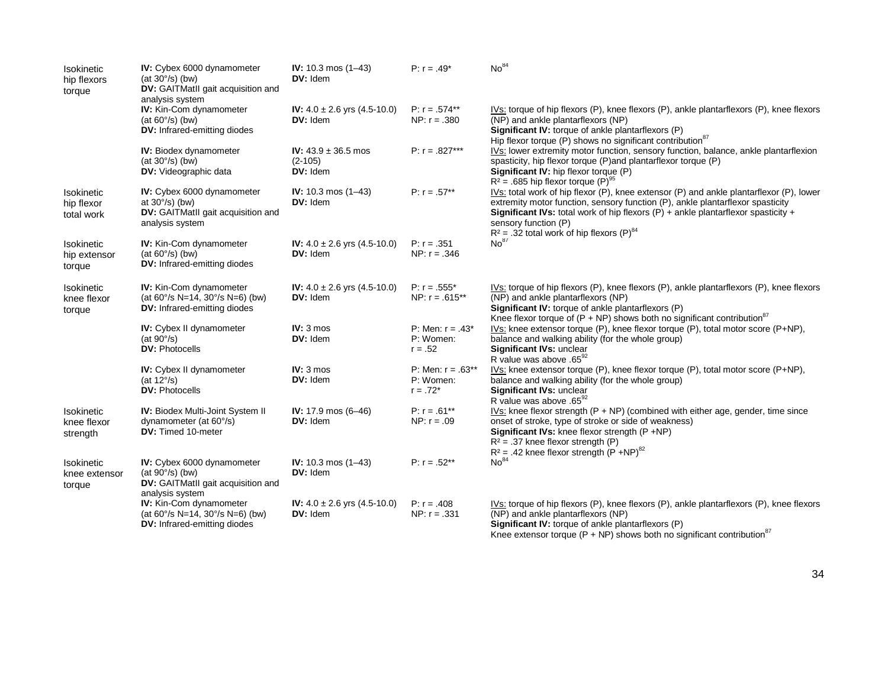| | | | | |
|---|---|---|---|---|
| Isokinetic hip flexors torque | **IV:** Cybex 6000 dynamometer (at 30°/s) (bw)<br>**DV:** GAITMatII gait acquisition and analysis system | **IV:** 10.3 mos (1–43)<br>**DV:** Idem | P: r = .49* | No[84] |
| | **IV:** Kin-Com dynamometer (at 60°/s) (bw)<br>**DV:** Infrared-emitting diodes | **IV:** 4.0 ± 2.6 yrs (4.5-10.0)<br>**DV:** Idem | P: r = .574**<br>NP: r = .380 | IVs: torque of hip flexors (P), knee flexors (P), ankle plantarflexors (P), knee flexors (NP) and ankle plantarflexors (NP)<br>**Significant IV:** torque of ankle plantarflexors (P)<br>Hip flexor torque (P) shows no significant contribution[87] |
| | **IV:** Biodex dynamometer (at 30°/s) (bw)<br>**DV:** Videographic data | **IV:** 43.9 ± 36.5 mos (2-105)<br>**DV:** Idem | P: r = .827*** | IVs: lower extremity motor function, sensory function, balance, ankle plantarflexion spasticity, hip flexor torque (P)and plantarflexor torque (P)<br>**Significant IV:** hip flexor torque (P)<br>$R^2$ = .685 hip flexor torque (P)[95] |
| Isokinetic hip flexor total work | **IV:** Cybex 6000 dynamometer at 30°/s) (bw)<br>**DV:** GAITMatII gait acquisition and analysis system | **IV:** 10.3 mos (1–43)<br>**DV:** Idem | P: r = .57** | IVs: total work of hip flexor (P), knee extensor (P) and ankle plantarflexor (P), lower extremity motor function, sensory function (P), ankle plantarflexor spasticity<br>**Significant IVs:** total work of hip flexors (P) + ankle plantarflexor spasticity + sensory function (P)<br>$R^2$ = .32 total work of hip flexors (P)[84] |
| Isokinetic hip extensor torque | **IV:** Kin-Com dynamometer (at 60°/s) (bw)<br>**DV:** Infrared-emitting diodes | **IV:** 4.0 ± 2.6 yrs (4.5-10.0)<br>**DV:** Idem | P: r = .351<br>NP: r = .346 | No[87] |
| Isokinetic knee flexor torque | **IV:** Kin-Com dynamometer (at 60°/s N=14, 30°/s N=6) (bw)<br>**DV:** Infrared-emitting diodes | **IV:** 4.0 ± 2.6 yrs (4.5-10.0)<br>**DV:** Idem | P: r = .555*<br>NP: r = .615** | IVs: torque of hip flexors (P), knee flexors (P), ankle plantarflexors (P), knee flexors (NP) and ankle plantarflexors (NP)<br>**Significant IV:** torque of ankle plantarflexors (P)<br>Knee flexor torque of (P + NP) shows both no significant contribution[87] |
| | **IV:** Cybex II dynamometer (at 90°/s)<br>**DV:** Photocells | **IV:** 3 mos<br>**DV:** Idem | P: Men: r = .43*<br>P: Women: r = .52 | IVs: knee extensor torque (P), knee flexor torque (P), total motor score (P+NP), balance and walking ability (for the whole group)<br>**Significant IVs:** unclear<br>R value was above .65[92] |
| | **IV:** Cybex II dynamometer (at 12°/s)<br>**DV:** Photocells | **IV:** 3 mos<br>**DV:** Idem | P: Men: r = .63**<br>P: Women: r = .72* | IVs: knee extensor torque (P), knee flexor torque (P), total motor score (P+NP), balance and walking ability (for the whole group)<br>**Significant IVs:** unclear<br>R value was above .65[92] |
| Isokinetic knee flexor strength | **IV:** Biodex Multi-Joint System II dynamometer (at 60°/s)<br>**DV:** Timed 10-meter | **IV:** 17.9 mos (6–46)<br>**DV:** Idem | P: r = .61**<br>NP: r = .09 | IVs: knee flexor strength (P + NP) (combined with either age, gender, time since onset of stroke, type of stroke or side of weakness)<br>**Significant IVs:** knee flexor strength (P +NP)<br>$R^2$ = .37 knee flexor strength (P)<br>$R^2$ = .42 knee flexor strength (P +NP)[82] |
| Isokinetic knee extensor torque | **IV:** Cybex 6000 dynamometer (at 90°/s) (bw)<br>**DV:** GAITMatII gait acquisition and analysis system | **IV:** 10.3 mos (1–43)<br>**DV:** Idem | P: r = .52** | No[84] |
| | **IV:** Kin-Com dynamometer (at 60°/s N=14, 30°/s N=6) (bw)<br>**DV:** Infrared-emitting diodes | **IV:** 4.0 ± 2.6 yrs (4.5-10.0)<br>**DV:** Idem | P: r = .408<br>NP: r = .331 | IVs: torque of hip flexors (P), knee flexors (P), ankle plantarflexors (P), knee flexors (NP) and ankle plantarflexors (NP)<br>**Significant IV:** torque of ankle plantarflexors (P)<br>Knee extensor torque (P + NP) shows both no significant contribution[87] |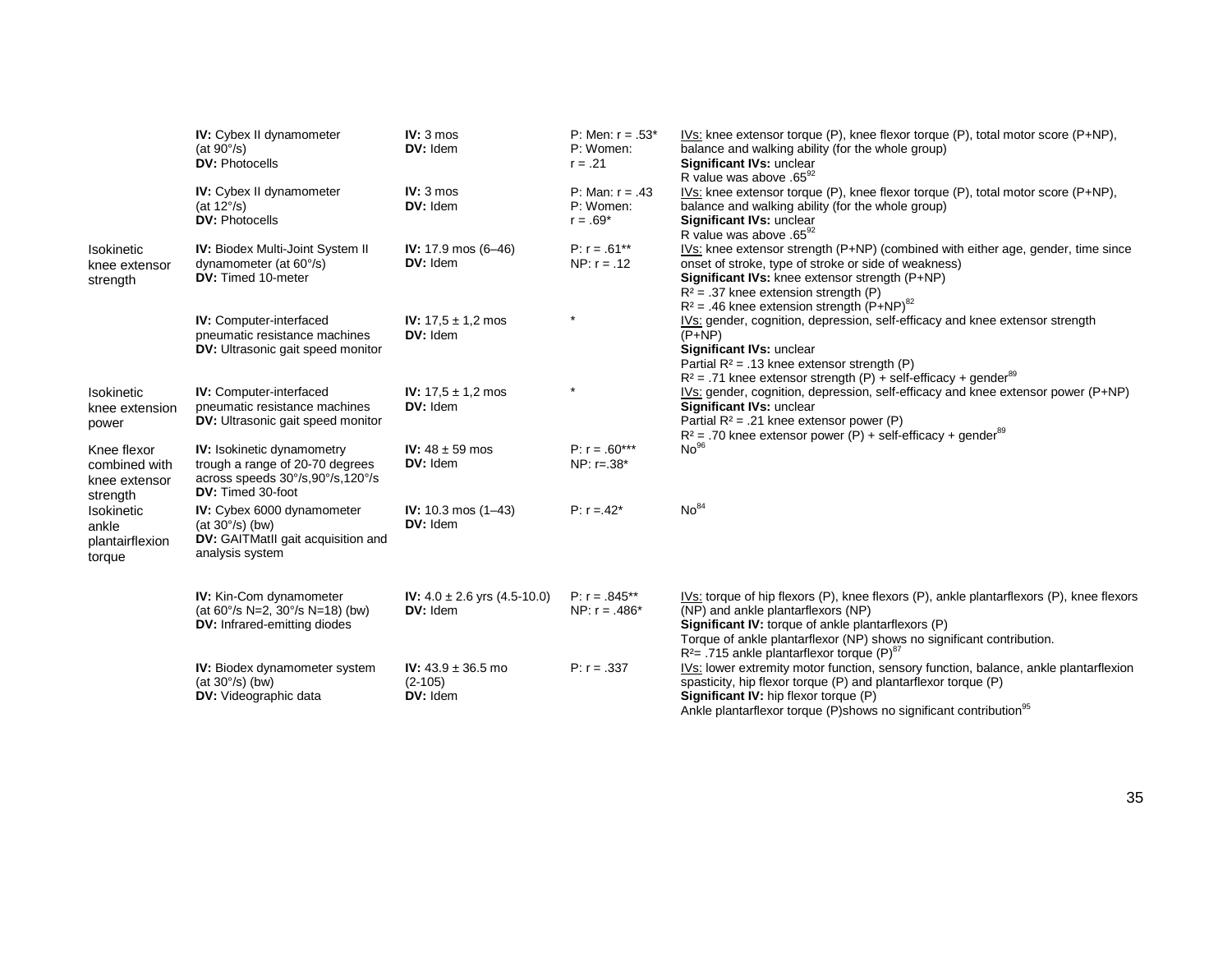| | | | | |
|---|---|---|---|---|
| | **IV:** Cybex II dynamometer (at 90°/s)<br>**DV:** Photocells | **IV:** 3 mos<br>**DV:** Idem | P: Men: r = .53*<br>P: Women: r = .21 | IVs: knee extensor torque (P), knee flexor torque (P), total motor score (P+NP), balance and walking ability (for the whole group)<br>**Significant IVs:** unclear<br>R value was above .65[92] |
| | **IV:** Cybex II dynamometer (at 12°/s)<br>**DV:** Photocells | **IV:** 3 mos<br>**DV:** Idem | P: Man: r = .43<br>P: Women: r = .69* | IVs: knee extensor torque (P), knee flexor torque (P), total motor score (P+NP), balance and walking ability (for the whole group)<br>**Significant IVs:** unclear<br>R value was above .65[92] |
| Isokinetic knee extensor strength | **IV:** Biodex Multi-Joint System II dynamometer (at 60°/s)<br>**DV:** Timed 10-meter | **IV:** 17.9 mos (6–46)<br>**DV:** Idem | P: r = .61**<br>NP: r = .12 | IVs: knee extensor strength (P+NP) (combined with either age, gender, time since onset of stroke, type of stroke or side of weakness)<br>**Significant IVs:** knee extensor strength (P+NP)<br>$R^2$ = .37 knee extension strength (P)<br>$R^2$ = .46 knee extension strength (P+NP)[82] |
| | **IV:** Computer-interfaced pneumatic resistance machines<br>**DV:** Ultrasonic gait speed monitor | **IV:** 17,5 ± 1,2 mos<br>**DV:** Idem | * | IVs: gender, cognition, depression, self-efficacy and knee extensor strength (P+NP)<br>**Significant IVs:** unclear<br>Partial $R^2$ = .13 knee extensor strength (P)<br>$R^2$ = .71 knee extensor strength (P) + self-efficacy + gender[89] |
| Isokinetic knee extension power | **IV:** Computer-interfaced pneumatic resistance machines<br>**DV:** Ultrasonic gait speed monitor | **IV:** 17,5 ± 1,2 mos<br>**DV:** Idem | * | IVs: gender, cognition, depression, self-efficacy and knee extensor power (P+NP)<br>**Significant IVs:** unclear<br>Partial $R^2$ = .21 knee extensor power (P)<br>$R^2$ = .70 knee extensor power (P) + self-efficacy + gender[89] |
| Knee flexor combined with knee extensor strength | **IV:** Isokinetic dynamometry trough a range of 20-70 degrees across speeds 30°/s,90°/s,120°/s<br>**DV:** Timed 30-foot | **IV:** 48 ± 59 mos<br>**DV:** Idem | P: r = .60***<br>NP: r=.38* | No[96] |
| Isokinetic ankle plantairflexion torque | **IV:** Cybex 6000 dynamometer (at 30°/s) (bw)<br>**DV:** GAITMatII gait acquisition and analysis system | **IV:** 10.3 mos (1–43)<br>**DV:** Idem | P: r =.42* | No[84] |
| | **IV:** Kin-Com dynamometer (at 60°/s N=2, 30°/s N=18) (bw)<br>**DV:** Infrared-emitting diodes | **IV:** 4.0 ± 2.6 yrs (4.5-10.0)<br>**DV:** Idem | P: r = .845**<br>NP: r = .486* | IVs: torque of hip flexors (P), knee flexors (P), ankle plantarflexors (P), knee flexors (NP) and ankle plantarflexors (NP)<br>**Significant IV:** torque of ankle plantarflexors (P)<br>Torque of ankle plantarflexor (NP) shows no significant contribution.<br>$R^2$= .715 ankle plantarflexor torque (P)[87] |
| | **IV:** Biodex dynamometer system (at 30°/s) (bw)<br>**DV:** Videographic data | **IV:** 43.9 ± 36.5 mo (2-105)<br>**DV:** Idem | P: r = .337 | IVs: lower extremity motor function, sensory function, balance, ankle plantarflexion spasticity, hip flexor torque (P) and plantarflexor torque (P)<br>**Significant IV:** hip flexor torque (P)<br>Ankle plantarflexor torque (P)shows no significant contribution[95] |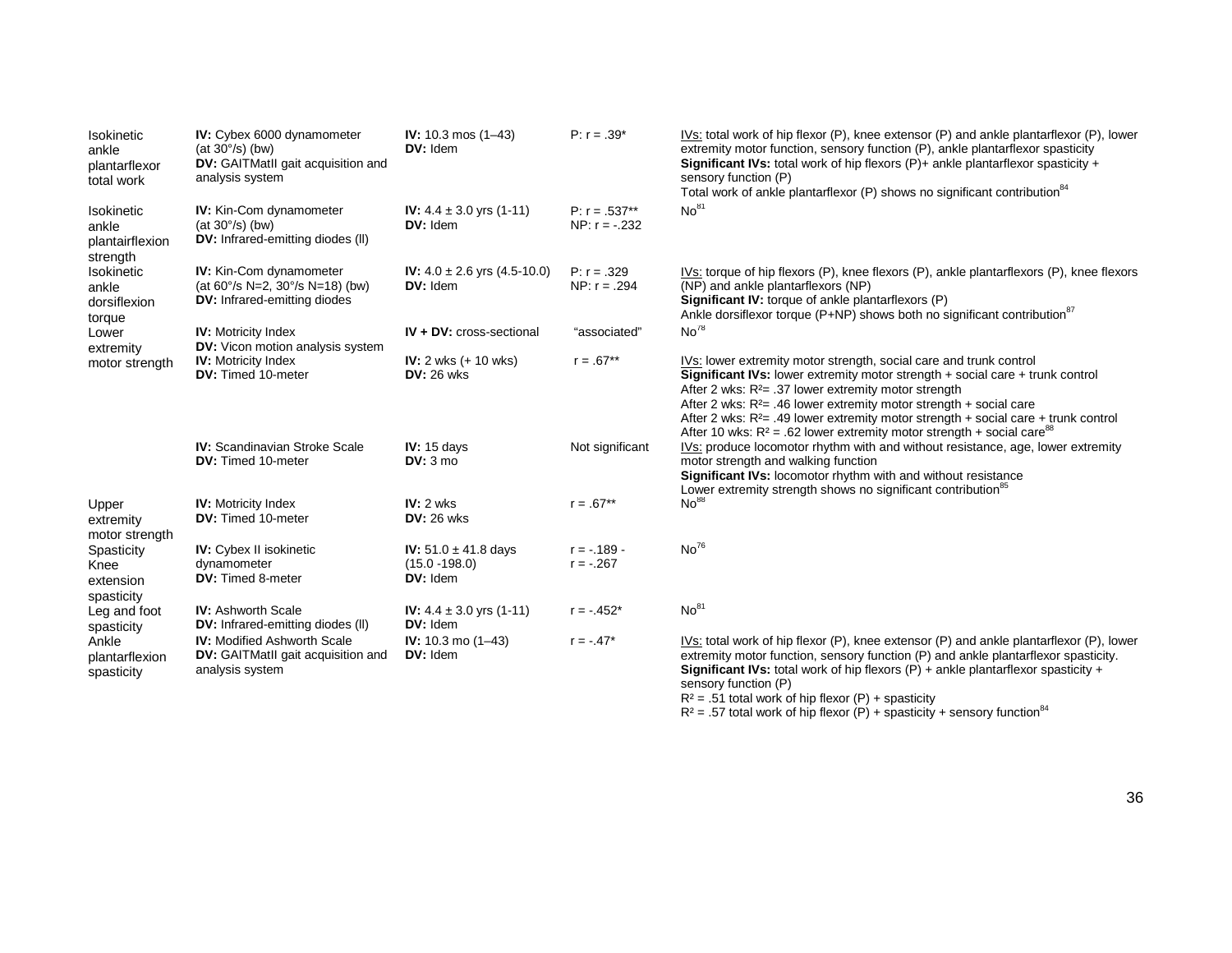| | | | | |
|---|---|---|---|---|
| Isokinetic ankle plantarflexor total work | **IV:** Cybex 6000 dynamometer (at 30°/s) (bw)<br>**DV:** GAITMatII gait acquisition and analysis system | **IV:** 10.3 mos (1–43)<br>**DV:** Idem | P: r = .39* | IVs: total work of hip flexor (P), knee extensor (P) and ankle plantarflexor (P), lower extremity motor function, sensory function (P), ankle plantarflexor spasticity<br>**Significant IVs:** total work of hip flexors (P)+ ankle plantarflexor spasticity + sensory function (P)<br>Total work of ankle plantarflexor (P) shows no significant contribution[84] |
| Isokinetic ankle plantairflexion strength | **IV:** Kin-Com dynamometer (at 30°/s) (bw)<br>**DV:** Infrared-emitting diodes (ll) | **IV:** 4.4 ± 3.0 yrs (1-11)<br>**DV:** Idem | P: r = .537**<br>NP: r = -.232 | No[81] |
| Isokinetic ankle dorsiflexion torque | **IV:** Kin-Com dynamometer (at 60°/s N=2, 30°/s N=18) (bw)<br>**DV:** Infrared-emitting diodes | **IV:** 4.0 ± 2.6 yrs (4.5-10.0)<br>**DV:** Idem | P: r = .329<br>NP: r = .294 | IVs: torque of hip flexors (P), knee flexors (P), ankle plantarflexors (P), knee flexors (NP) and ankle plantarflexors (NP)<br>**Significant IV:** torque of ankle plantarflexors (P)<br>Ankle dorsiflexor torque (P+NP) shows both no significant contribution[87] |
| Lower extremity motor strength | **IV:** Motricity Index<br>**DV:** Vicon motion analysis system | **IV + DV:** cross-sectional | "associated" | No[78] |
| | **IV:** Motricity Index<br>**DV:** Timed 10-meter | **IV:** 2 wks (+ 10 wks)<br>**DV:** 26 wks | r = .67** | IVs: lower extremity motor strength, social care and trunk control<br>**Significant IVs:** lower extremity motor strength + social care + trunk control<br>After 2 wks: $R^2$= .37 lower extremity motor strength<br>After 2 wks: $R^2$= .46 lower extremity motor strength + social care<br>After 2 wks: $R^2$= .49 lower extremity motor strength + social care + trunk control<br>After 10 wks: $R^2$ = .62 lower extremity motor strength + social care[88] |
| | **IV:** Scandinavian Stroke Scale<br>**DV:** Timed 10-meter | **IV:** 15 days<br>**DV:** 3 mo | Not significant | IVs: produce locomotor rhythm with and without resistance, age, lower extremity motor strength and walking function<br>**Significant IVs:** locomotor rhythm with and without resistance<br>Lower extremity strength shows no significant contribution[85] |
| Upper extremity motor strength | **IV:** Motricity Index<br>**DV:** Timed 10-meter | **IV:** 2 wks<br>**DV:** 26 wks | r = .67** | No[88] |
| Spasticity<br>Knee extension spasticity | **IV:** Cybex II isokinetic dynamometer<br>**DV:** Timed 8-meter | **IV:** 51.0 ± 41.8 days (15.0 -198.0)<br>**DV:** Idem | r = -.189 -<br>r = -.267 | No[76] |
| Leg and foot spasticity | **IV:** Ashworth Scale<br>**DV:** Infrared-emitting diodes (ll) | **IV:** 4.4 ± 3.0 yrs (1-11)<br>**DV:** Idem | r = -.452* | No[81] |
| Ankle plantarflexion spasticity | **IV:** Modified Ashworth Scale<br>**DV:** GAITMatII gait acquisition and analysis system | **IV:** 10.3 mo (1–43)<br>**DV:** Idem | r = -.47* | IVs: total work of hip flexor (P), knee extensor (P) and ankle plantarflexor (P), lower extremity motor function, sensory function (P) and ankle plantarflexor spasticity.<br>**Significant IVs:** total work of hip flexors (P) + ankle plantarflexor spasticity + sensory function (P)<br>$R^2$ = .51 total work of hip flexor (P) + spasticity<br>$R^2$ = .57 total work of hip flexor (P) + spasticity + sensory function[84] |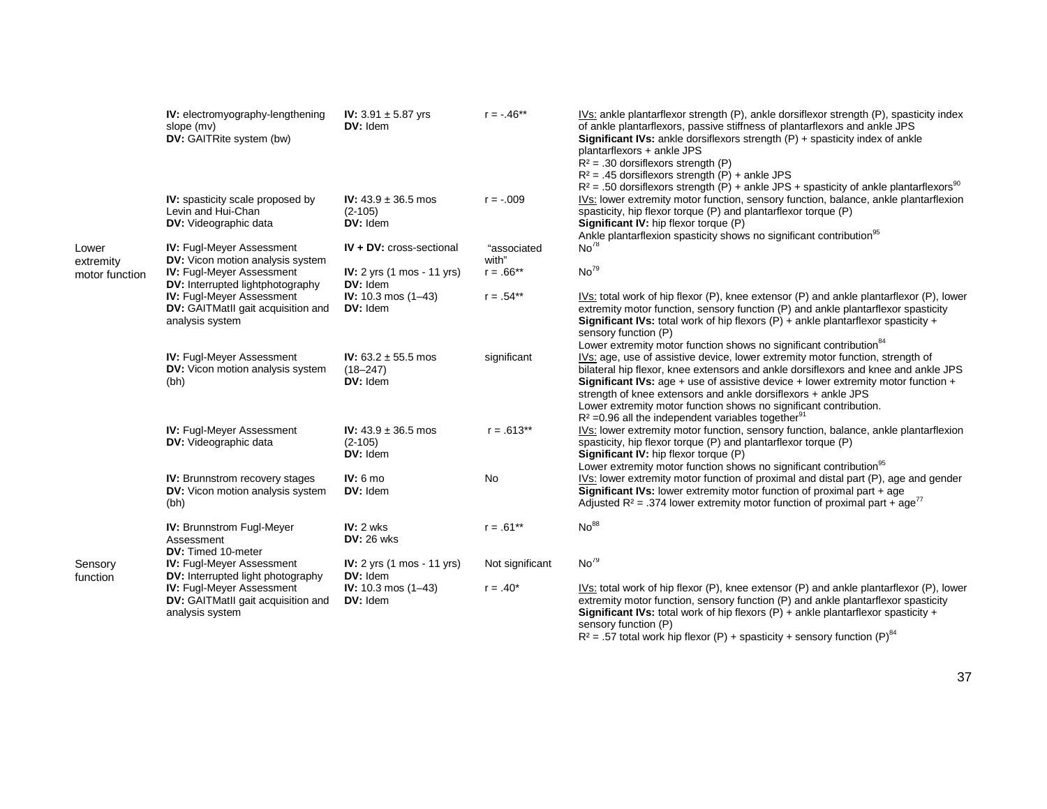| | | | | |
|---|---|---|---|---|
| | **IV:** electromyography-lengthening slope (mv)<br>**DV:** GAITRite system (bw) | **IV:** 3.91 ± 5.87 yrs<br>**DV:** Idem | r = -.46** | IVs: ankle plantarflexor strength (P), ankle dorsiflexor strength (P), spasticity index of ankle plantarflexors, passive stiffness of plantarflexors and ankle JPS<br>**Significant IVs:** ankle dorsiflexors strength (P) + spasticity index of ankle plantarflexors + ankle JPS<br>$R^2$ = .30 dorsiflexors strength (P)<br>$R^2$ = .45 dorsiflexors strength (P) + ankle JPS<br>$R^2$ = .50 dorsiflexors strength (P) + ankle JPS + spasticity of ankle plantarflexors[90] |
| | **IV:** spasticity scale proposed by Levin and Hui-Chan<br>**DV:** Videographic data | **IV:** 43.9 ± 36.5 mos (2-105)<br>**DV:** Idem | r = -.009 | IVs: lower extremity motor function, sensory function, balance, ankle plantarflexion spasticity, hip flexor torque (P) and plantarflexor torque (P)<br>**Significant IV:** hip flexor torque (P)<br>Ankle plantarflexion spasticity shows no significant contribution[95] |
| Lower extremity motor function | **IV:** Fugl-Meyer Assessment<br>**DV:** Vicon motion analysis system | **IV + DV:** cross-sectional | "associated with" | No[78] |
| | **IV:** Fugl-Meyer Assessment<br>**DV:** Interrupted lightphotography | **IV:** 2 yrs (1 mos - 11 yrs)<br>**DV:** Idem | r = .66** | No[79] |
| | **IV:** Fugl-Meyer Assessment<br>**DV:** GAITMatII gait acquisition and analysis system | **IV:** 10.3 mos (1–43)<br>**DV:** Idem | r = .54** | IVs: total work of hip flexor (P), knee extensor (P) and ankle plantarflexor (P), lower extremity motor function, sensory function (P) and ankle plantarflexor spasticity<br>**Significant IVs:** total work of hip flexors (P) + ankle plantarflexor spasticity + sensory function (P)<br>Lower extremity motor function shows no significant contribution[84] |
| | **IV:** Fugl-Meyer Assessment<br>**DV:** Vicon motion analysis system (bh) | **IV:** 63.2 ± 55.5 mos (18–247)<br>**DV:** Idem | significant | IVs: age, use of assistive device, lower extremity motor function, strength of bilateral hip flexor, knee extensors and ankle dorsiflexors and knee and ankle JPS<br>**Significant IVs:** age + use of assistive device + lower extremity motor function + strength of knee extensors and ankle dorsiflexors + ankle JPS<br>Lower extremity motor function shows no significant contribution.<br>$R^2$ =0.96 all the independent variables together[91] |
| | **IV:** Fugl-Meyer Assessment<br>**DV:** Videographic data | **IV:** 43.9 ± 36.5 mos (2-105)<br>**DV:** Idem | r = .613** | IVs: lower extremity motor function, sensory function, balance, ankle plantarflexion spasticity, hip flexor torque (P) and plantarflexor torque (P)<br>**Significant IV:** hip flexor torque (P)<br>Lower extremity motor function shows no significant contribution[95] |
| | **IV:** Brunnstrom recovery stages<br>**DV:** Vicon motion analysis system (bh) | **IV:** 6 mo<br>**DV:** Idem | No | IVs: lower extremity motor function of proximal and distal part (P), age and gender<br>**Significant IVs:** lower extremity motor function of proximal part + age<br>Adjusted $R^2$ = .374 lower extremity motor function of proximal part + age[77] |
| | **IV:** Brunnstrom Fugl-Meyer Assessment<br>**DV:** Timed 10-meter | **IV:** 2 wks<br>**DV:** 26 wks | r = .61** | No[88] |
| Sensory function | **IV:** Fugl-Meyer Assessment<br>**DV:** Interrupted light photography | **IV:** 2 yrs (1 mos - 11 yrs)<br>**DV:** Idem | Not significant | No[79] |
| | **IV:** Fugl-Meyer Assessment<br>**DV:** GAITMatII gait acquisition and analysis system | **IV:** 10.3 mos (1–43)<br>**DV:** Idem | r = .40* | IVs: total work of hip flexor (P), knee extensor (P) and ankle plantarflexor (P), lower extremity motor function, sensory function (P) and ankle plantarflexor spasticity<br>**Significant IVs:** total work of hip flexors (P) + ankle plantarflexor spasticity + sensory function (P)<br>$R^2$ = .57 total work hip flexor (P) + spasticity + sensory function (P)[84] |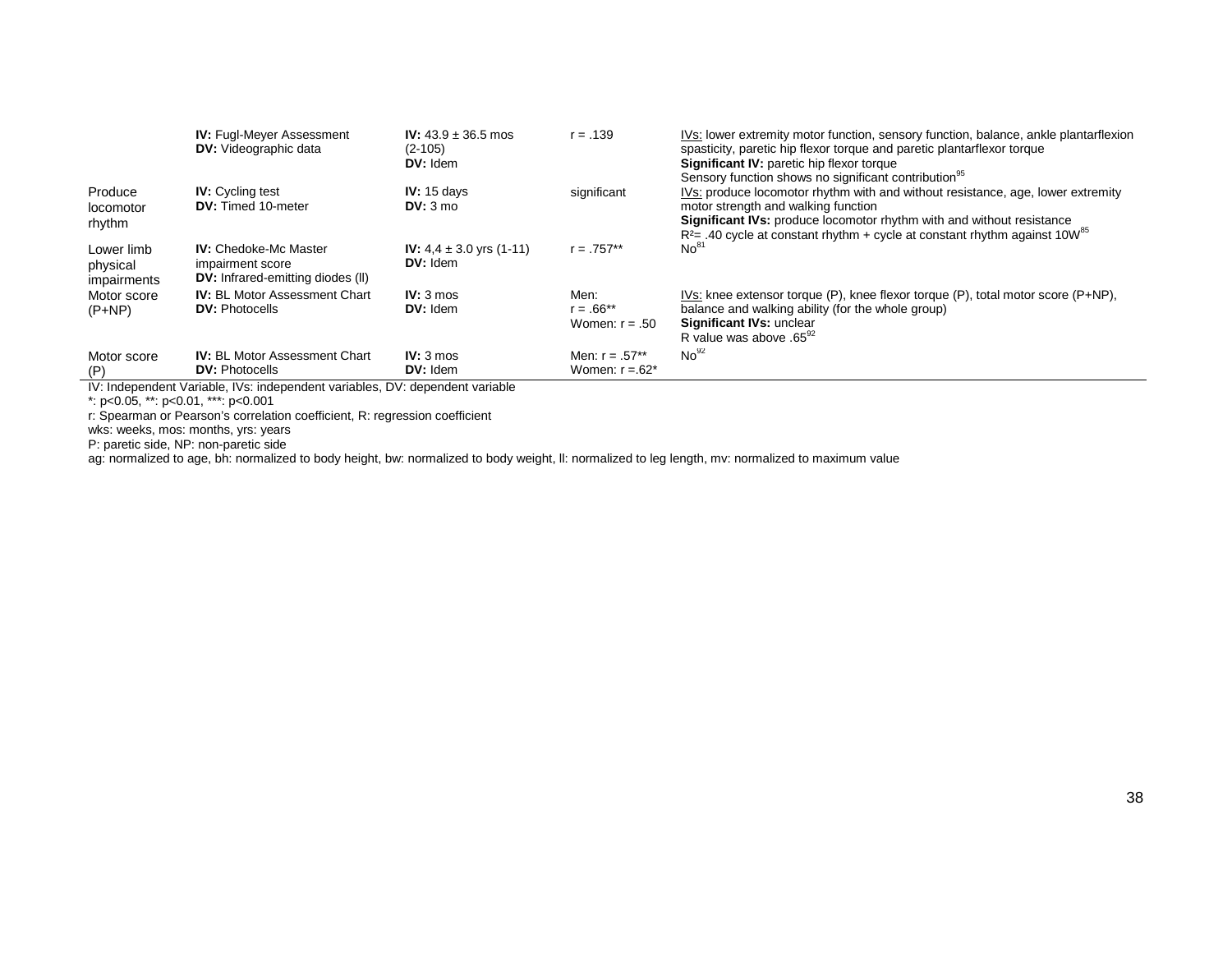| | | | | |
|---|---|---|---|---|
| | **IV:** Fugl-Meyer Assessment<br>**DV:** Videographic data | **IV:** 43.9 ± 36.5 mos (2-105)<br>**DV:** Idem | r = .139 | IVs: lower extremity motor function, sensory function, balance, ankle plantarflexion spasticity, paretic hip flexor torque and paretic plantarflexor torque<br>**Significant IV:** paretic hip flexor torque<br>Sensory function shows no significant contribution[95] |
| Produce locomotor rhythm | **IV:** Cycling test<br>**DV:** Timed 10-meter | **IV:** 15 days<br>**DV:** 3 mo | significant | IVs: produce locomotor rhythm with and without resistance, age, lower extremity motor strength and walking function<br>**Significant IVs:** produce locomotor rhythm with and without resistance<br>$R^2$= .40 cycle at constant rhythm + cycle at constant rhythm against 10W[85] |
| Lower limb physical impairments | **IV:** Chedoke-Mc Master impairment score<br>**DV:** Infrared-emitting diodes (ll) | **IV:** 4,4 ± 3.0 yrs (1-11)<br>**DV:** Idem | r = .757** | No[81] |
| Motor score (P+NP) | **IV:** BL Motor Assessment Chart<br>**DV:** Photocells | **IV:** 3 mos<br>**DV:** Idem | Men:<br>r = .66**<br>Women: r = .50 | IVs: knee extensor torque (P), knee flexor torque (P), total motor score (P+NP), balance and walking ability (for the whole group)<br>**Significant IVs:** unclear<br>R value was above .65[92] |
| Motor score (P) | **IV:** BL Motor Assessment Chart<br>**DV:** Photocells | **IV:** 3 mos<br>**DV:** Idem | Men: r = .57**<br>Women: r =.62* | No[92] |

IV: Independent Variable, IVs: independent variables, DV: dependent variable
*: p<0.05, **: p<0.01, ***: p<0.001
r: Spearman or Pearson's correlation coefficient, R: regression coefficient
wks: weeks, mos: months, yrs: years
P: paretic side, NP: non-paretic side
ag: normalized to age, bh: normalized to body height, bw: normalized to body weight, ll: normalized to leg length, mv: normalized to maximum value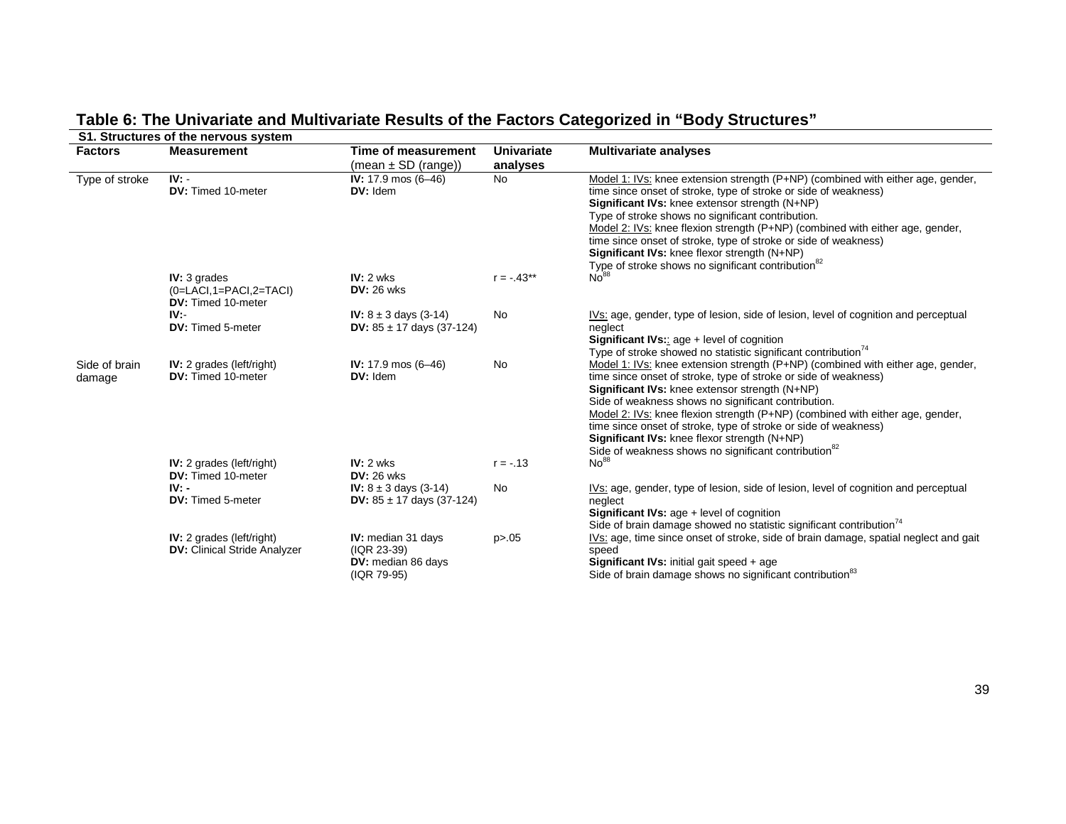## Table 6: The Univariate and Multivariate Results of the Factors Categorized in "Body Structures"

**S1. Structures of the nervous system**

| Factors | Measurement | Time of measurement (mean ± SD (range)) | Univariate analyses | Multivariate analyses |
|---|---|---|---|---|
| Type of stroke | **IV:** - **DV:** Timed 10-meter | **IV:** 17.9 mos (6–46) **DV:** Idem | No | Model 1: IVs: knee extension strength (P+NP) (combined with either age, gender, time since onset of stroke, type of stroke or side of weakness) **Significant IVs:** knee extensor strength (N+NP) Type of stroke shows no significant contribution. Model 2: IVs: knee flexion strength (P+NP) (combined with either age, gender, time since onset of stroke, type of stroke or side of weakness) **Significant IVs:** knee flexor strength (N+NP) Type of stroke shows no significant contribution[82] |
| | **IV:** 3 grades (0=LACI,1=PACI,2=TACI) **DV:** Timed 10-meter | **IV:** 2 wks **DV:** 26 wks | r = -.43** | No[88] |
| | **IV:**- **DV:** Timed 5-meter | **IV:** 8 ± 3 days (3-14) **DV:** 85 ± 17 days (37-124) | No | IVs: age, gender, type of lesion, side of lesion, level of cognition and perceptual neglect **Significant IVs:**: age + level of cognition Type of stroke showed no statistic significant contribution[74] |
| Side of brain damage | **IV:** 2 grades (left/right) **DV:** Timed 10-meter | **IV:** 17.9 mos (6–46) **DV:** Idem | No | Model 1: IVs: knee extension strength (P+NP) (combined with either age, gender, time since onset of stroke, type of stroke or side of weakness) **Significant IVs:** knee extensor strength (N+NP) Side of weakness shows no significant contribution. Model 2: IVs: knee flexion strength (P+NP) (combined with either age, gender, time since onset of stroke, type of stroke or side of weakness) **Significant IVs:** knee flexor strength (N+NP) Side of weakness shows no significant contribution[82] |
| | **IV:** 2 grades (left/right) **DV:** Timed 10-meter | **IV:** 2 wks **DV:** 26 wks | r = -.13 | No[88] |
| | **IV:** - **DV:** Timed 5-meter | **IV:** 8 ± 3 days (3-14) **DV:** 85 ± 17 days (37-124) | No | IVs: age, gender, type of lesion, side of lesion, level of cognition and perceptual neglect **Significant IVs:** age + level of cognition Side of brain damage showed no statistic significant contribution[74] |
| | **IV:** 2 grades (left/right) **DV:** Clinical Stride Analyzer | **IV:** median 31 days (IQR 23-39) **DV:** median 86 days (IQR 79-95) | p>.05 | IVs: age, time since onset of stroke, side of brain damage, spatial neglect and gait speed **Significant IVs:** initial gait speed + age Side of brain damage shows no significant contribution[83] |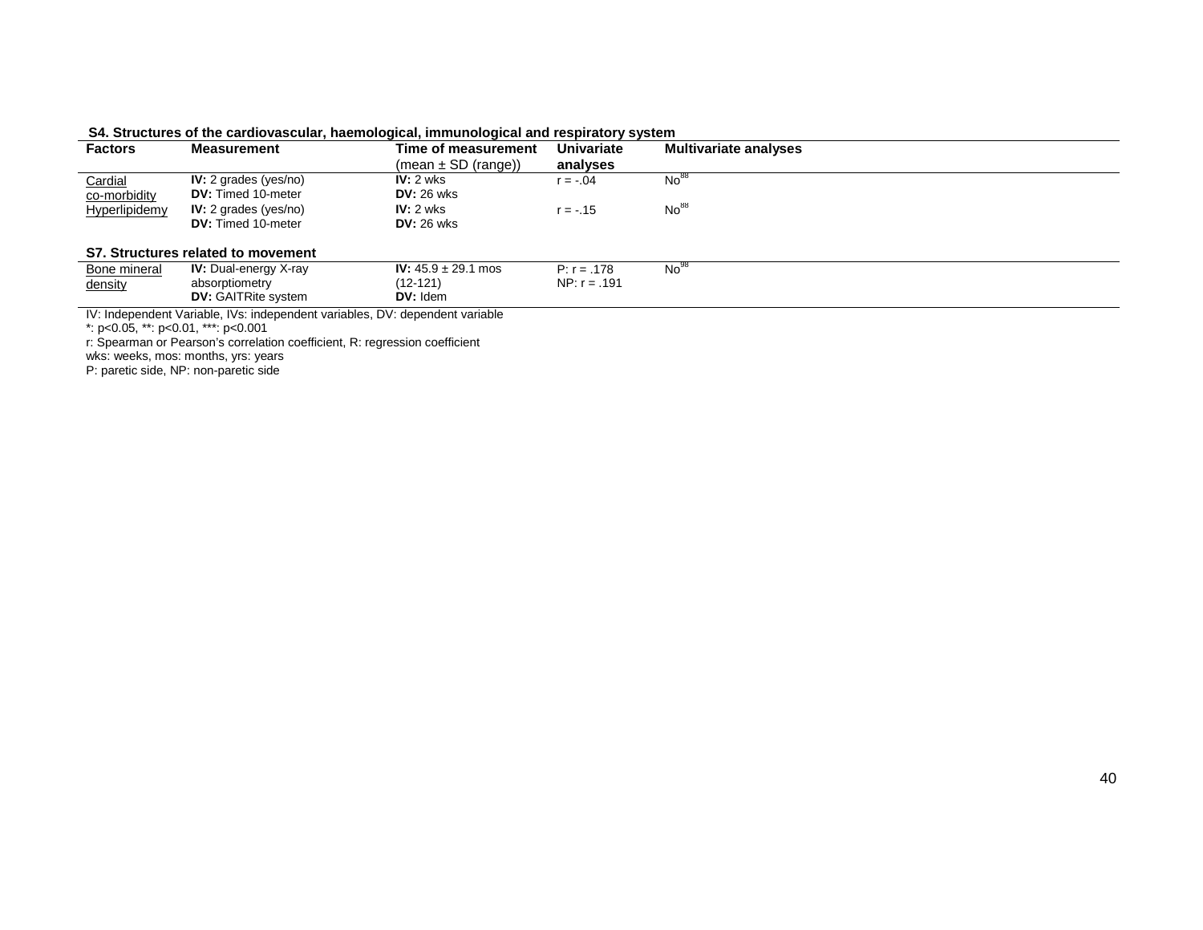**S4. Structures of the cardiovascular, haemological, immunological and respiratory system**

| Factors | Measurement | Time of measurement (mean ± SD (range)) | Univariate analyses | Multivariate analyses |
|---|---|---|---|---|
| Cardial co-morbidity | **IV:** 2 grades (yes/no)<br>**DV:** Timed 10-meter | **IV:** 2 wks<br>**DV:** 26 wks | r = -.04 | No[88] |
| Hyperlipidemy | **IV:** 2 grades (yes/no)<br>**DV:** Timed 10-meter | **IV:** 2 wks<br>**DV:** 26 wks | r = -.15 | No[88] |

**S7. Structures related to movement**

| Factors | Measurement | Time of measurement (mean ± SD (range)) | Univariate analyses | Multivariate analyses |
|---|---|---|---|---|
| Bone mineral density | **IV:** Dual-energy X-ray absorptiometry<br>**DV:** GAITRite system | **IV:** 45.9 ± 29.1 mos (12-121)<br>**DV:** Idem | P: r = .178<br>NP: r = .191 | No[98] |

IV: Independent Variable, IVs: independent variables, DV: dependent variable
*: p<0.05, **: p<0.01, ***: p<0.001
r: Spearman or Pearson's correlation coefficient, R: regression coefficient
wks: weeks, mos: months, yrs: years
P: paretic side, NP: non-paretic side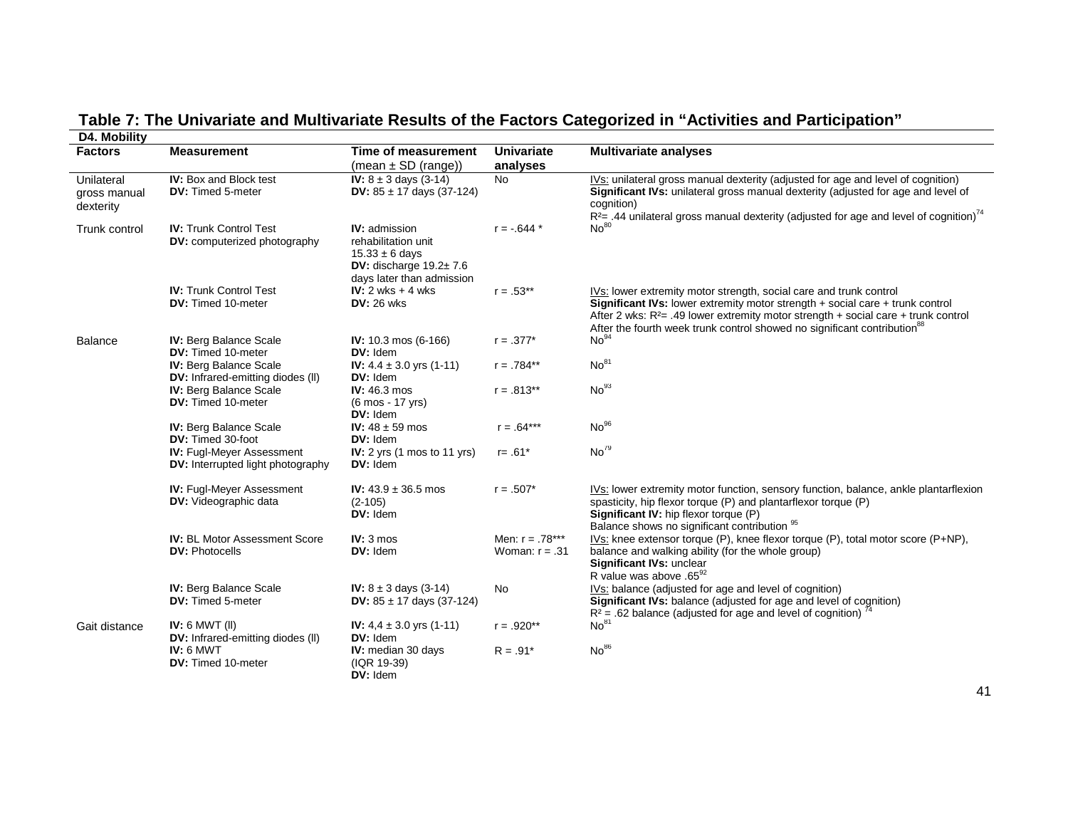## Table 7: The Univariate and Multivariate Results of the Factors Categorized in "Activities and Participation"

**D4. Mobility**

| Factors | Measurement | Time of measurement (mean ± SD (range)) | Univariate analyses | Multivariate analyses |
|---|---|---|---|---|
| Unilateral gross manual dexterity | **IV:** Box and Block test<br>**DV:** Timed 5-meter | **IV:** 8 ± 3 days (3-14)<br>**DV:** 85 ± 17 days (37-124) | No | IVs: unilateral gross manual dexterity (adjusted for age and level of cognition)<br>**Significant IVs:** unilateral gross manual dexterity (adjusted for age and level of cognition)<br>$R^2$= .44 unilateral gross manual dexterity (adjusted for age and level of cognition)[74] |
| Trunk control | **IV:** Trunk Control Test<br>**DV:** computerized photography | **IV:** admission rehabilitation unit 15.33 ± 6 days<br>**DV:** discharge 19.2± 7.6 days later than admission | r = -.644 * | No[80] |
| | **IV:** Trunk Control Test<br>**DV:** Timed 10-meter | **IV:** 2 wks + 4 wks<br>**DV:** 26 wks | r = .53** | IVs: lower extremity motor strength, social care and trunk control<br>**Significant IVs:** lower extremity motor strength + social care + trunk control<br>After 2 wks: $R^2$= .49 lower extremity motor strength + social care + trunk control<br>After the fourth week trunk control showed no significant contribution[88] |
| Balance | **IV:** Berg Balance Scale<br>**DV:** Timed 10-meter | **IV:** 10.3 mos (6-166)<br>**DV:** Idem | r = .377* | No[94] |
| | **IV:** Berg Balance Scale<br>**DV:** Infrared-emitting diodes (ll) | **IV:** 4.4 ± 3.0 yrs (1-11)<br>**DV:** Idem | r = .784** | No[81] |
| | **IV:** Berg Balance Scale<br>**DV:** Timed 10-meter | **IV:** 46.3 mos (6 mos - 17 yrs)<br>**DV:** Idem | r = .813** | No[93] |
| | **IV:** Berg Balance Scale<br>**DV:** Timed 30-foot | **IV:** 48 ± 59 mos<br>**DV:** Idem | r = .64*** | No[96] |
| | **IV:** Fugl-Meyer Assessment<br>**DV:** Interrupted light photography | **IV:** 2 yrs (1 mos to 11 yrs)<br>**DV:** Idem | r= .61* | No[79] |
| | **IV:** Fugl-Meyer Assessment<br>**DV:** Videographic data | **IV:** 43.9 ± 36.5 mos (2-105)<br>**DV:** Idem | r = .507* | IVs: lower extremity motor function, sensory function, balance, ankle plantarflexion spasticity, hip flexor torque (P) and plantarflexor torque (P)<br>**Significant IV:** hip flexor torque (P)<br>Balance shows no significant contribution[95] |
| | **IV:** BL Motor Assessment Score<br>**DV:** Photocells | **IV:** 3 mos<br>**DV:** Idem | Men: r = .78***<br>Woman: r = .31 | IVs: knee extensor torque (P), knee flexor torque (P), total motor score (P+NP), balance and walking ability (for the whole group)<br>**Significant IVs:** unclear<br>R value was above .65[92] |
| | **IV:** Berg Balance Scale<br>**DV:** Timed 5-meter | **IV:** 8 ± 3 days (3-14)<br>**DV:** 85 ± 17 days (37-124) | No | IVs: balance (adjusted for age and level of cognition)<br>**Significant IVs:** balance (adjusted for age and level of cognition)<br>$R^2$ = .62 balance (adjusted for age and level of cognition)[74] |
| Gait distance | **IV:** 6 MWT (ll)<br>**DV:** Infrared-emitting diodes (ll) | **IV:** 4,4 ± 3.0 yrs (1-11)<br>**DV:** Idem | r = .920** | No[81] |
| | **IV:** 6 MWT<br>**DV:** Timed 10-meter | **IV:** median 30 days (IQR 19-39)<br>**DV:** Idem | R = .91* | No[86] |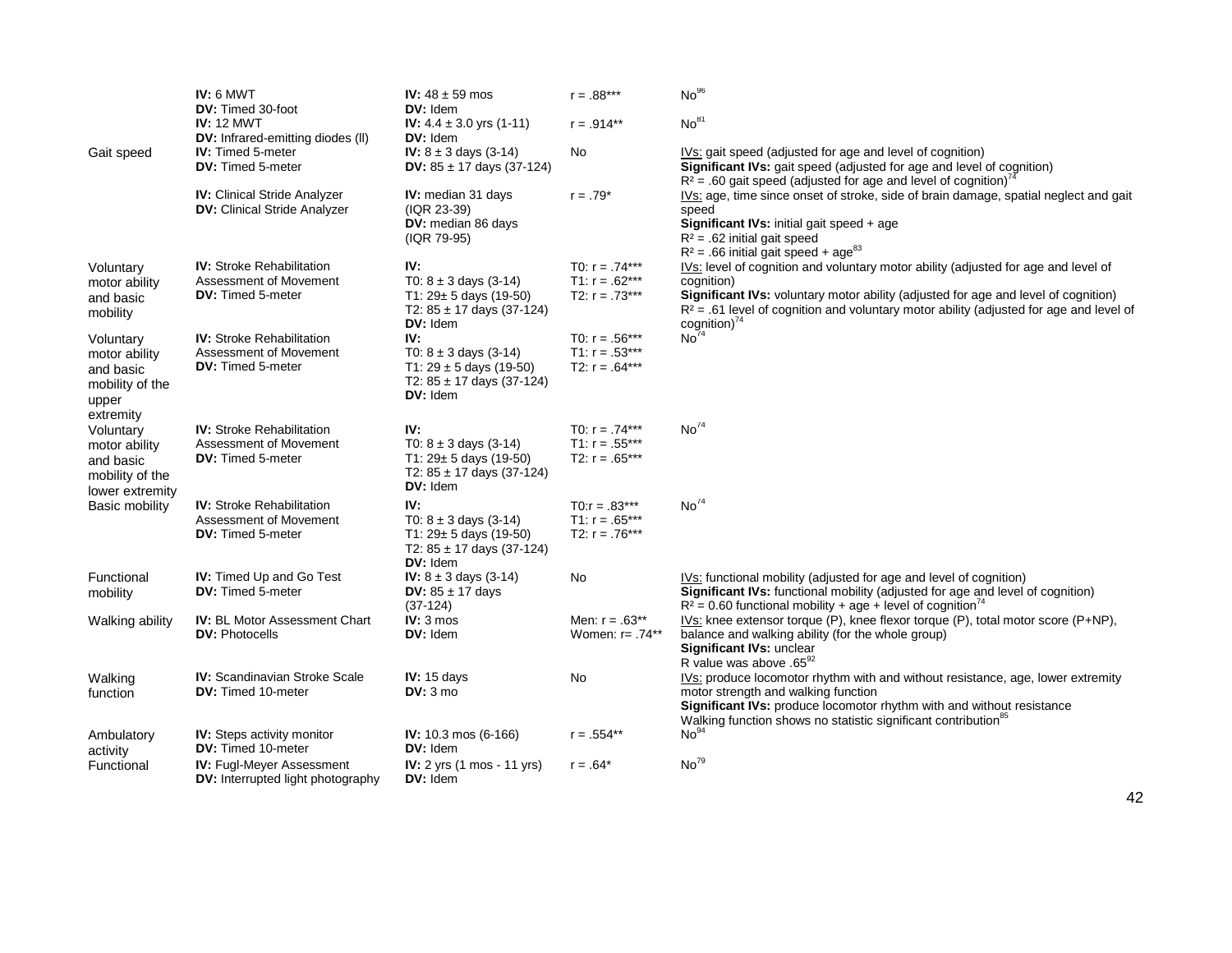| | | | | |
|---|---|---|---|---|
| | **IV:** 6 MWT<br>**DV:** Timed 30-foot | **IV:** 48 ± 59 mos<br>**DV:** Idem | r = .88*** | No[96] |
| | **IV:** 12 MWT<br>**DV:** Infrared-emitting diodes (ll) | **IV:** 4.4 ± 3.0 yrs (1-11)<br>**DV:** Idem | r = .914** | No[81] |
| Gait speed | **IV:** Timed 5-meter<br>**DV:** Timed 5-meter | **IV:** 8 ± 3 days (3-14)<br>**DV:** 85 ± 17 days (37-124) | No | IVs: gait speed (adjusted for age and level of cognition)<br>**Significant IVs:** gait speed (adjusted for age and level of cognition)<br>$R^2$ = .60 gait speed (adjusted for age and level of cognition)[74] |
| | **IV:** Clinical Stride Analyzer<br>**DV:** Clinical Stride Analyzer | **IV:** median 31 days (IQR 23-39)<br>**DV:** median 86 days (IQR 79-95) | r = .79* | IVs: age, time since onset of stroke, side of brain damage, spatial neglect and gait speed<br>**Significant IVs:** initial gait speed + age<br>$R^2$ = .62 initial gait speed<br>$R^2$ = .66 initial gait speed + age[83] |
| Voluntary motor ability and basic mobility | **IV:** Stroke Rehabilitation Assessment of Movement<br>**DV:** Timed 5-meter | **IV:**<br>T0: 8 ± 3 days (3-14)<br>T1: 29± 5 days (19-50)<br>T2: 85 ± 17 days (37-124)<br>**DV:** Idem | T0: r = .74***<br>T1: r = .62***<br>T2: r = .73*** | IVs: level of cognition and voluntary motor ability (adjusted for age and level of cognition)<br>**Significant IVs:** voluntary motor ability (adjusted for age and level of cognition)<br>$R^2$ = .61 level of cognition and voluntary motor ability (adjusted for age and level of cognition)[74] |
| Voluntary motor ability and basic mobility of the upper extremity | **IV:** Stroke Rehabilitation Assessment of Movement<br>**DV:** Timed 5-meter | **IV:**<br>T0: 8 ± 3 days (3-14)<br>T1: 29 ± 5 days (19-50)<br>T2: 85 ± 17 days (37-124)<br>**DV:** Idem | T0: r = .56***<br>T1: r = .53***<br>T2: r = .64*** | No[74] |
| Voluntary motor ability and basic mobility of the lower extremity | **IV:** Stroke Rehabilitation Assessment of Movement<br>**DV:** Timed 5-meter | **IV:**<br>T0: 8 ± 3 days (3-14)<br>T1: 29± 5 days (19-50)<br>T2: 85 ± 17 days (37-124)<br>**DV:** Idem | T0: r = .74***<br>T1: r = .55***<br>T2: r = .65*** | No[74] |
| Basic mobility | **IV:** Stroke Rehabilitation Assessment of Movement<br>**DV:** Timed 5-meter | **IV:**<br>T0: 8 ± 3 days (3-14)<br>T1: 29± 5 days (19-50)<br>T2: 85 ± 17 days (37-124)<br>**DV:** Idem | T0:r = .83***<br>T1: r = .65***<br>T2: r = .76*** | No[74] |
| Functional mobility | **IV:** Timed Up and Go Test<br>**DV:** Timed 5-meter | **IV:** 8 ± 3 days (3-14)<br>**DV:** 85 ± 17 days (37-124) | No | IVs: functional mobility (adjusted for age and level of cognition)<br>**Significant IVs:** functional mobility (adjusted for age and level of cognition)<br>$R^2$ = 0.60 functional mobility + age + level of cognition[74] |
| Walking ability | **IV:** BL Motor Assessment Chart<br>**DV:** Photocells | **IV:** 3 mos<br>**DV:** Idem | Men: r = .63**<br>Women: r= .74** | IVs: knee extensor torque (P), knee flexor torque (P), total motor score (P+NP), balance and walking ability (for the whole group)<br>**Significant IVs:** unclear<br>R value was above .65[92] |
| Walking function | **IV:** Scandinavian Stroke Scale<br>**DV:** Timed 10-meter | **IV:** 15 days<br>**DV:** 3 mo | No | IVs: produce locomotor rhythm with and without resistance, age, lower extremity motor strength and walking function<br>**Significant IVs:** produce locomotor rhythm with and without resistance<br>Walking function shows no statistic significant contribution[85] |
| Ambulatory activity | **IV:** Steps activity monitor<br>**DV:** Timed 10-meter | **IV:** 10.3 mos (6-166)<br>**DV:** Idem | r = .554** | No[94] |
| Functional | **IV:** Fugl-Meyer Assessment<br>**DV:** Interrupted light photography | **IV:** 2 yrs (1 mos - 11 yrs)<br>**DV:** Idem | r = .64* | No[79] |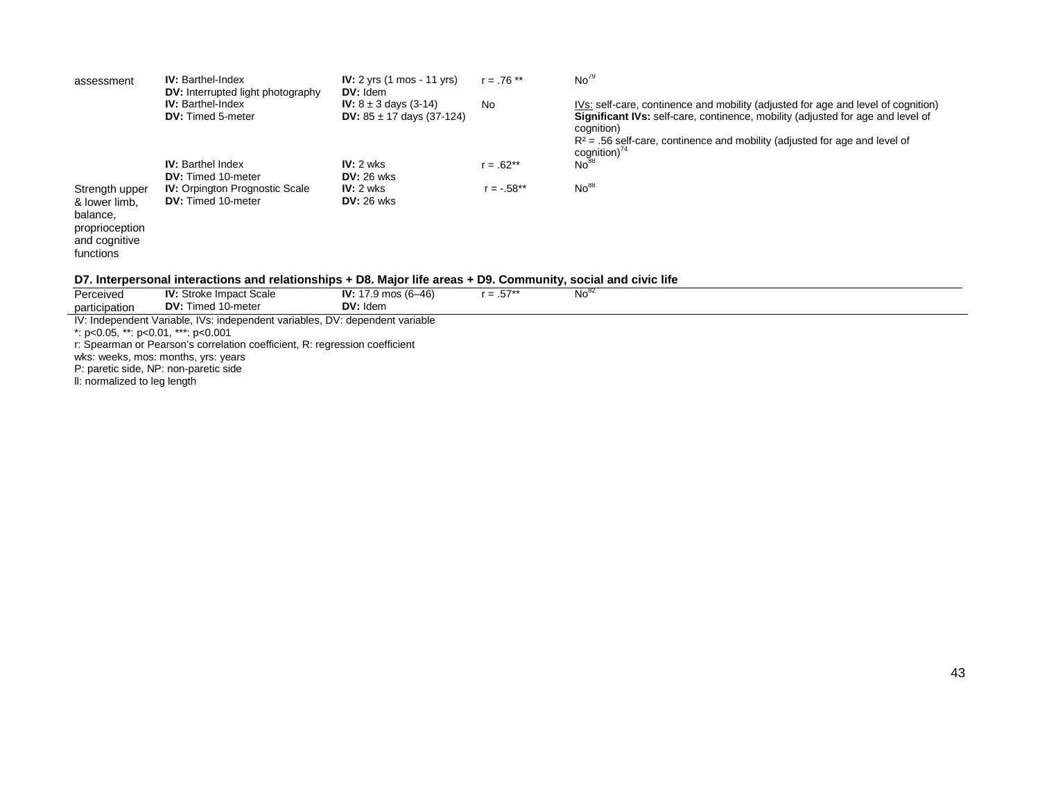| | | | | |
|---|---|---|---|---|
| assessment | **IV:** Barthel-Index<br>**DV:** Interrupted light photography | **IV:** 2 yrs (1 mos - 11 yrs)<br>**DV:** Idem | r = .76 ** | No[79] |
| | **IV:** Barthel-Index<br>**DV:** Timed 5-meter | **IV:** 8 ± 3 days (3-14)<br>**DV:** 85 ± 17 days (37-124) | No | IVs: self-care, continence and mobility (adjusted for age and level of cognition)<br>**Significant IVs:** self-care, continence, mobility (adjusted for age and level of cognition)<br>$R^2$ = .56 self-care, continence and mobility (adjusted for age and level of cognition)[74] |
| | **IV:** Barthel Index<br>**DV:** Timed 10-meter | **IV:** 2 wks<br>**DV:** 26 wks | r = .62** | No[88] |
| Strength upper & lower limb, balance, proprioception and cognitive functions | **IV:** Orpington Prognostic Scale<br>**DV:** Timed 10-meter | **IV:** 2 wks<br>**DV:** 26 wks | r = -.58** | No[88] |

**D7. Interpersonal interactions and relationships + D8. Major life areas + D9. Community, social and civic life**

| | | | | |
|---|---|---|---|---|
| Perceived participation | **IV:** Stroke Impact Scale<br>**DV:** Timed 10-meter | **IV:** 17.9 mos (6–46)<br>**DV:** Idem | r = .57** | No[82] |

IV: Independent Variable, IVs: independent variables, DV: dependent variable
*: p<0.05, **: p<0.01, ***: p<0.001
r: Spearman or Pearson's correlation coefficient, R: regression coefficient
wks: weeks, mos: months, yrs: years
P: paretic side, NP: non-paretic side
ll: normalized to leg length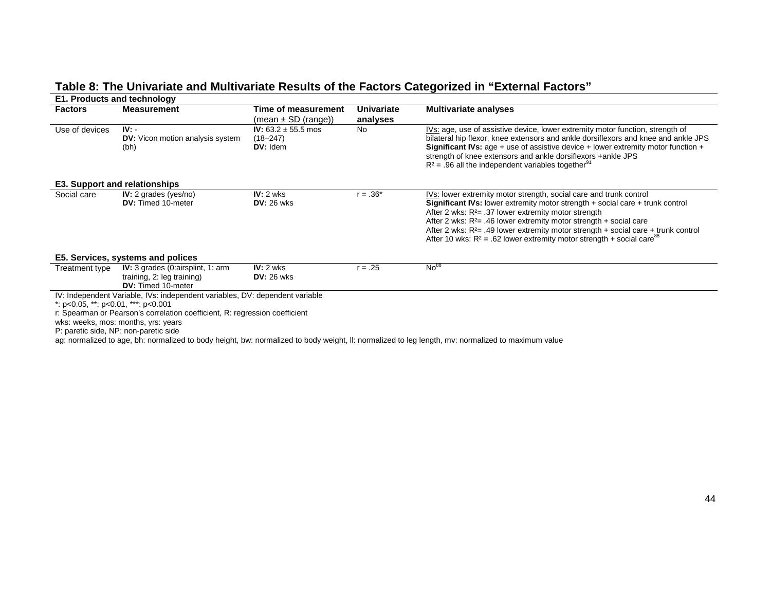**Table 8: The Univariate and Multivariate Results of the Factors Categorized in "External Factors"**

| Factors | Measurement | Time of measurement (mean ± SD (range)) | Univariate analyses | Multivariate analyses |
|---|---|---|---|---|
| **E1. Products and technology** | | | | |
| Use of devices | **IV:** - <br> **DV:** Vicon motion analysis system (bh) | **IV:** 63.2 ± 55.5 mos (18–247) <br> **DV:** Idem | No | IVs: age, use of assistive device, lower extremity motor function, strength of bilateral hip flexor, knee extensors and ankle dorsiflexors and knee and ankle JPS <br> **Significant IVs:** age + use of assistive device + lower extremity motor function + strength of knee extensors and ankle dorsiflexors +ankle JPS <br> $R^2$ = .96 all the independent variables together[91] |
| **E3. Support and relationships** | | | | |
| Social care | **IV:** 2 grades (yes/no) <br> **DV:** Timed 10-meter | **IV:** 2 wks <br> **DV:** 26 wks | r = .36* | IVs: lower extremity motor strength, social care and trunk control <br> **Significant IVs:** lower extremity motor strength + social care + trunk control <br> After 2 wks: $R^2$= .37 lower extremity motor strength <br> After 2 wks: $R^2$= .46 lower extremity motor strength + social care <br> After 2 wks: $R^2$= .49 lower extremity motor strength + social care + trunk control <br> After 10 wks: $R^2$ = .62 lower extremity motor strength + social care[88] |
| **E5. Services, systems and polices** | | | | |
| Treatment type | **IV:** 3 grades (0:airsplint, 1: arm training, 2: leg training) <br> **DV:** Timed 10-meter | **IV:** 2 wks <br> **DV:** 26 wks | r = .25 | No[88] |

IV: Independent Variable, IVs: independent variables, DV: dependent variable
*: p<0.05, **: p<0.01, ***: p<0.001
r: Spearman or Pearson's correlation coefficient, R: regression coefficient
wks: weeks, mos: months, yrs: years
P: paretic side, NP: non-paretic side
ag: normalized to age, bh: normalized to body height, bw: normalized to body weight, ll: normalized to leg length, mv: normalized to maximum value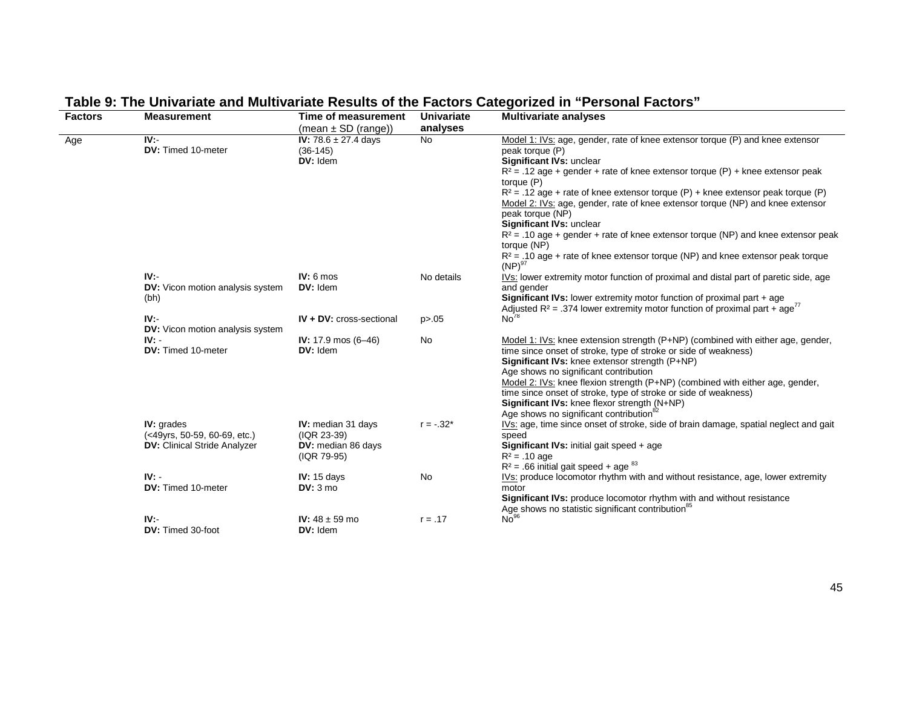**Table 9: The Univariate and Multivariate Results of the Factors Categorized in “Personal Factors”**

| Factors | Measurement | Time of measurement (mean ± SD (range)) | Univariate analyses | Multivariate analyses |
|---|---|---|---|---|
| Age | **IV:**- <br> **DV:** Timed 10-meter | **IV:** 78.6 ± 27.4 days (36-145) <br> **DV:** Idem | No | Model 1: IVs: age, gender, rate of knee extensor torque (P) and knee extensor peak torque (P) <br> **Significant IVs:** unclear <br> $R^2$ = .12 age + gender + rate of knee extensor torque (P) + knee extensor peak torque (P) <br> $R^2$ = .12 age + rate of knee extensor torque (P) + knee extensor peak torque (P) <br> Model 2: IVs: age, gender, rate of knee extensor torque (NP) and knee extensor peak torque (NP) <br> **Significant IVs:** unclear <br> $R^2$ = .10 age + gender + rate of knee extensor torque (NP) and knee extensor peak torque (NP) <br> $R^2$ = .10 age + rate of knee extensor torque (NP) and knee extensor peak torque (NP)[97] |
| | **IV:**- <br> **DV:** Vicon motion analysis system (bh) | **IV:** 6 mos <br> **DV:** Idem | No details | IVs: lower extremity motor function of proximal and distal part of paretic side, age and gender <br> **Significant IVs:** lower extremity motor function of proximal part + age <br> Adjusted $R^2$ = .374 lower extremity motor function of proximal part + age[77] |
| | **IV:**- <br> **DV:** Vicon motion analysis system | **IV + DV:** cross-sectional | p>.05 | No[78] |
| | **IV:** - <br> **DV:** Timed 10-meter | **IV:** 17.9 mos (6–46) <br> **DV:** Idem | No | Model 1: IVs: knee extension strength (P+NP) (combined with either age, gender, time since onset of stroke, type of stroke or side of weakness) <br> **Significant IVs:** knee extensor strength (P+NP) <br> Age shows no significant contribution <br> Model 2: IVs: knee flexion strength (P+NP) (combined with either age, gender, time since onset of stroke, type of stroke or side of weakness) <br> **Significant IVs:** knee flexor strength (N+NP) <br> Age shows no significant contribution[82] |
| | **IV:** grades (<49yrs, 50-59, 60-69, etc.) <br> **DV:** Clinical Stride Analyzer | **IV:** median 31 days (IQR 23-39) <br> **DV:** median 86 days (IQR 79-95) | r = -.32* | IVs: age, time since onset of stroke, side of brain damage, spatial neglect and gait speed <br> **Significant IVs:** initial gait speed + age <br> $R^2$ = .10 age <br> $R^2$ = .66 initial gait speed + age[83] |
| | **IV:** - <br> **DV:** Timed 10-meter | **IV:** 15 days <br> **DV:** 3 mo | No | IVs: produce locomotor rhythm with and without resistance, age, lower extremity motor <br> **Significant IVs:** produce locomotor rhythm with and without resistance <br> Age shows no statistic significant contribution[85] |
| | **IV:**- <br> **DV:** Timed 30-foot | **IV:** 48 ± 59 mo <br> **DV:** Idem | r = .17 | No[96] |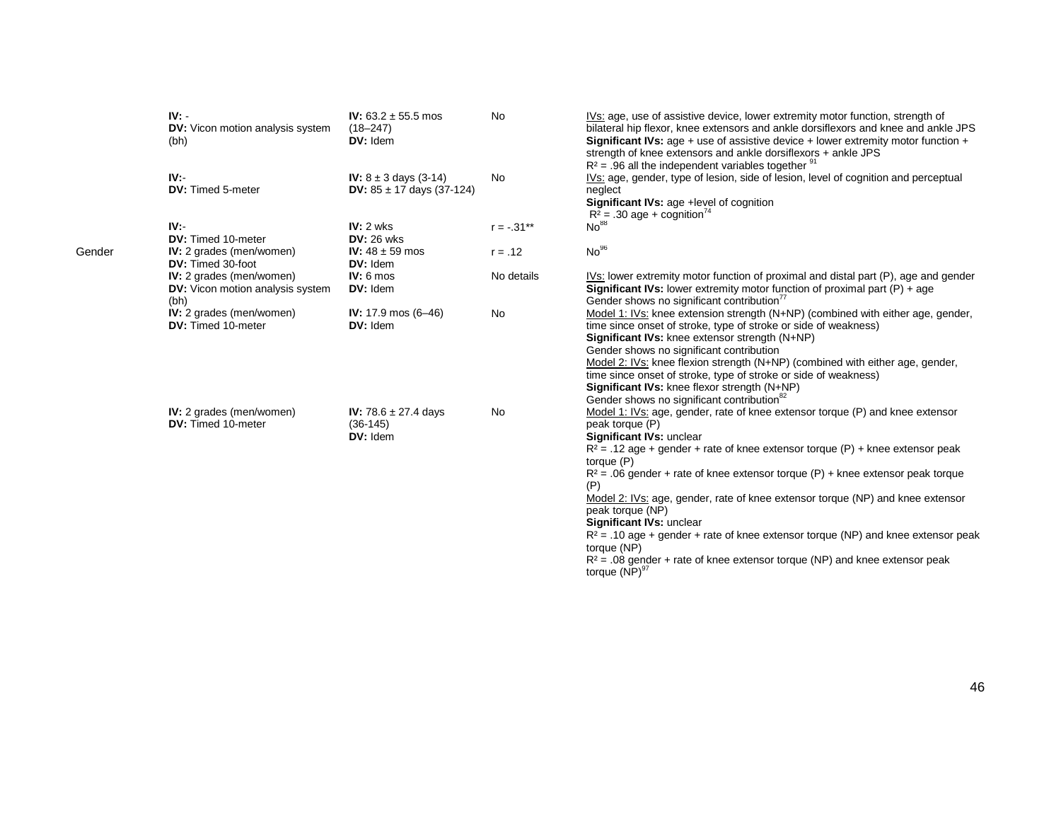| | | | | |
|---|---|---|---|---|
| | **IV:** - <br> **DV:** Vicon motion analysis system (bh) | **IV:** 63.2 ± 55.5 mos (18–247) <br> **DV:** Idem | No | IVs: age, use of assistive device, lower extremity motor function, strength of bilateral hip flexor, knee extensors and ankle dorsiflexors and knee and ankle JPS <br> **Significant IVs:** age + use of assistive device + lower extremity motor function + strength of knee extensors and ankle dorsiflexors + ankle JPS <br> $R^2$ = .96 all the independent variables together [91] |
| | **IV:**- <br> **DV:** Timed 5-meter | **IV:** 8 ± 3 days (3-14) <br> **DV:** 85 ± 17 days (37-124) | No | IVs: age, gender, type of lesion, side of lesion, level of cognition and perceptual neglect <br> **Significant IVs:** age +level of cognition <br> $R^2$ = .30 age + cognition[74] |
| | **IV:**- <br> **DV:** Timed 10-meter | **IV:** 2 wks <br> **DV:** 26 wks | r = -.31** | No[88] |
| Gender | **IV:** 2 grades (men/women) <br> **DV:** Timed 30-foot | **IV:** 48 ± 59 mos <br> **DV:** Idem | r = .12 | No[96] |
| | **IV:** 2 grades (men/women) <br> **DV:** Vicon motion analysis system (bh) | **IV:** 6 mos <br> **DV:** Idem | No details | IVs: lower extremity motor function of proximal and distal part (P), age and gender <br> **Significant IVs:** lower extremity motor function of proximal part (P) + age <br> Gender shows no significant contribution[77] |
| | **IV:** 2 grades (men/women) <br> **DV:** Timed 10-meter | **IV:** 17.9 mos (6–46) <br> **DV:** Idem | No | Model 1: IVs: knee extension strength (N+NP) (combined with either age, gender, time since onset of stroke, type of stroke or side of weakness) <br> **Significant IVs:** knee extensor strength (N+NP) <br> Gender shows no significant contribution <br> Model 2: IVs: knee flexion strength (N+NP) (combined with either age, gender, time since onset of stroke, type of stroke or side of weakness) <br> **Significant IVs:** knee flexor strength (N+NP) <br> Gender shows no significant contribution[82] |
| | **IV:** 2 grades (men/women) <br> **DV:** Timed 10-meter | **IV:** 78.6 ± 27.4 days (36-145) <br> **DV:** Idem | No | Model 1: IVs: age, gender, rate of knee extensor torque (P) and knee extensor peak torque (P) <br> **Significant IVs:** unclear <br> $R^2$ = .12 age + gender + rate of knee extensor torque (P) + knee extensor peak torque (P) <br> $R^2$ = .06 gender + rate of knee extensor torque (P) + knee extensor peak torque (P) <br> Model 2: IVs: age, gender, rate of knee extensor torque (NP) and knee extensor peak torque (NP) <br> **Significant IVs:** unclear <br> $R^2$ = .10 age + gender + rate of knee extensor torque (NP) and knee extensor peak torque (NP) <br> $R^2$ = .08 gender + rate of knee extensor torque (NP) and knee extensor peak torque (NP)[97] |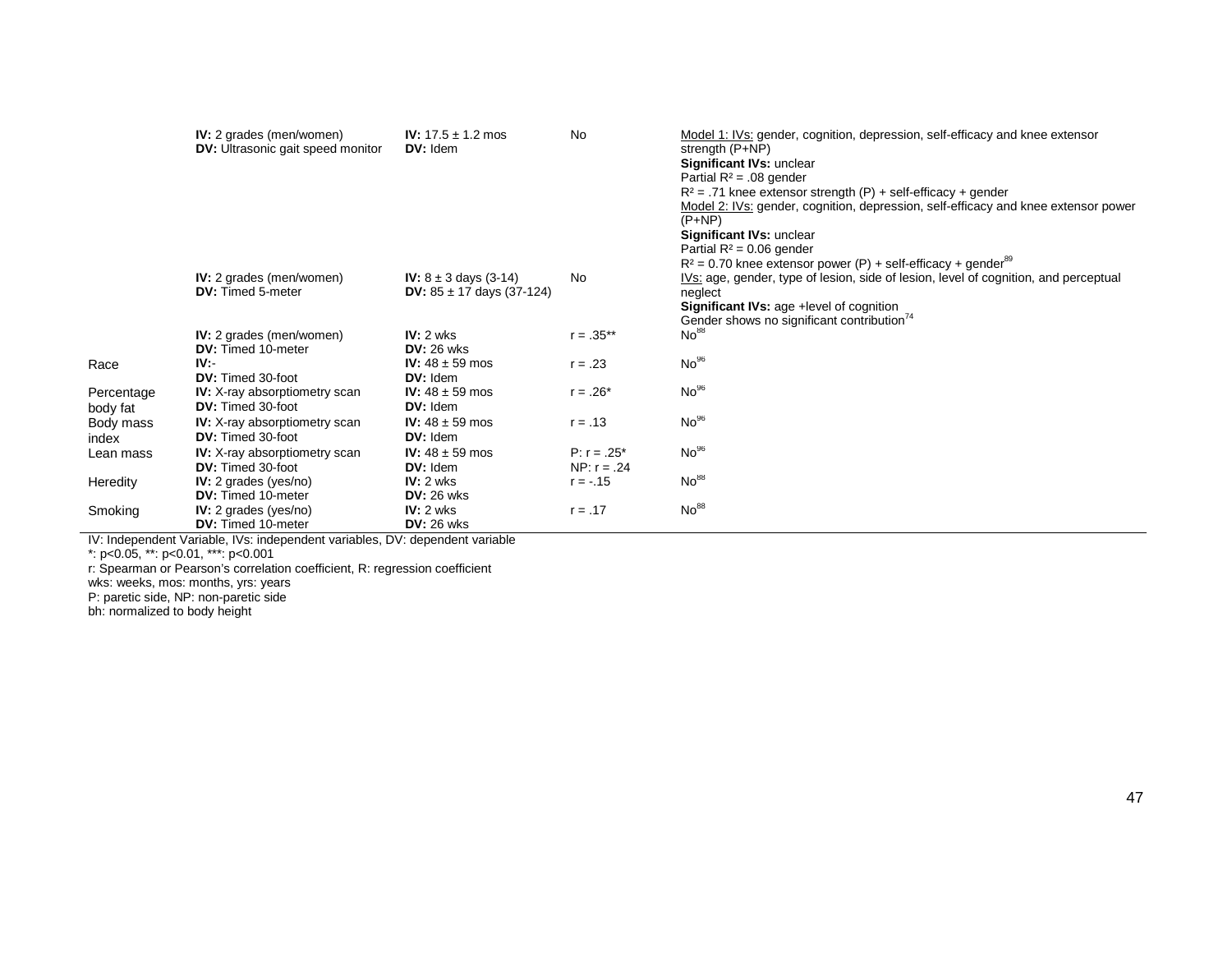| | | | | |
|---|---|---|---|---|
| | **IV:** 2 grades (men/women)<br>**DV:** Ultrasonic gait speed monitor | **IV:** 17.5 ± 1.2 mos<br>**DV:** Idem | No | <u>Model 1: IVs:</u> gender, cognition, depression, self-efficacy and knee extensor strength (P+NP)<br>**Significant IVs:** unclear<br>Partial $R^2$ = .08 gender<br>$R^2$ = .71 knee extensor strength (P) + self-efficacy + gender<br><u>Model 2: IVs:</u> gender, cognition, depression, self-efficacy and knee extensor power (P+NP)<br>**Significant IVs:** unclear<br>Partial $R^2$ = 0.06 gender<br>$R^2$ = 0.70 knee extensor power (P) + self-efficacy + gender[89] |
| | **IV:** 2 grades (men/women)<br>**DV:** Timed 5-meter | **IV:** 8 ± 3 days (3-14)<br>**DV:** 85 ± 17 days (37-124) | No | <u>IVs:</u> age, gender, type of lesion, side of lesion, level of cognition, and perceptual neglect<br>**Significant IVs:** age +level of cognition<br>Gender shows no significant contribution[74] |
| | **IV:** 2 grades (men/women)<br>**DV:** Timed 10-meter | **IV:** 2 wks<br>**DV:** 26 wks | r = .35** | No[88] |
| Race | **IV:**-<br>**DV:** Timed 30-foot | **IV:** 48 ± 59 mos<br>**DV:** Idem | r = .23 | No[96] |
| Percentage body fat | **IV:** X-ray absorptiometry scan<br>**DV:** Timed 30-foot | **IV:** 48 ± 59 mos<br>**DV:** Idem | r = .26* | No[96] |
| Body mass index | **IV:** X-ray absorptiometry scan<br>**DV:** Timed 30-foot | **IV:** 48 ± 59 mos<br>**DV:** Idem | r = .13 | No[96] |
| Lean mass | **IV:** X-ray absorptiometry scan<br>**DV:** Timed 30-foot | **IV:** 48 ± 59 mos<br>**DV:** Idem | P: r = .25*<br>NP: r = .24 | No[96] |
| Heredity | **IV:** 2 grades (yes/no)<br>**DV:** Timed 10-meter | **IV:** 2 wks<br>**DV:** 26 wks | r = -.15 | No[88] |
| Smoking | **IV:** 2 grades (yes/no)<br>**DV:** Timed 10-meter | **IV:** 2 wks<br>**DV:** 26 wks | r = .17 | No[88] |

IV: Independent Variable, IVs: independent variables, DV: dependent variable
*: p<0.05, **: p<0.01, ***: p<0.001
r: Spearman or Pearson's correlation coefficient, R: regression coefficient
wks: weeks, mos: months, yrs: years
P: paretic side, NP: non-paretic side
bh: normalized to body height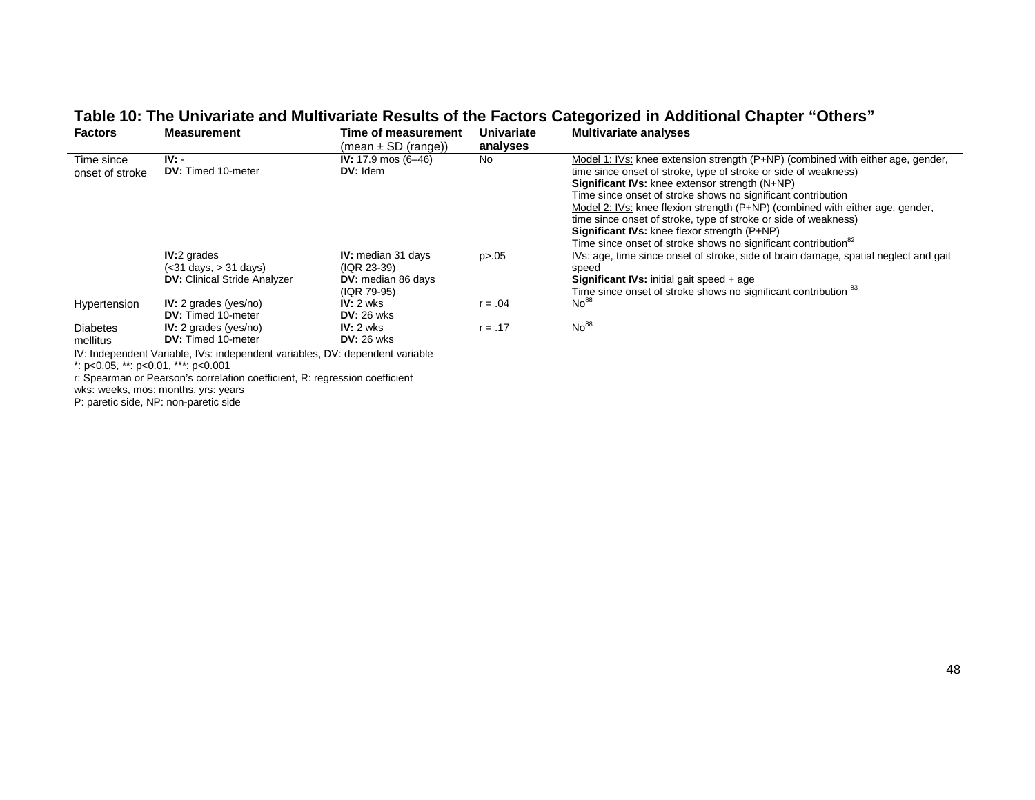**Table 10: The Univariate and Multivariate Results of the Factors Categorized in Additional Chapter "Others"**

| Factors | Measurement | Time of measurement (mean ± SD (range)) | Univariate analyses | Multivariate analyses |
|---|---|---|---|---|
| Time since onset of stroke | **IV:** - <br> **DV:** Timed 10-meter | **IV:** 17.9 mos (6–46) <br> **DV:** Idem | No | Model 1: IVs: knee extension strength (P+NP) (combined with either age, gender, time since onset of stroke, type of stroke or side of weakness) <br> **Significant IVs:** knee extensor strength (N+NP) <br> Time since onset of stroke shows no significant contribution <br> Model 2: IVs: knee flexion strength (P+NP) (combined with either age, gender, time since onset of stroke, type of stroke or side of weakness) <br> **Significant IVs:** knee flexor strength (P+NP) <br> Time since onset of stroke shows no significant contribution[82] |
| | **IV:** 2 grades (<31 days, > 31 days) <br> **DV:** Clinical Stride Analyzer | **IV:** median 31 days (IQR 23-39) <br> **DV:** median 86 days (IQR 79-95) | p>.05 | IVs: age, time since onset of stroke, side of brain damage, spatial neglect and gait speed <br> **Significant IVs:** initial gait speed + age <br> Time since onset of stroke shows no significant contribution [83] |
| Hypertension | **IV:** 2 grades (yes/no) <br> **DV:** Timed 10-meter | **IV:** 2 wks <br> **DV:** 26 wks | r = .04 | No[88] |
| Diabetes mellitus | **IV:** 2 grades (yes/no) <br> **DV:** Timed 10-meter | **IV:** 2 wks <br> **DV:** 26 wks | r = .17 | No[88] |

IV: Independent Variable, IVs: independent variables, DV: dependent variable
*: p<0.05, **: p<0.01, ***: p<0.001
r: Spearman or Pearson's correlation coefficient, R: regression coefficient
wks: weeks, mos: months, yrs: years
P: paretic side, NP: non-paretic side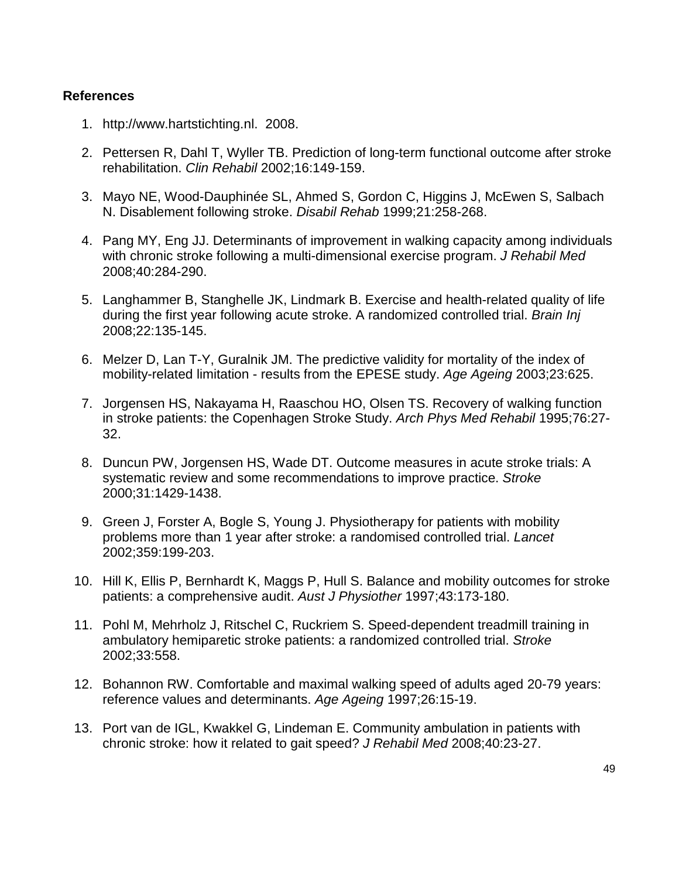**References**

1. http://www.hartstichting.nl. 2008.

2. Pettersen R, Dahl T, Wyller TB. Prediction of long-term functional outcome after stroke rehabilitation. *Clin Rehabil* 2002;16:149-159.

3. Mayo NE, Wood-Dauphinée SL, Ahmed S, Gordon C, Higgins J, McEwen S, Salbach N. Disablement following stroke. *Disabil Rehab* 1999;21:258-268.

4. Pang MY, Eng JJ. Determinants of improvement in walking capacity among individuals with chronic stroke following a multi-dimensional exercise program. *J Rehabil Med* 2008;40:284-290.

5. Langhammer B, Stanghelle JK, Lindmark B. Exercise and health-related quality of life during the first year following acute stroke. A randomized controlled trial. *Brain Inj* 2008;22:135-145.

6. Melzer D, Lan T-Y, Guralnik JM. The predictive validity for mortality of the index of mobility-related limitation - results from the EPESE study. *Age Ageing* 2003;23:625.

7. Jorgensen HS, Nakayama H, Raaschou HO, Olsen TS. Recovery of walking function in stroke patients: the Copenhagen Stroke Study. *Arch Phys Med Rehabil* 1995;76:27-32.

8. Duncun PW, Jorgensen HS, Wade DT. Outcome measures in acute stroke trials: A systematic review and some recommendations to improve practice. *Stroke* 2000;31:1429-1438.

9. Green J, Forster A, Bogle S, Young J. Physiotherapy for patients with mobility problems more than 1 year after stroke: a randomised controlled trial. *Lancet* 2002;359:199-203.

10. Hill K, Ellis P, Bernhardt K, Maggs P, Hull S. Balance and mobility outcomes for stroke patients: a comprehensive audit. *Aust J Physiother* 1997;43:173-180.

11. Pohl M, Mehrholz J, Ritschel C, Ruckriem S. Speed-dependent treadmill training in ambulatory hemiparetic stroke patients: a randomized controlled trial. *Stroke* 2002;33:558.

12. Bohannon RW. Comfortable and maximal walking speed of adults aged 20-79 years: reference values and determinants. *Age Ageing* 1997;26:15-19.

13. Port van de IGL, Kwakkel G, Lindeman E. Community ambulation in patients with chronic stroke: how it related to gait speed? *J Rehabil Med* 2008;40:23-27.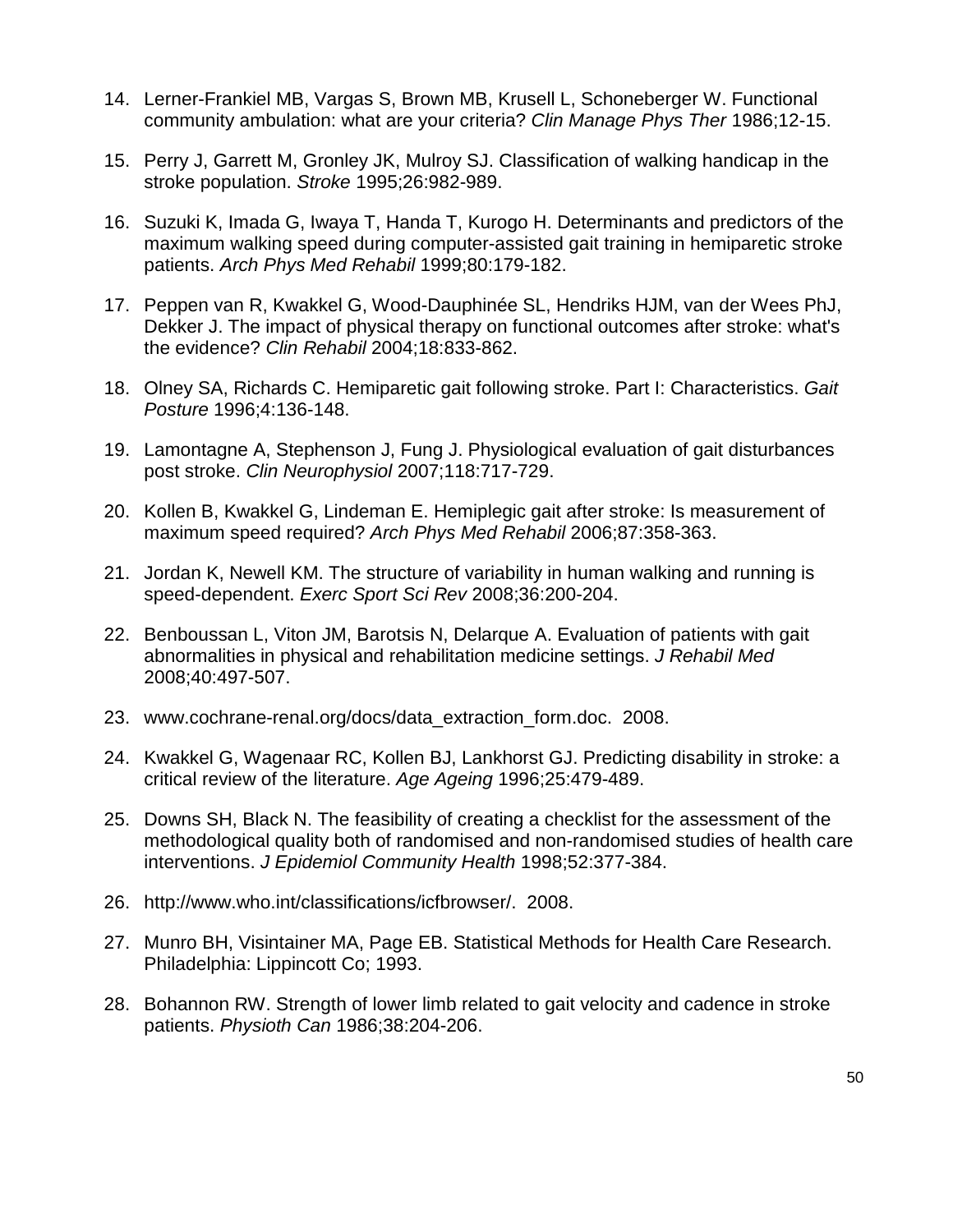14. Lerner-Frankiel MB, Vargas S, Brown MB, Krusell L, Schoneberger W. Functional community ambulation: what are your criteria? *Clin Manage Phys Ther* 1986;12-15.

15. Perry J, Garrett M, Gronley JK, Mulroy SJ. Classification of walking handicap in the stroke population. *Stroke* 1995;26:982-989.

16. Suzuki K, Imada G, Iwaya T, Handa T, Kurogo H. Determinants and predictors of the maximum walking speed during computer-assisted gait training in hemiparetic stroke patients. *Arch Phys Med Rehabil* 1999;80:179-182.

17. Peppen van R, Kwakkel G, Wood-Dauphinée SL, Hendriks HJM, van der Wees PhJ, Dekker J. The impact of physical therapy on functional outcomes after stroke: what's the evidence? *Clin Rehabil* 2004;18:833-862.

18. Olney SA, Richards C. Hemiparetic gait following stroke. Part I: Characteristics. *Gait Posture* 1996;4:136-148.

19. Lamontagne A, Stephenson J, Fung J. Physiological evaluation of gait disturbances post stroke. *Clin Neurophysiol* 2007;118:717-729.

20. Kollen B, Kwakkel G, Lindeman E. Hemiplegic gait after stroke: Is measurement of maximum speed required? *Arch Phys Med Rehabil* 2006;87:358-363.

21. Jordan K, Newell KM. The structure of variability in human walking and running is speed-dependent. *Exerc Sport Sci Rev* 2008;36:200-204.

22. Benboussan L, Viton JM, Barotsis N, Delarque A. Evaluation of patients with gait abnormalities in physical and rehabilitation medicine settings. *J Rehabil Med* 2008;40:497-507.

23. www.cochrane-renal.org/docs/data_extraction_form.doc. 2008.

24. Kwakkel G, Wagenaar RC, Kollen BJ, Lankhorst GJ. Predicting disability in stroke: a critical review of the literature. *Age Ageing* 1996;25:479-489.

25. Downs SH, Black N. The feasibility of creating a checklist for the assessment of the methodological quality both of randomised and non-randomised studies of health care interventions. *J Epidemiol Community Health* 1998;52:377-384.

26. http://www.who.int/classifications/icfbrowser/. 2008.

27. Munro BH, Visintainer MA, Page EB. Statistical Methods for Health Care Research. Philadelphia: Lippincott Co; 1993.

28. Bohannon RW. Strength of lower limb related to gait velocity and cadence in stroke patients. *Physioth Can* 1986;38:204-206.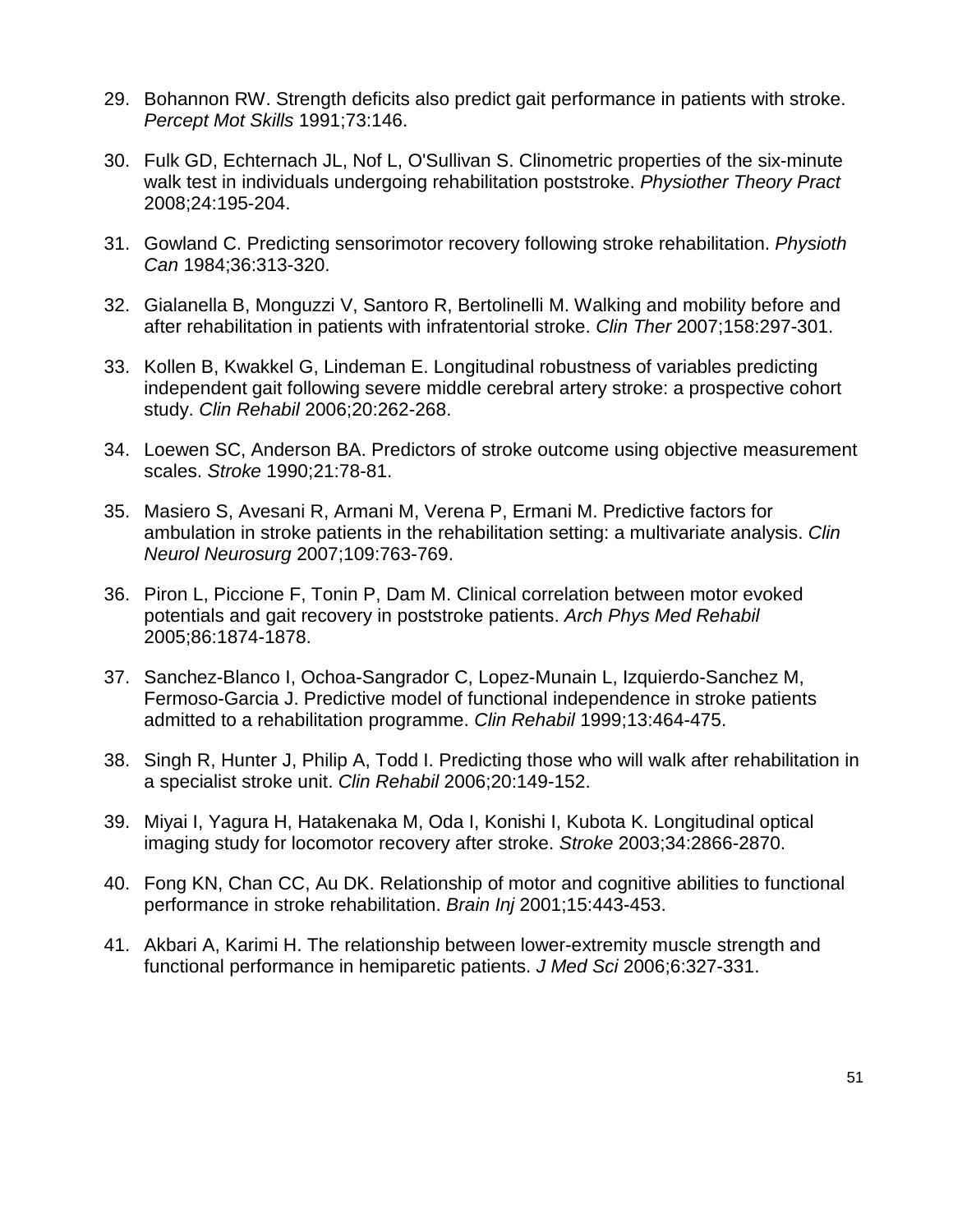29. Bohannon RW. Strength deficits also predict gait performance in patients with stroke. *Percept Mot Skills* 1991;73:146.

30. Fulk GD, Echternach JL, Nof L, O'Sullivan S. Clinometric properties of the six-minute walk test in individuals undergoing rehabilitation poststroke. *Physiother Theory Pract* 2008;24:195-204.

31. Gowland C. Predicting sensorimotor recovery following stroke rehabilitation. *Physioth Can* 1984;36:313-320.

32. Gialanella B, Monguzzi V, Santoro R, Bertolinelli M. Walking and mobility before and after rehabilitation in patients with infratentorial stroke. *Clin Ther* 2007;158:297-301.

33. Kollen B, Kwakkel G, Lindeman E. Longitudinal robustness of variables predicting independent gait following severe middle cerebral artery stroke: a prospective cohort study. *Clin Rehabil* 2006;20:262-268.

34. Loewen SC, Anderson BA. Predictors of stroke outcome using objective measurement scales. *Stroke* 1990;21:78-81.

35. Masiero S, Avesani R, Armani M, Verena P, Ermani M. Predictive factors for ambulation in stroke patients in the rehabilitation setting: a multivariate analysis. *Clin Neurol Neurosurg* 2007;109:763-769.

36. Piron L, Piccione F, Tonin P, Dam M. Clinical correlation between motor evoked potentials and gait recovery in poststroke patients. *Arch Phys Med Rehabil* 2005;86:1874-1878.

37. Sanchez-Blanco I, Ochoa-Sangrador C, Lopez-Munain L, Izquierdo-Sanchez M, Fermoso-Garcia J. Predictive model of functional independence in stroke patients admitted to a rehabilitation programme. *Clin Rehabil* 1999;13:464-475.

38. Singh R, Hunter J, Philip A, Todd I. Predicting those who will walk after rehabilitation in a specialist stroke unit. *Clin Rehabil* 2006;20:149-152.

39. Miyai I, Yagura H, Hatakenaka M, Oda I, Konishi I, Kubota K. Longitudinal optical imaging study for locomotor recovery after stroke. *Stroke* 2003;34:2866-2870.

40. Fong KN, Chan CC, Au DK. Relationship of motor and cognitive abilities to functional performance in stroke rehabilitation. *Brain Inj* 2001;15:443-453.

41. Akbari A, Karimi H. The relationship between lower-extremity muscle strength and functional performance in hemiparetic patients. *J Med Sci* 2006;6:327-331.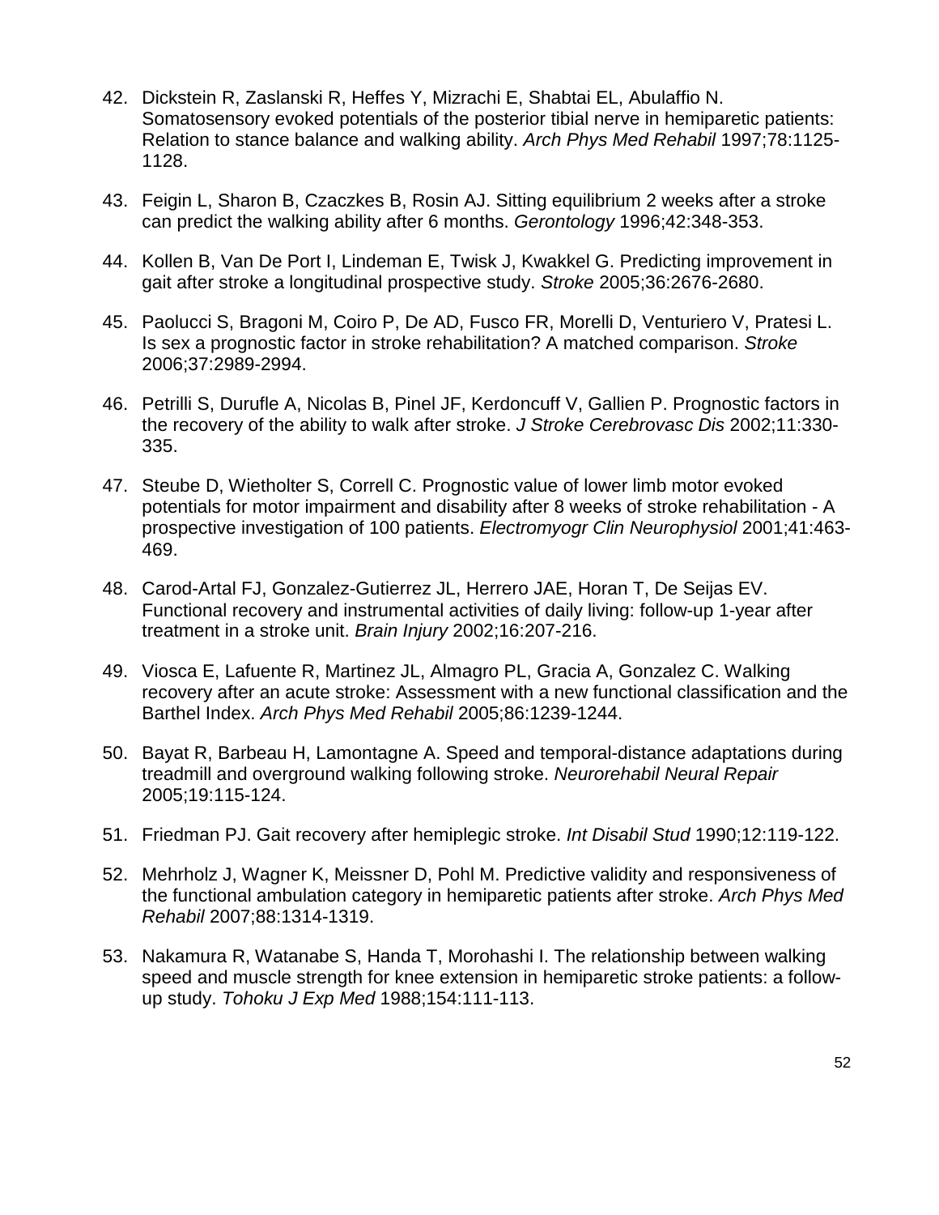42. Dickstein R, Zaslanski R, Heffes Y, Mizrachi E, Shabtai EL, Abulaffio N. Somatosensory evoked potentials of the posterior tibial nerve in hemiparetic patients: Relation to stance balance and walking ability. *Arch Phys Med Rehabil* 1997;78:1125-1128.

43. Feigin L, Sharon B, Czaczkes B, Rosin AJ. Sitting equilibrium 2 weeks after a stroke can predict the walking ability after 6 months. *Gerontology* 1996;42:348-353.

44. Kollen B, Van De Port I, Lindeman E, Twisk J, Kwakkel G. Predicting improvement in gait after stroke a longitudinal prospective study. *Stroke* 2005;36:2676-2680.

45. Paolucci S, Bragoni M, Coiro P, De AD, Fusco FR, Morelli D, Venturiero V, Pratesi L. Is sex a prognostic factor in stroke rehabilitation? A matched comparison. *Stroke* 2006;37:2989-2994.

46. Petrilli S, Durufle A, Nicolas B, Pinel JF, Kerdoncuff V, Gallien P. Prognostic factors in the recovery of the ability to walk after stroke. *J Stroke Cerebrovasc Dis* 2002;11:330-335.

47. Steube D, Wietholter S, Correll C. Prognostic value of lower limb motor evoked potentials for motor impairment and disability after 8 weeks of stroke rehabilitation - A prospective investigation of 100 patients. *Electromyogr Clin Neurophysiol* 2001;41:463-469.

48. Carod-Artal FJ, Gonzalez-Gutierrez JL, Herrero JAE, Horan T, De Seijas EV. Functional recovery and instrumental activities of daily living: follow-up 1-year after treatment in a stroke unit. *Brain Injury* 2002;16:207-216.

49. Viosca E, Lafuente R, Martinez JL, Almagro PL, Gracia A, Gonzalez C. Walking recovery after an acute stroke: Assessment with a new functional classification and the Barthel Index. *Arch Phys Med Rehabil* 2005;86:1239-1244.

50. Bayat R, Barbeau H, Lamontagne A. Speed and temporal-distance adaptations during treadmill and overground walking following stroke. *Neurorehabil Neural Repair* 2005;19:115-124.

51. Friedman PJ. Gait recovery after hemiplegic stroke. *Int Disabil Stud* 1990;12:119-122.

52. Mehrholz J, Wagner K, Meissner D, Pohl M. Predictive validity and responsiveness of the functional ambulation category in hemiparetic patients after stroke. *Arch Phys Med Rehabil* 2007;88:1314-1319.

53. Nakamura R, Watanabe S, Handa T, Morohashi I. The relationship between walking speed and muscle strength for knee extension in hemiparetic stroke patients: a follow-up study. *Tohoku J Exp Med* 1988;154:111-113.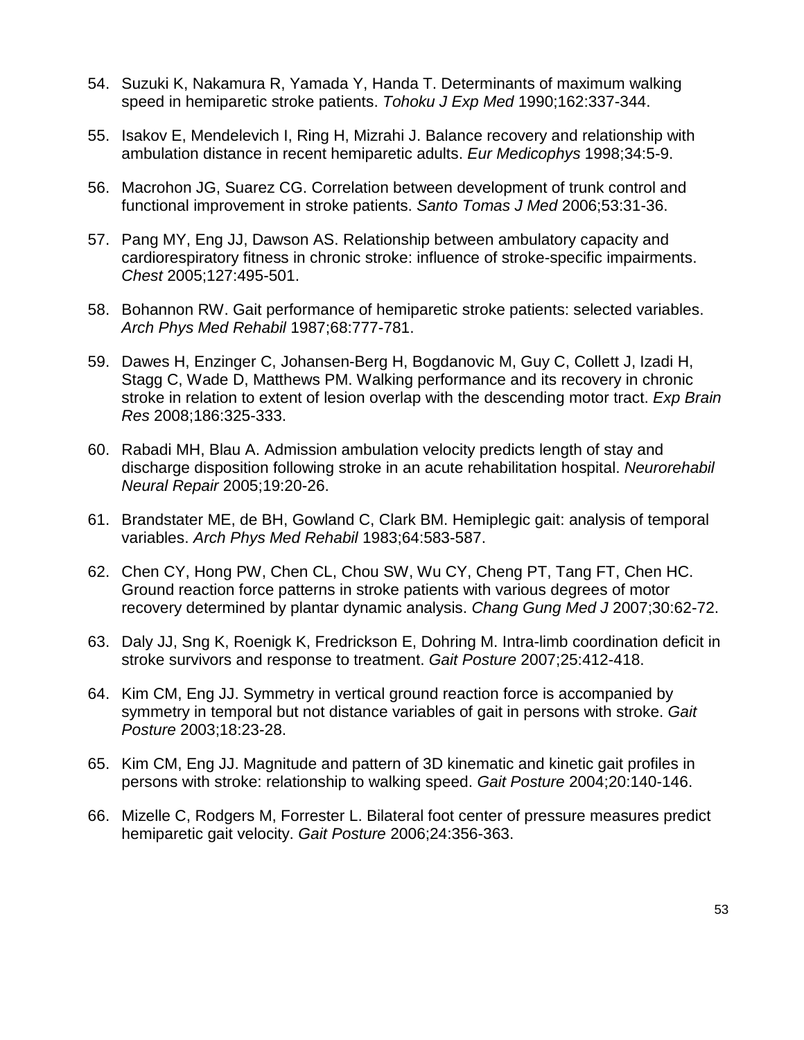54. Suzuki K, Nakamura R, Yamada Y, Handa T. Determinants of maximum walking speed in hemiparetic stroke patients. *Tohoku J Exp Med* 1990;162:337-344.

55. Isakov E, Mendelevich I, Ring H, Mizrahi J. Balance recovery and relationship with ambulation distance in recent hemiparetic adults. *Eur Medicophys* 1998;34:5-9.

56. Macrohon JG, Suarez CG. Correlation between development of trunk control and functional improvement in stroke patients. *Santo Tomas J Med* 2006;53:31-36.

57. Pang MY, Eng JJ, Dawson AS. Relationship between ambulatory capacity and cardiorespiratory fitness in chronic stroke: influence of stroke-specific impairments. *Chest* 2005;127:495-501.

58. Bohannon RW. Gait performance of hemiparetic stroke patients: selected variables. *Arch Phys Med Rehabil* 1987;68:777-781.

59. Dawes H, Enzinger C, Johansen-Berg H, Bogdanovic M, Guy C, Collett J, Izadi H, Stagg C, Wade D, Matthews PM. Walking performance and its recovery in chronic stroke in relation to extent of lesion overlap with the descending motor tract. *Exp Brain Res* 2008;186:325-333.

60. Rabadi MH, Blau A. Admission ambulation velocity predicts length of stay and discharge disposition following stroke in an acute rehabilitation hospital. *Neurorehabil Neural Repair* 2005;19:20-26.

61. Brandstater ME, de BH, Gowland C, Clark BM. Hemiplegic gait: analysis of temporal variables. *Arch Phys Med Rehabil* 1983;64:583-587.

62. Chen CY, Hong PW, Chen CL, Chou SW, Wu CY, Cheng PT, Tang FT, Chen HC. Ground reaction force patterns in stroke patients with various degrees of motor recovery determined by plantar dynamic analysis. *Chang Gung Med J* 2007;30:62-72.

63. Daly JJ, Sng K, Roenigk K, Fredrickson E, Dohring M. Intra-limb coordination deficit in stroke survivors and response to treatment. *Gait Posture* 2007;25:412-418.

64. Kim CM, Eng JJ. Symmetry in vertical ground reaction force is accompanied by symmetry in temporal but not distance variables of gait in persons with stroke. *Gait Posture* 2003;18:23-28.

65. Kim CM, Eng JJ. Magnitude and pattern of 3D kinematic and kinetic gait profiles in persons with stroke: relationship to walking speed. *Gait Posture* 2004;20:140-146.

66. Mizelle C, Rodgers M, Forrester L. Bilateral foot center of pressure measures predict hemiparetic gait velocity. *Gait Posture* 2006;24:356-363.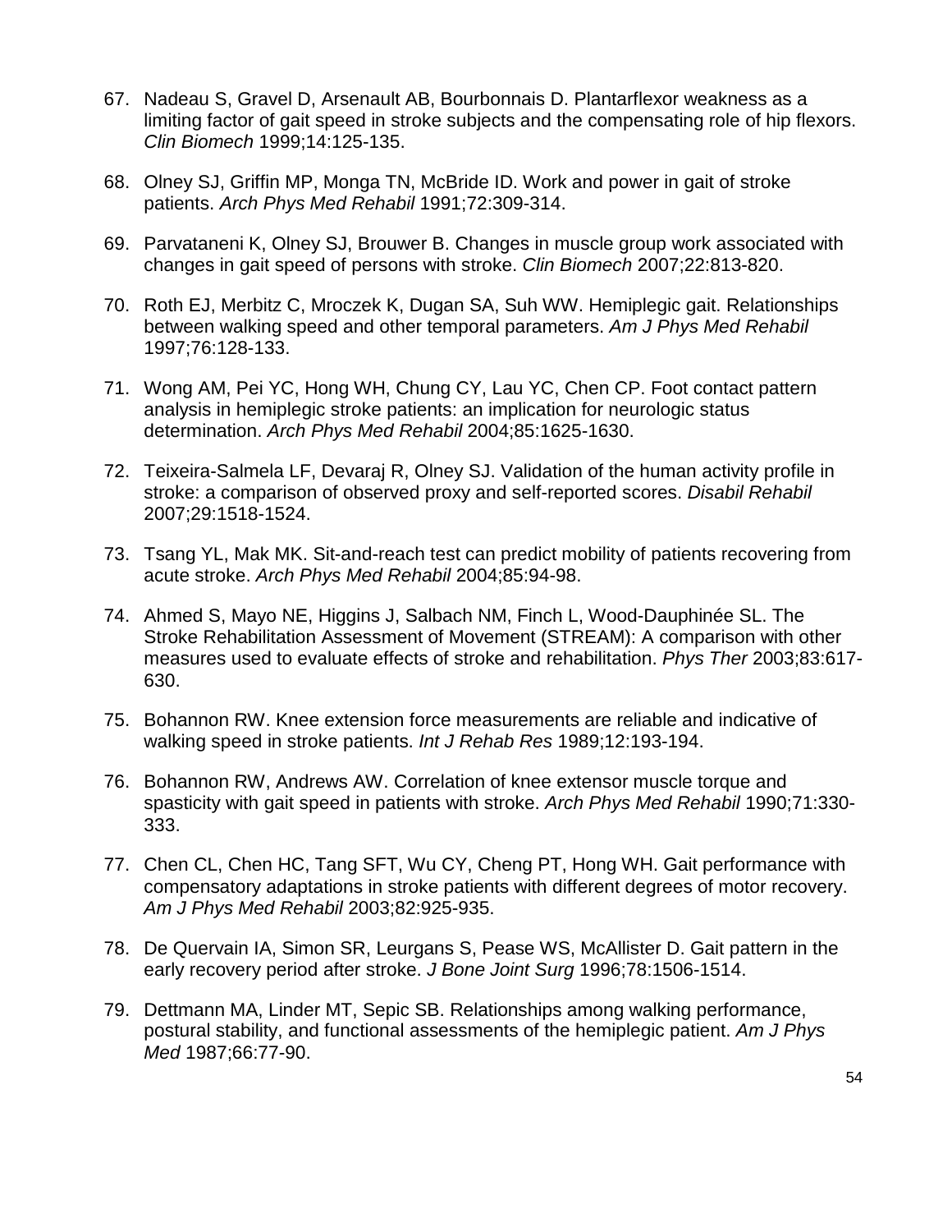67. Nadeau S, Gravel D, Arsenault AB, Bourbonnais D. Plantarflexor weakness as a limiting factor of gait speed in stroke subjects and the compensating role of hip flexors. *Clin Biomech* 1999;14:125-135.

68. Olney SJ, Griffin MP, Monga TN, McBride ID. Work and power in gait of stroke patients. *Arch Phys Med Rehabil* 1991;72:309-314.

69. Parvataneni K, Olney SJ, Brouwer B. Changes in muscle group work associated with changes in gait speed of persons with stroke. *Clin Biomech* 2007;22:813-820.

70. Roth EJ, Merbitz C, Mroczek K, Dugan SA, Suh WW. Hemiplegic gait. Relationships between walking speed and other temporal parameters. *Am J Phys Med Rehabil* 1997;76:128-133.

71. Wong AM, Pei YC, Hong WH, Chung CY, Lau YC, Chen CP. Foot contact pattern analysis in hemiplegic stroke patients: an implication for neurologic status determination. *Arch Phys Med Rehabil* 2004;85:1625-1630.

72. Teixeira-Salmela LF, Devaraj R, Olney SJ. Validation of the human activity profile in stroke: a comparison of observed proxy and self-reported scores. *Disabil Rehabil* 2007;29:1518-1524.

73. Tsang YL, Mak MK. Sit-and-reach test can predict mobility of patients recovering from acute stroke. *Arch Phys Med Rehabil* 2004;85:94-98.

74. Ahmed S, Mayo NE, Higgins J, Salbach NM, Finch L, Wood-Dauphinée SL. The Stroke Rehabilitation Assessment of Movement (STREAM): A comparison with other measures used to evaluate effects of stroke and rehabilitation. *Phys Ther* 2003;83:617-630.

75. Bohannon RW. Knee extension force measurements are reliable and indicative of walking speed in stroke patients. *Int J Rehab Res* 1989;12:193-194.

76. Bohannon RW, Andrews AW. Correlation of knee extensor muscle torque and spasticity with gait speed in patients with stroke. *Arch Phys Med Rehabil* 1990;71:330-333.

77. Chen CL, Chen HC, Tang SFT, Wu CY, Cheng PT, Hong WH. Gait performance with compensatory adaptations in stroke patients with different degrees of motor recovery. *Am J Phys Med Rehabil* 2003;82:925-935.

78. De Quervain IA, Simon SR, Leurgans S, Pease WS, McAllister D. Gait pattern in the early recovery period after stroke. *J Bone Joint Surg* 1996;78:1506-1514.

79. Dettmann MA, Linder MT, Sepic SB. Relationships among walking performance, postural stability, and functional assessments of the hemiplegic patient. *Am J Phys Med* 1987;66:77-90.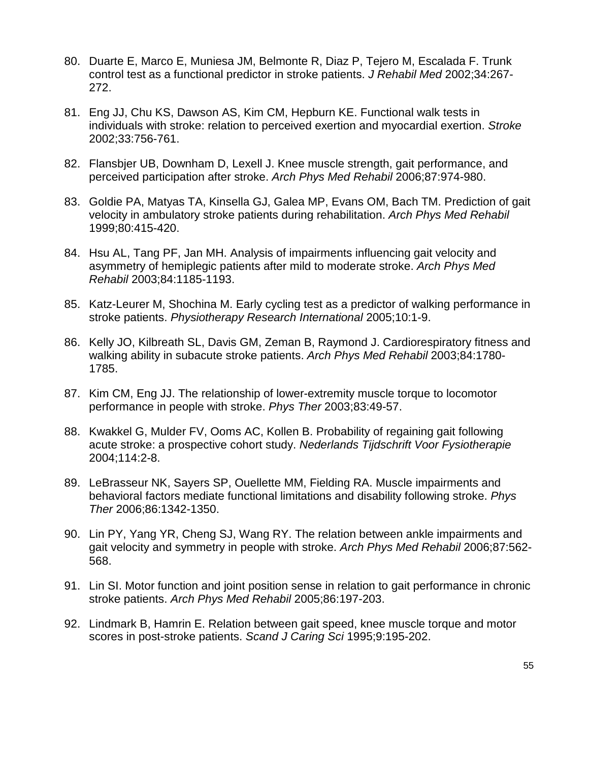80. Duarte E, Marco E, Muniesa JM, Belmonte R, Diaz P, Tejero M, Escalada F. Trunk control test as a functional predictor in stroke patients. *J Rehabil Med* 2002;34:267-272.

81. Eng JJ, Chu KS, Dawson AS, Kim CM, Hepburn KE. Functional walk tests in individuals with stroke: relation to perceived exertion and myocardial exertion. *Stroke* 2002;33:756-761.

82. Flansbjer UB, Downham D, Lexell J. Knee muscle strength, gait performance, and perceived participation after stroke. *Arch Phys Med Rehabil* 2006;87:974-980.

83. Goldie PA, Matyas TA, Kinsella GJ, Galea MP, Evans OM, Bach TM. Prediction of gait velocity in ambulatory stroke patients during rehabilitation. *Arch Phys Med Rehabil* 1999;80:415-420.

84. Hsu AL, Tang PF, Jan MH. Analysis of impairments influencing gait velocity and asymmetry of hemiplegic patients after mild to moderate stroke. *Arch Phys Med Rehabil* 2003;84:1185-1193.

85. Katz-Leurer M, Shochina M. Early cycling test as a predictor of walking performance in stroke patients. *Physiotherapy Research International* 2005;10:1-9.

86. Kelly JO, Kilbreath SL, Davis GM, Zeman B, Raymond J. Cardiorespiratory fitness and walking ability in subacute stroke patients. *Arch Phys Med Rehabil* 2003;84:1780-1785.

87. Kim CM, Eng JJ. The relationship of lower-extremity muscle torque to locomotor performance in people with stroke. *Phys Ther* 2003;83:49-57.

88. Kwakkel G, Mulder FV, Ooms AC, Kollen B. Probability of regaining gait following acute stroke: a prospective cohort study. *Nederlands Tijdschrift Voor Fysiotherapie* 2004;114:2-8.

89. LeBrasseur NK, Sayers SP, Ouellette MM, Fielding RA. Muscle impairments and behavioral factors mediate functional limitations and disability following stroke. *Phys Ther* 2006;86:1342-1350.

90. Lin PY, Yang YR, Cheng SJ, Wang RY. The relation between ankle impairments and gait velocity and symmetry in people with stroke. *Arch Phys Med Rehabil* 2006;87:562-568.

91. Lin SI. Motor function and joint position sense in relation to gait performance in chronic stroke patients. *Arch Phys Med Rehabil* 2005;86:197-203.

92. Lindmark B, Hamrin E. Relation between gait speed, knee muscle torque and motor scores in post-stroke patients. *Scand J Caring Sci* 1995;9:195-202.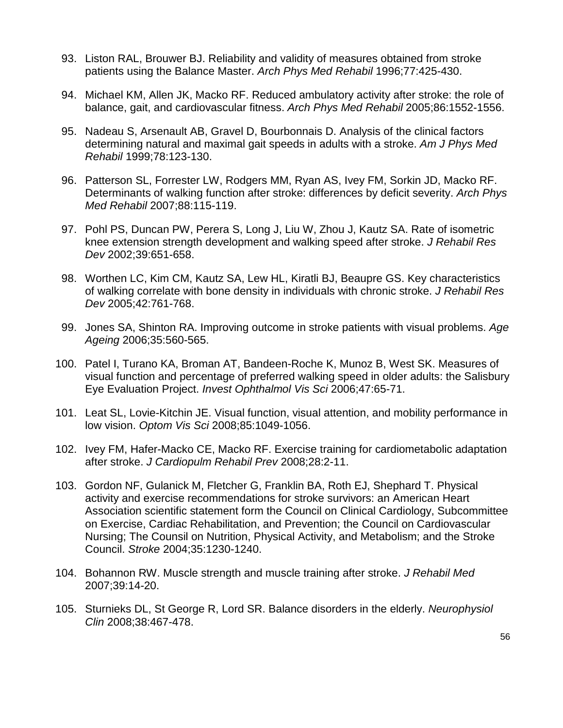93. Liston RAL, Brouwer BJ. Reliability and validity of measures obtained from stroke patients using the Balance Master. *Arch Phys Med Rehabil* 1996;77:425-430.

94. Michael KM, Allen JK, Macko RF. Reduced ambulatory activity after stroke: the role of balance, gait, and cardiovascular fitness. *Arch Phys Med Rehabil* 2005;86:1552-1556.

95. Nadeau S, Arsenault AB, Gravel D, Bourbonnais D. Analysis of the clinical factors determining natural and maximal gait speeds in adults with a stroke. *Am J Phys Med Rehabil* 1999;78:123-130.

96. Patterson SL, Forrester LW, Rodgers MM, Ryan AS, Ivey FM, Sorkin JD, Macko RF. Determinants of walking function after stroke: differences by deficit severity. *Arch Phys Med Rehabil* 2007;88:115-119.

97. Pohl PS, Duncan PW, Perera S, Long J, Liu W, Zhou J, Kautz SA. Rate of isometric knee extension strength development and walking speed after stroke. *J Rehabil Res Dev* 2002;39:651-658.

98. Worthen LC, Kim CM, Kautz SA, Lew HL, Kiratli BJ, Beaupre GS. Key characteristics of walking correlate with bone density in individuals with chronic stroke. *J Rehabil Res Dev* 2005;42:761-768.

99. Jones SA, Shinton RA. Improving outcome in stroke patients with visual problems. *Age Ageing* 2006;35:560-565.

100. Patel I, Turano KA, Broman AT, Bandeen-Roche K, Munoz B, West SK. Measures of visual function and percentage of preferred walking speed in older adults: the Salisbury Eye Evaluation Project. *Invest Ophthalmol Vis Sci* 2006;47:65-71.

101. Leat SL, Lovie-Kitchin JE. Visual function, visual attention, and mobility performance in low vision. *Optom Vis Sci* 2008;85:1049-1056.

102. Ivey FM, Hafer-Macko CE, Macko RF. Exercise training for cardiometabolic adaptation after stroke. *J Cardiopulm Rehabil Prev* 2008;28:2-11.

103. Gordon NF, Gulanick M, Fletcher G, Franklin BA, Roth EJ, Shephard T. Physical activity and exercise recommendations for stroke survivors: an American Heart Association scientific statement form the Council on Clinical Cardiology, Subcommittee on Exercise, Cardiac Rehabilitation, and Prevention; the Council on Cardiovascular Nursing; The Counsil on Nutrition, Physical Activity, and Metabolism; and the Stroke Council. *Stroke* 2004;35:1230-1240.

104. Bohannon RW. Muscle strength and muscle training after stroke. *J Rehabil Med* 2007;39:14-20.

105. Sturnieks DL, St George R, Lord SR. Balance disorders in the elderly. *Neurophysiol Clin* 2008;38:467-478.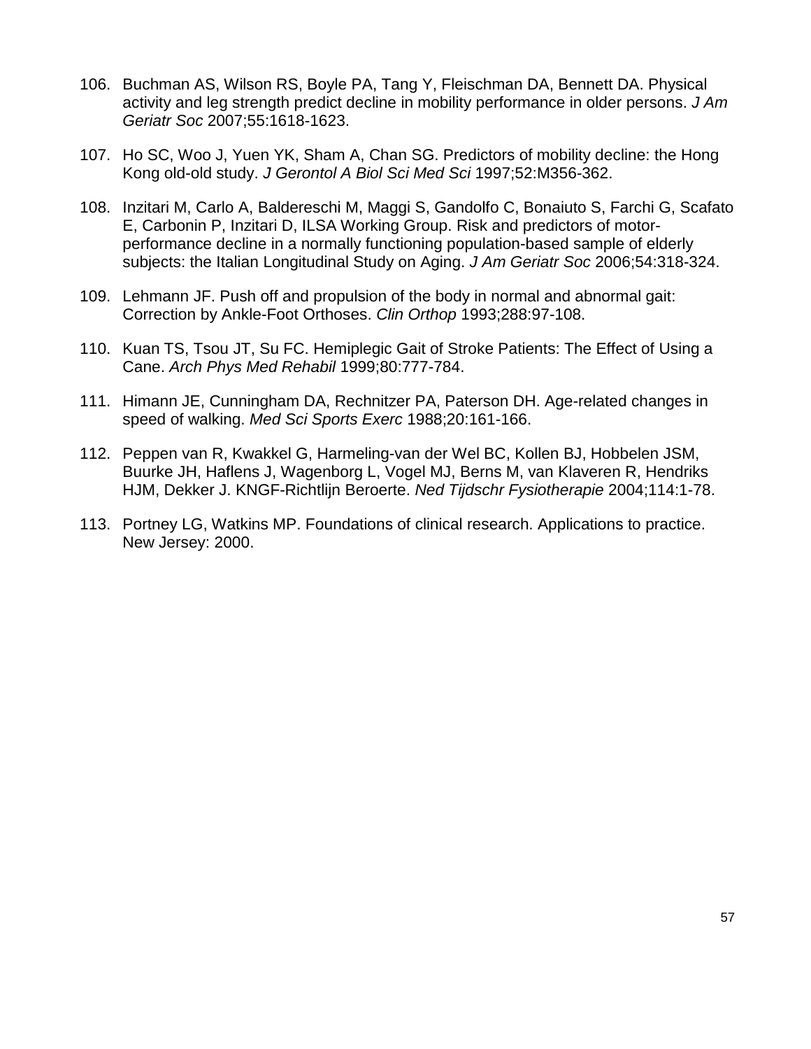106. Buchman AS, Wilson RS, Boyle PA, Tang Y, Fleischman DA, Bennett DA. Physical activity and leg strength predict decline in mobility performance in older persons. *J Am Geriatr Soc* 2007;55:1618-1623.

107. Ho SC, Woo J, Yuen YK, Sham A, Chan SG. Predictors of mobility decline: the Hong Kong old-old study. *J Gerontol A Biol Sci Med Sci* 1997;52:M356-362.

108. Inzitari M, Carlo A, Baldereschi M, Maggi S, Gandolfo C, Bonaiuto S, Farchi G, Scafato E, Carbonin P, Inzitari D, ILSA Working Group. Risk and predictors of motor-performance decline in a normally functioning population-based sample of elderly subjects: the Italian Longitudinal Study on Aging. *J Am Geriatr Soc* 2006;54:318-324.

109. Lehmann JF. Push off and propulsion of the body in normal and abnormal gait: Correction by Ankle-Foot Orthoses. *Clin Orthop* 1993;288:97-108.

110. Kuan TS, Tsou JT, Su FC. Hemiplegic Gait of Stroke Patients: The Effect of Using a Cane. *Arch Phys Med Rehabil* 1999;80:777-784.

111. Himann JE, Cunningham DA, Rechnitzer PA, Paterson DH. Age-related changes in speed of walking. *Med Sci Sports Exerc* 1988;20:161-166.

112. Peppen van R, Kwakkel G, Harmeling-van der Wel BC, Kollen BJ, Hobbelen JSM, Buurke JH, Haflens J, Wagenborg L, Vogel MJ, Berns M, van Klaveren R, Hendriks HJM, Dekker J. KNGF-Richtlijn Beroerte. *Ned Tijdschr Fysiotherapie* 2004;114:1-78.

113. Portney LG, Watkins MP. Foundations of clinical research. Applications to practice. New Jersey: 2000.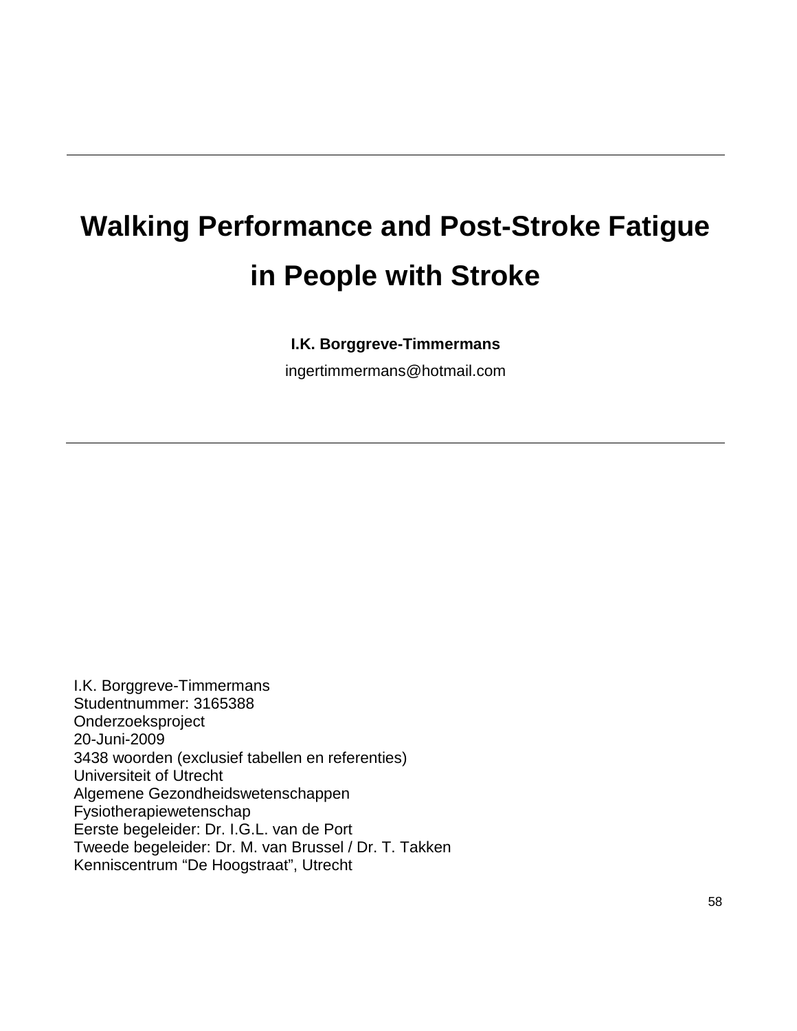# Walking Performance and Post-Stroke Fatigue in People with Stroke

**I.K. Borggreve-Timmermans**

ingertimmermans@hotmail.com

I.K. Borggreve-Timmermans
Studentnummer: 3165388
Onderzoeksproject
20-Juni-2009
3438 woorden (exclusief tabellen en referenties)
Universiteit of Utrecht
Algemene Gezondheidswetenschappen
Fysiotherapiewetenschap
Eerste begeleider: Dr. I.G.L. van de Port
Tweede begeleider: Dr. M. van Brussel / Dr. T. Takken
Kenniscentrum "De Hoogstraat", Utrecht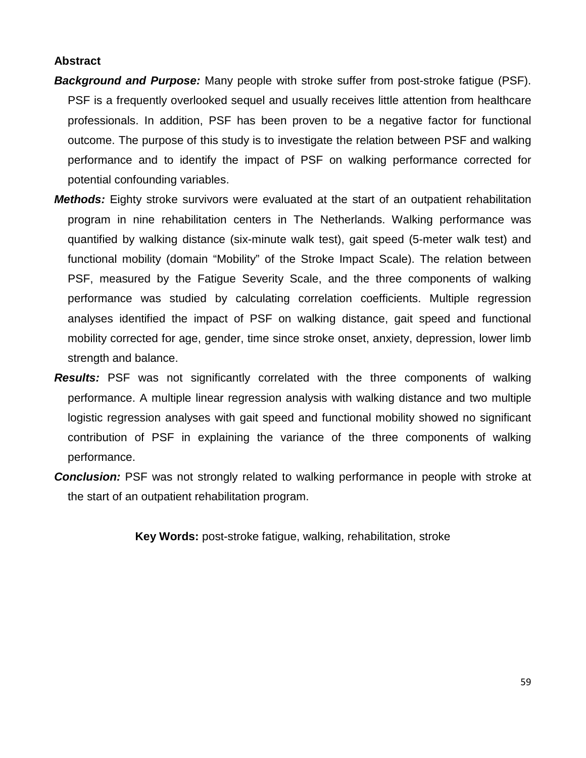## Abstract

***Background and Purpose:*** Many people with stroke suffer from post-stroke fatigue (PSF). PSF is a frequently overlooked sequel and usually receives little attention from healthcare professionals. In addition, PSF has been proven to be a negative factor for functional outcome. The purpose of this study is to investigate the relation between PSF and walking performance and to identify the impact of PSF on walking performance corrected for potential confounding variables.

***Methods:*** Eighty stroke survivors were evaluated at the start of an outpatient rehabilitation program in nine rehabilitation centers in The Netherlands. Walking performance was quantified by walking distance (six-minute walk test), gait speed (5-meter walk test) and functional mobility (domain "Mobility" of the Stroke Impact Scale). The relation between PSF, measured by the Fatigue Severity Scale, and the three components of walking performance was studied by calculating correlation coefficients. Multiple regression analyses identified the impact of PSF on walking distance, gait speed and functional mobility corrected for age, gender, time since stroke onset, anxiety, depression, lower limb strength and balance.

***Results:*** PSF was not significantly correlated with the three components of walking performance. A multiple linear regression analysis with walking distance and two multiple logistic regression analyses with gait speed and functional mobility showed no significant contribution of PSF in explaining the variance of the three components of walking performance.

***Conclusion:*** PSF was not strongly related to walking performance in people with stroke at the start of an outpatient rehabilitation program.

**Key Words:** post-stroke fatigue, walking, rehabilitation, stroke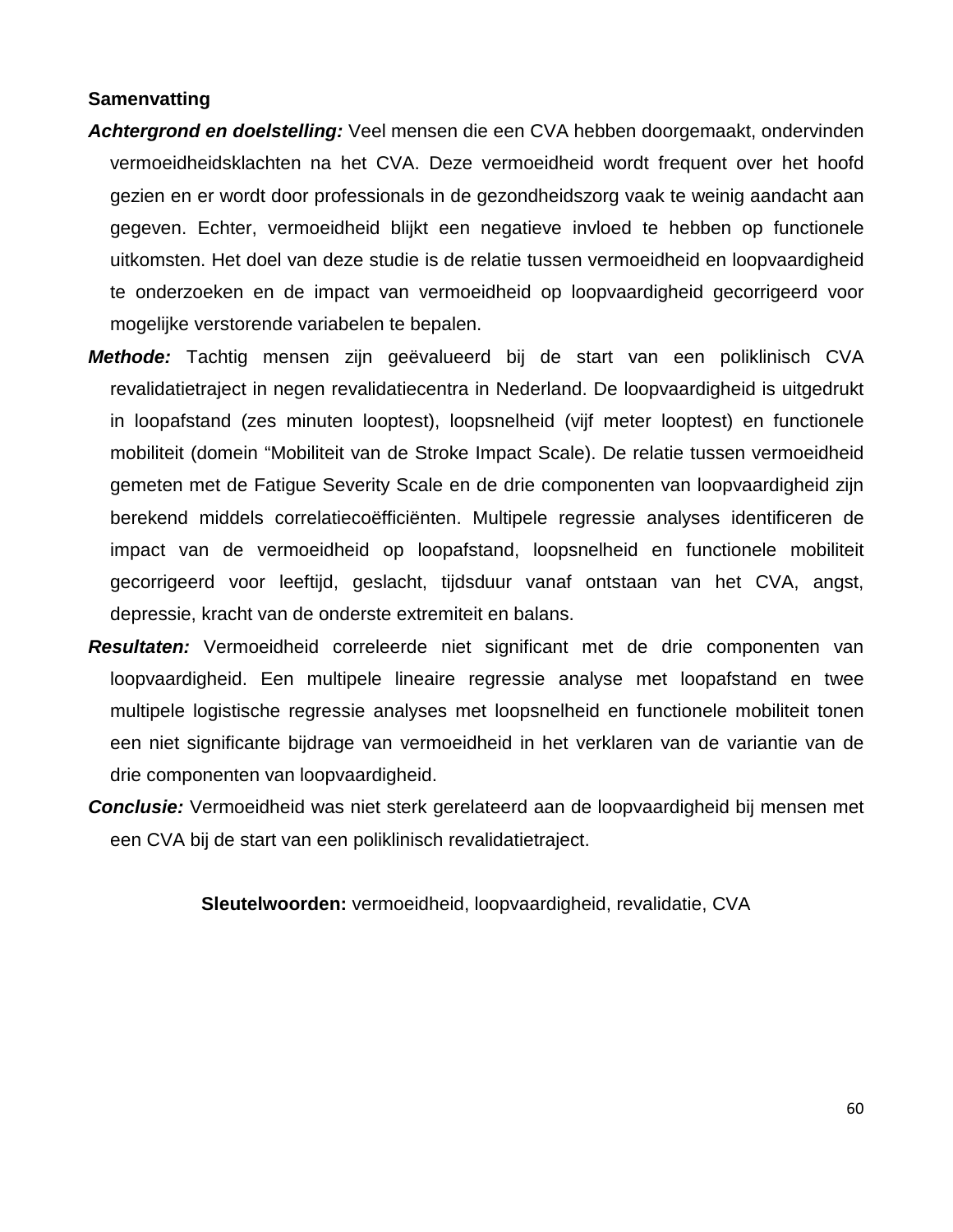**Samenvatting**

***Achtergrond en doelstelling:*** Veel mensen die een CVA hebben doorgemaakt, ondervinden vermoeidheidsklachten na het CVA. Deze vermoeidheid wordt frequent over het hoofd gezien en er wordt door professionals in de gezondheidszorg vaak te weinig aandacht aan gegeven. Echter, vermoeidheid blijkt een negatieve invloed te hebben op functionele uitkomsten. Het doel van deze studie is de relatie tussen vermoeidheid en loopvaardigheid te onderzoeken en de impact van vermoeidheid op loopvaardigheid gecorrigeerd voor mogelijke verstorende variabelen te bepalen.

***Methode:*** Tachtig mensen zijn geëvalueerd bij de start van een poliklinisch CVA revalidatietraject in negen revalidatiecentra in Nederland. De loopvaardigheid is uitgedrukt in loopafstand (zes minuten looptest), loopsnelheid (vijf meter looptest) en functionele mobiliteit (domein "Mobiliteit van de Stroke Impact Scale). De relatie tussen vermoeidheid gemeten met de Fatigue Severity Scale en de drie componenten van loopvaardigheid zijn berekend middels correlatiecoëfficiënten. Multipele regressie analyses identificeren de impact van de vermoeidheid op loopafstand, loopsnelheid en functionele mobiliteit gecorrigeerd voor leeftijd, geslacht, tijdsduur vanaf ontstaan van het CVA, angst, depressie, kracht van de onderste extremiteit en balans.

***Resultaten:*** Vermoeidheid correleerde niet significant met de drie componenten van loopvaardigheid. Een multipele lineaire regressie analyse met loopafstand en twee multipele logistische regressie analyses met loopsnelheid en functionele mobiliteit tonen een niet significante bijdrage van vermoeidheid in het verklaren van de variantie van de drie componenten van loopvaardigheid.

***Conclusie:*** Vermoeidheid was niet sterk gerelateerd aan de loopvaardigheid bij mensen met een CVA bij de start van een poliklinisch revalidatietraject.

**Sleutelwoorden:** vermoeidheid, loopvaardigheid, revalidatie, CVA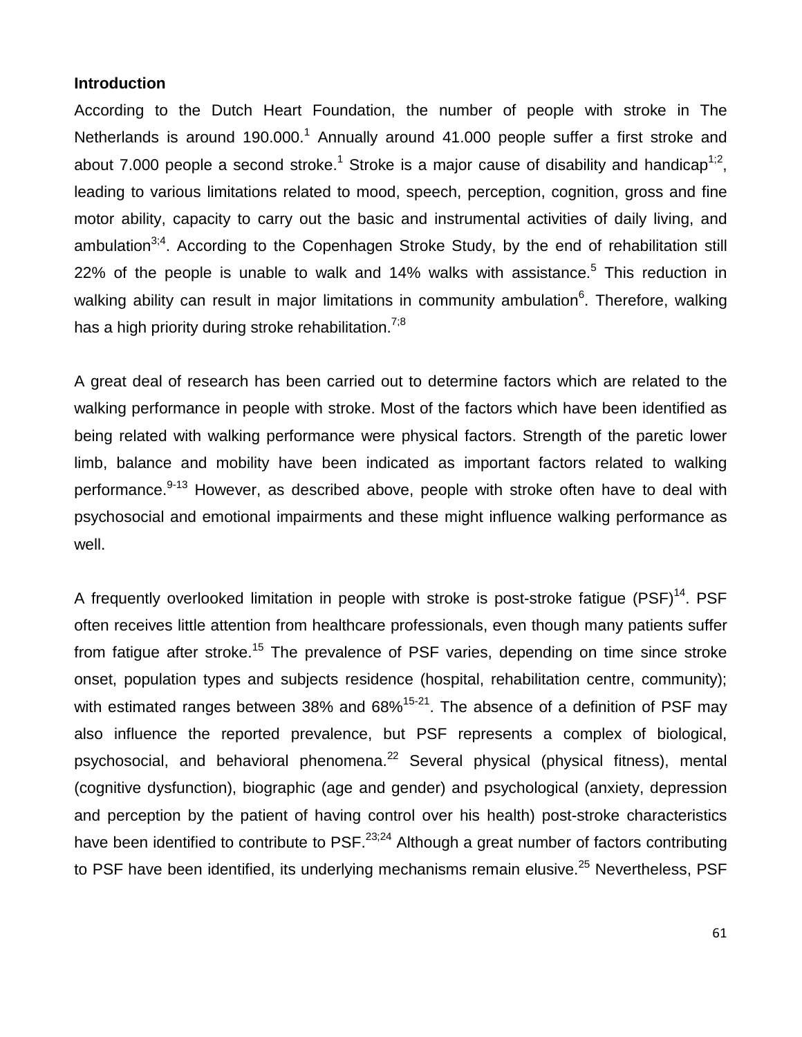## Introduction

According to the Dutch Heart Foundation, the number of people with stroke in The Netherlands is around 190.000.[1] Annually around 41.000 people suffer a first stroke and about 7.000 people a second stroke.[1] Stroke is a major cause of disability and handicap[1;2], leading to various limitations related to mood, speech, perception, cognition, gross and fine motor ability, capacity to carry out the basic and instrumental activities of daily living, and ambulation[3;4]. According to the Copenhagen Stroke Study, by the end of rehabilitation still 22% of the people is unable to walk and 14% walks with assistance.[5] This reduction in walking ability can result in major limitations in community ambulation[6]. Therefore, walking has a high priority during stroke rehabilitation.[7;8]

A great deal of research has been carried out to determine factors which are related to the walking performance in people with stroke. Most of the factors which have been identified as being related with walking performance were physical factors. Strength of the paretic lower limb, balance and mobility have been indicated as important factors related to walking performance.[9-13] However, as described above, people with stroke often have to deal with psychosocial and emotional impairments and these might influence walking performance as well.

A frequently overlooked limitation in people with stroke is post-stroke fatigue (PSF)[14]. PSF often receives little attention from healthcare professionals, even though many patients suffer from fatigue after stroke.[15] The prevalence of PSF varies, depending on time since stroke onset, population types and subjects residence (hospital, rehabilitation centre, community); with estimated ranges between 38% and 68%[15-21]. The absence of a definition of PSF may also influence the reported prevalence, but PSF represents a complex of biological, psychosocial, and behavioral phenomena.[22] Several physical (physical fitness), mental (cognitive dysfunction), biographic (age and gender) and psychological (anxiety, depression and perception by the patient of having control over his health) post-stroke characteristics have been identified to contribute to PSF.[23;24] Although a great number of factors contributing to PSF have been identified, its underlying mechanisms remain elusive.[25] Nevertheless, PSF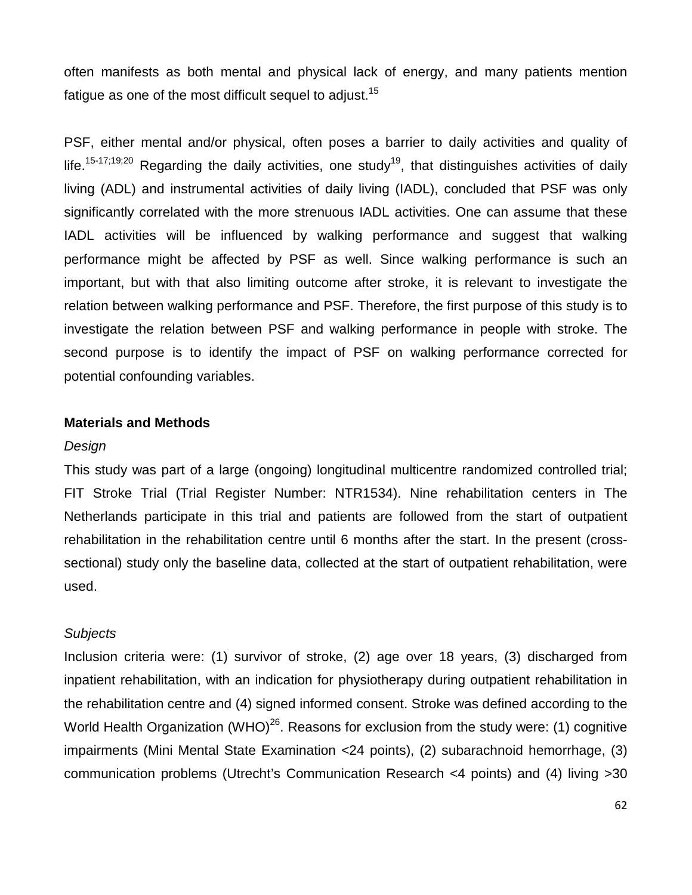often manifests as both mental and physical lack of energy, and many patients mention fatigue as one of the most difficult sequel to adjust.[15]

PSF, either mental and/or physical, often poses a barrier to daily activities and quality of life.[15-17;19;20] Regarding the daily activities, one study[19], that distinguishes activities of daily living (ADL) and instrumental activities of daily living (IADL), concluded that PSF was only significantly correlated with the more strenuous IADL activities. One can assume that these IADL activities will be influenced by walking performance and suggest that walking performance might be affected by PSF as well. Since walking performance is such an important, but with that also limiting outcome after stroke, it is relevant to investigate the relation between walking performance and PSF. Therefore, the first purpose of this study is to investigate the relation between PSF and walking performance in people with stroke. The second purpose is to identify the impact of PSF on walking performance corrected for potential confounding variables.

**Materials and Methods**

*Design*

This study was part of a large (ongoing) longitudinal multicentre randomized controlled trial; FIT Stroke Trial (Trial Register Number: NTR1534). Nine rehabilitation centers in The Netherlands participate in this trial and patients are followed from the start of outpatient rehabilitation in the rehabilitation centre until 6 months after the start. In the present (cross-sectional) study only the baseline data, collected at the start of outpatient rehabilitation, were used.

*Subjects*

Inclusion criteria were: (1) survivor of stroke, (2) age over 18 years, (3) discharged from inpatient rehabilitation, with an indication for physiotherapy during outpatient rehabilitation in the rehabilitation centre and (4) signed informed consent. Stroke was defined according to the World Health Organization (WHO)[26]. Reasons for exclusion from the study were: (1) cognitive impairments (Mini Mental State Examination <24 points), (2) subarachnoid hemorrhage, (3) communication problems (Utrecht's Communication Research <4 points) and (4) living >30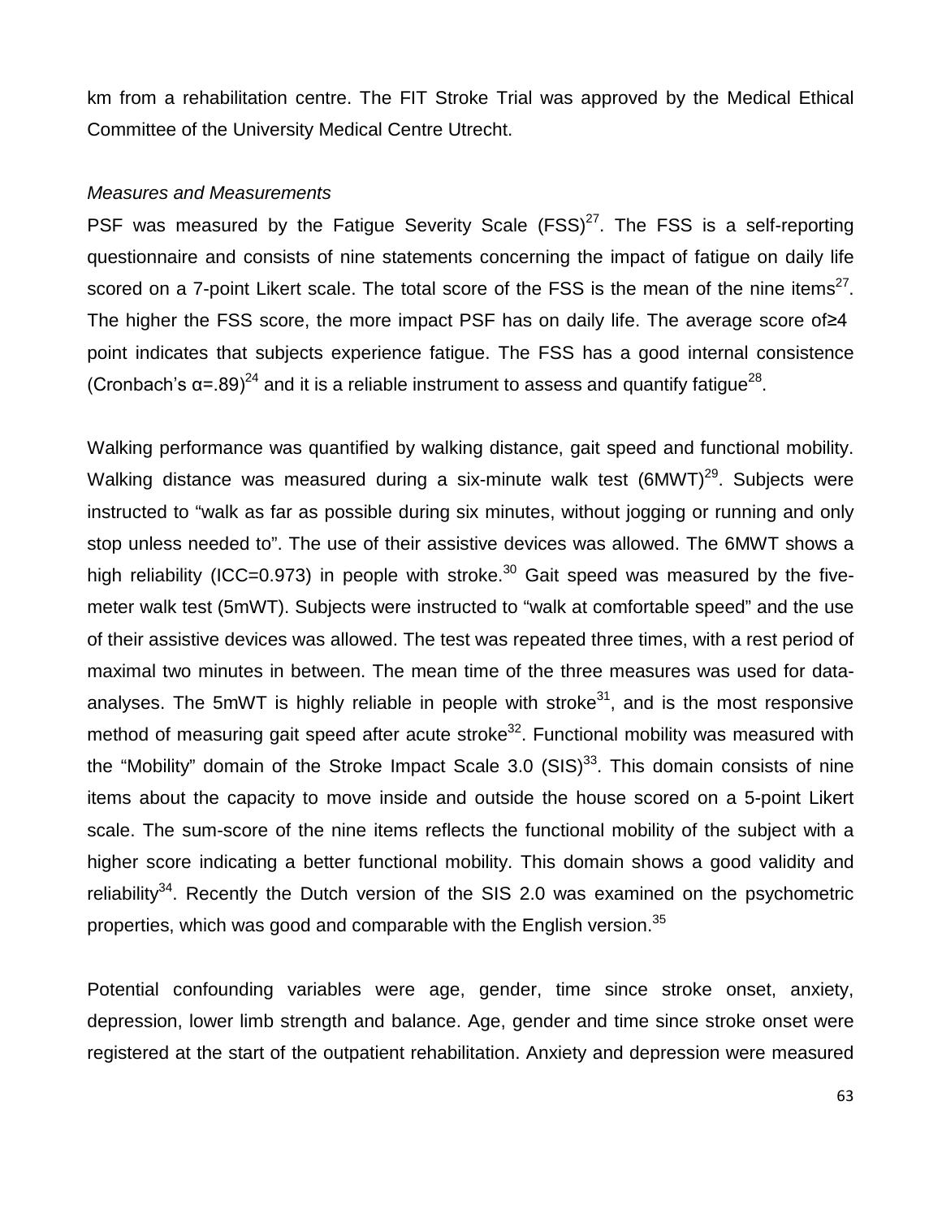km from a rehabilitation centre. The FIT Stroke Trial was approved by the Medical Ethical Committee of the University Medical Centre Utrecht.

*Measures and Measurements*

PSF was measured by the Fatigue Severity Scale (FSS)[27]. The FSS is a self-reporting questionnaire and consists of nine statements concerning the impact of fatigue on daily life scored on a 7-point Likert scale. The total score of the FSS is the mean of the nine items[27]. The higher the FSS score, the more impact PSF has on daily life. The average score of≥4 point indicates that subjects experience fatigue. The FSS has a good internal consistence (Cronbach's α=.89)[24] and it is a reliable instrument to assess and quantify fatigue[28].

Walking performance was quantified by walking distance, gait speed and functional mobility. Walking distance was measured during a six-minute walk test (6MWT)[29]. Subjects were instructed to "walk as far as possible during six minutes, without jogging or running and only stop unless needed to". The use of their assistive devices was allowed. The 6MWT shows a high reliability (ICC=0.973) in people with stroke.[30] Gait speed was measured by the five-meter walk test (5mWT). Subjects were instructed to "walk at comfortable speed" and the use of their assistive devices was allowed. The test was repeated three times, with a rest period of maximal two minutes in between. The mean time of the three measures was used for data-analyses. The 5mWT is highly reliable in people with stroke[31], and is the most responsive method of measuring gait speed after acute stroke[32]. Functional mobility was measured with the "Mobility" domain of the Stroke Impact Scale 3.0 (SIS)[33]. This domain consists of nine items about the capacity to move inside and outside the house scored on a 5-point Likert scale. The sum-score of the nine items reflects the functional mobility of the subject with a higher score indicating a better functional mobility. This domain shows a good validity and reliability[34]. Recently the Dutch version of the SIS 2.0 was examined on the psychometric properties, which was good and comparable with the English version.[35]

Potential confounding variables were age, gender, time since stroke onset, anxiety, depression, lower limb strength and balance. Age, gender and time since stroke onset were registered at the start of the outpatient rehabilitation. Anxiety and depression were measured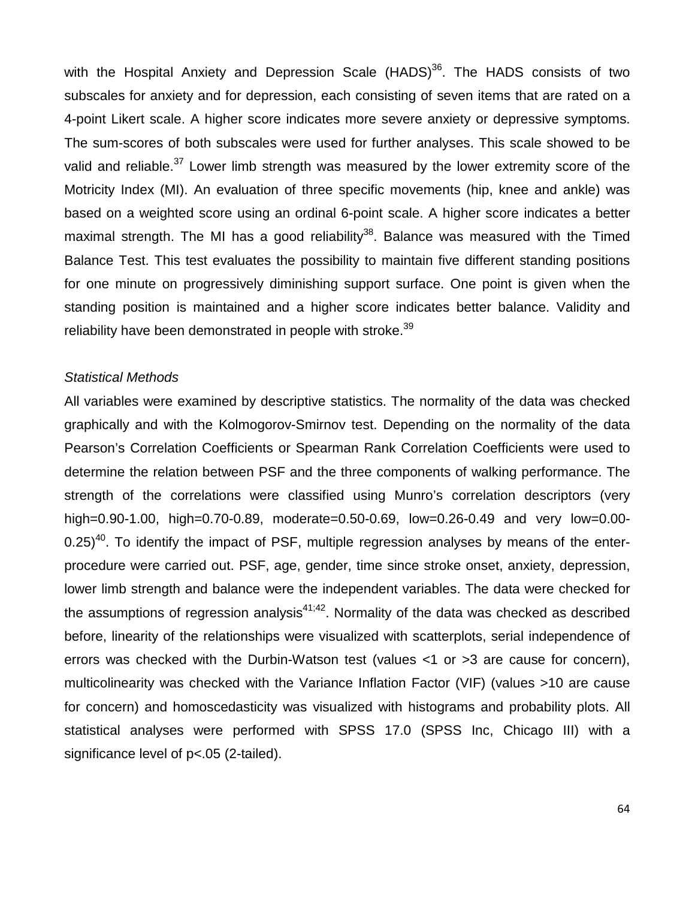with the Hospital Anxiety and Depression Scale (HADS)[36]. The HADS consists of two subscales for anxiety and for depression, each consisting of seven items that are rated on a 4-point Likert scale. A higher score indicates more severe anxiety or depressive symptoms. The sum-scores of both subscales were used for further analyses. This scale showed to be valid and reliable.[37] Lower limb strength was measured by the lower extremity score of the Motricity Index (MI). An evaluation of three specific movements (hip, knee and ankle) was based on a weighted score using an ordinal 6-point scale. A higher score indicates a better maximal strength. The MI has a good reliability[38]. Balance was measured with the Timed Balance Test. This test evaluates the possibility to maintain five different standing positions for one minute on progressively diminishing support surface. One point is given when the standing position is maintained and a higher score indicates better balance. Validity and reliability have been demonstrated in people with stroke.[39]

*Statistical Methods*

All variables were examined by descriptive statistics. The normality of the data was checked graphically and with the Kolmogorov-Smirnov test. Depending on the normality of the data Pearson's Correlation Coefficients or Spearman Rank Correlation Coefficients were used to determine the relation between PSF and the three components of walking performance. The strength of the correlations were classified using Munro's correlation descriptors (very high=0.90-1.00, high=0.70-0.89, moderate=0.50-0.69, low=0.26-0.49 and very low=0.00-0.25)[40]. To identify the impact of PSF, multiple regression analyses by means of the enter-procedure were carried out. PSF, age, gender, time since stroke onset, anxiety, depression, lower limb strength and balance were the independent variables. The data were checked for the assumptions of regression analysis[41;42]. Normality of the data was checked as described before, linearity of the relationships were visualized with scatterplots, serial independence of errors was checked with the Durbin-Watson test (values <1 or >3 are cause for concern), multicolinearity was checked with the Variance Inflation Factor (VIF) (values >10 are cause for concern) and homoscedasticity was visualized with histograms and probability plots. All statistical analyses were performed with SPSS 17.0 (SPSS Inc, Chicago Ill) with a significance level of $p<.05$ (2-tailed).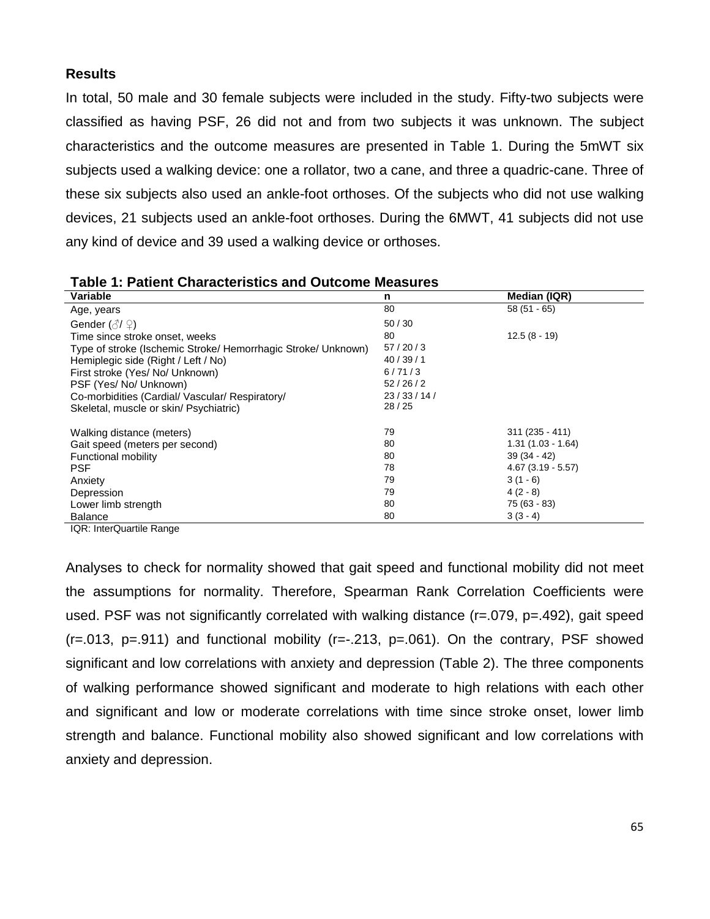**Results**

In total, 50 male and 30 female subjects were included in the study. Fifty-two subjects were classified as having PSF, 26 did not and from two subjects it was unknown. The subject characteristics and the outcome measures are presented in Table 1. During the 5mWT six subjects used a walking device: one a rollator, two a cane, and three a quadric-cane. Three of these six subjects also used an ankle-foot orthoses. Of the subjects who did not use walking devices, 21 subjects used an ankle-foot orthoses. During the 6MWT, 41 subjects did not use any kind of device and 39 used a walking device or orthoses.

**Table 1: Patient Characteristics and Outcome Measures**

| Variable | n | Median (IQR) |
|---|---|---|
| Age, years | 80 | 58 (51 - 65) |
| Gender (♂/ ♀) | 50 / 30 | |
| Time since stroke onset, weeks | 80 | 12.5 (8 - 19) |
| Type of stroke (Ischemic Stroke/ Hemorrhagic Stroke/ Unknown) | 57 / 20 / 3 | |
| Hemiplegic side (Right / Left / No) | 40 / 39 / 1 | |
| First stroke (Yes/ No/ Unknown) | 6 / 71 / 3 | |
| PSF (Yes/ No/ Unknown) | 52 / 26 / 2 | |
| Co-morbidities (Cardial/ Vascular/ Respiratory/ Skeletal, muscle or skin/ Psychiatric) | 23 / 33 / 14 / 28 / 25 | |
| Walking distance (meters) | 79 | 311 (235 - 411) |
| Gait speed (meters per second) | 80 | 1.31 (1.03 - 1.64) |
| Functional mobility | 80 | 39 (34 - 42) |
| PSF | 78 | 4.67 (3.19 - 5.57) |
| Anxiety | 79 | 3 (1 - 6) |
| Depression | 79 | 4 (2 - 8) |
| Lower limb strength | 80 | 75 (63 - 83) |
| Balance | 80 | 3 (3 - 4) |

IQR: InterQuartile Range

Analyses to check for normality showed that gait speed and functional mobility did not meet the assumptions for normality. Therefore, Spearman Rank Correlation Coefficients were used. PSF was not significantly correlated with walking distance (r=.079, p=.492), gait speed (r=.013, p=.911) and functional mobility (r=-.213, p=.061). On the contrary, PSF showed significant and low correlations with anxiety and depression (Table 2). The three components of walking performance showed significant and moderate to high relations with each other and significant and low or moderate correlations with time since stroke onset, lower limb strength and balance. Functional mobility also showed significant and low correlations with anxiety and depression.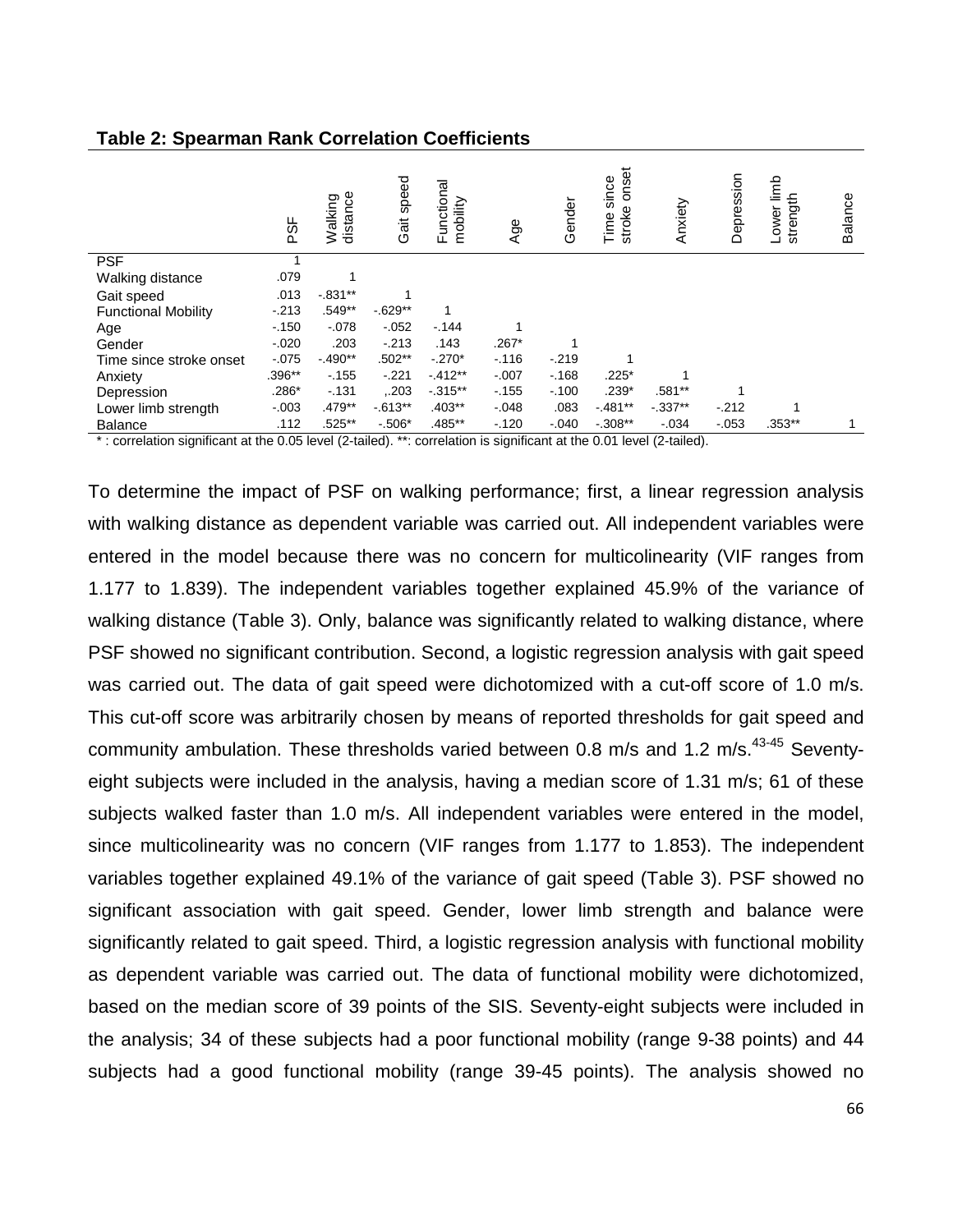**Table 2: Spearman Rank Correlation Coefficients**

| | PSF | Walking distance | Gait speed | Functional mobility | Age | Gender | Time since stroke onset | Anxiety | Depression | Lower limb strength | Balance |
|---|---|---|---|---|---|---|---|---|---|---|---|
| PSF | 1 | | | | | | | | | | |
| Walking distance | .079 | 1 | | | | | | | | | |
| Gait speed | .013 | -.831** | 1 | | | | | | | | |
| Functional Mobility | -.213 | .549** | -.629** | 1 | | | | | | | |
| Age | -.150 | -.078 | -.052 | -.144 | 1 | | | | | | |
| Gender | -.020 | .203 | -.213 | .143 | .267* | 1 | | | | | |
| Time since stroke onset | -.075 | -.490** | .502** | -.270* | -.116 | -.219 | 1 | | | | |
| Anxiety | .396** | -.155 | -.221 | -.412** | -.007 | -.168 | .225* | 1 | | | |
| Depression | .286* | -.131 | ,.203 | -.315** | -.155 | -.100 | .239* | .581** | 1 | | |
| Lower limb strength | -.003 | .479** | -.613** | .403** | -.048 | .083 | -.481** | -.337** | -.212 | 1 | |
| Balance | .112 | .525** | -.506* | .485** | -.120 | -.040 | -.308** | -.034 | -.053 | .353** | 1 |

* : correlation significant at the 0.05 level (2-tailed). **: correlation is significant at the 0.01 level (2-tailed).

To determine the impact of PSF on walking performance; first, a linear regression analysis with walking distance as dependent variable was carried out. All independent variables were entered in the model because there was no concern for multicolinearity (VIF ranges from 1.177 to 1.839). The independent variables together explained 45.9% of the variance of walking distance (Table 3). Only, balance was significantly related to walking distance, where PSF showed no significant contribution. Second, a logistic regression analysis with gait speed was carried out. The data of gait speed were dichotomized with a cut-off score of 1.0 m/s. This cut-off score was arbitrarily chosen by means of reported thresholds for gait speed and community ambulation. These thresholds varied between 0.8 m/s and 1.2 m/s.[43-45] Seventy-eight subjects were included in the analysis, having a median score of 1.31 m/s; 61 of these subjects walked faster than 1.0 m/s. All independent variables were entered in the model, since multicolinearity was no concern (VIF ranges from 1.177 to 1.853). The independent variables together explained 49.1% of the variance of gait speed (Table 3). PSF showed no significant association with gait speed. Gender, lower limb strength and balance were significantly related to gait speed. Third, a logistic regression analysis with functional mobility as dependent variable was carried out. The data of functional mobility were dichotomized, based on the median score of 39 points of the SIS. Seventy-eight subjects were included in the analysis; 34 of these subjects had a poor functional mobility (range 9-38 points) and 44 subjects had a good functional mobility (range 39-45 points). The analysis showed no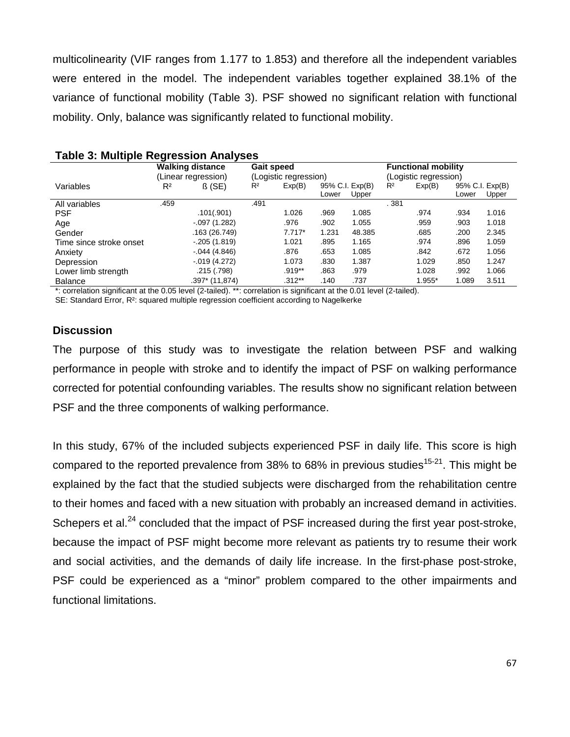multicolinearity (VIF ranges from 1.177 to 1.853) and therefore all the independent variables were entered in the model. The independent variables together explained 38.1% of the variance of functional mobility (Table 3). PSF showed no significant relation with functional mobility. Only, balance was significantly related to functional mobility.

**Table 3: Multiple Regression Analyses**

| | **Walking distance** (Linear regression) | | **Gait speed** (Logistic regression) | | | | **Functional mobility** (Logistic regression) | | | |
|---|---|---|---|---|---|---|---|---|---|---|
| Variables | $R^2$ | ß (SE) | $R^2$ | Exp(B) | 95% C.I. Exp(B) Lower | Upper | $R^2$ | Exp(B) | 95% C.I. Exp(B) Lower | Upper |
| All variables | .459 | | .491 | | | | . 381 | | | |
| PSF | | .101(.901) | | 1.026 | .969 | 1.085 | | .974 | .934 | 1.016 |
| Age | | -.097 (1.282) | | .976 | .902 | 1.055 | | .959 | .903 | 1.018 |
| Gender | | .163 (26.749) | | 7.717* | 1.231 | 48.385 | | .685 | .200 | 2.345 |
| Time since stroke onset | | -.205 (1.819) | | 1.021 | .895 | 1.165 | | .974 | .896 | 1.059 |
| Anxiety | | -.044 (4.846) | | .876 | .653 | 1.085 | | .842 | .672 | 1.056 |
| Depression | | -.019 (4.272) | | 1.073 | .830 | 1.387 | | 1.029 | .850 | 1.247 |
| Lower limb strength | | .215 (.798) | | .919** | .863 | .979 | | 1.028 | .992 | 1.066 |
| Balance | | .397* (11,874) | | .312** | .140 | .737 | | 1.955* | 1.089 | 3.511 |

*: correlation significant at the 0.05 level (2-tailed). **: correlation is significant at the 0.01 level (2-tailed).
SE: Standard Error, $R^2$: squared multiple regression coefficient according to Nagelkerke

### Discussion

The purpose of this study was to investigate the relation between PSF and walking performance in people with stroke and to identify the impact of PSF on walking performance corrected for potential confounding variables. The results show no significant relation between PSF and the three components of walking performance.

In this study, 67% of the included subjects experienced PSF in daily life. This score is high compared to the reported prevalence from 38% to 68% in previous studies[15-21]. This might be explained by the fact that the studied subjects were discharged from the rehabilitation centre to their homes and faced with a new situation with probably an increased demand in activities. Schepers et al.[24] concluded that the impact of PSF increased during the first year post-stroke, because the impact of PSF might become more relevant as patients try to resume their work and social activities, and the demands of daily life increase. In the first-phase post-stroke, PSF could be experienced as a "minor" problem compared to the other impairments and functional limitations.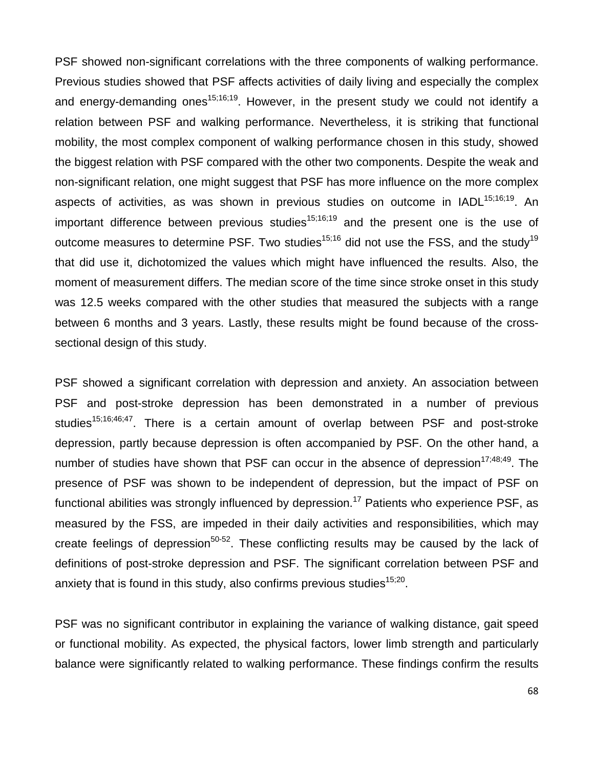PSF showed non-significant correlations with the three components of walking performance. Previous studies showed that PSF affects activities of daily living and especially the complex and energy-demanding ones[15;16;19]. However, in the present study we could not identify a relation between PSF and walking performance. Nevertheless, it is striking that functional mobility, the most complex component of walking performance chosen in this study, showed the biggest relation with PSF compared with the other two components. Despite the weak and non-significant relation, one might suggest that PSF has more influence on the more complex aspects of activities, as was shown in previous studies on outcome in IADL[15;16;19]. An important difference between previous studies[15;16;19] and the present one is the use of outcome measures to determine PSF. Two studies[15;16] did not use the FSS, and the study[19] that did use it, dichotomized the values which might have influenced the results. Also, the moment of measurement differs. The median score of the time since stroke onset in this study was 12.5 weeks compared with the other studies that measured the subjects with a range between 6 months and 3 years. Lastly, these results might be found because of the cross-sectional design of this study.

PSF showed a significant correlation with depression and anxiety. An association between PSF and post-stroke depression has been demonstrated in a number of previous studies[15;16;46;47]. There is a certain amount of overlap between PSF and post-stroke depression, partly because depression is often accompanied by PSF. On the other hand, a number of studies have shown that PSF can occur in the absence of depression[17;48;49]. The presence of PSF was shown to be independent of depression, but the impact of PSF on functional abilities was strongly influenced by depression.[17] Patients who experience PSF, as measured by the FSS, are impeded in their daily activities and responsibilities, which may create feelings of depression[50-52]. These conflicting results may be caused by the lack of definitions of post-stroke depression and PSF. The significant correlation between PSF and anxiety that is found in this study, also confirms previous studies[15;20].

PSF was no significant contributor in explaining the variance of walking distance, gait speed or functional mobility. As expected, the physical factors, lower limb strength and particularly balance were significantly related to walking performance. These findings confirm the results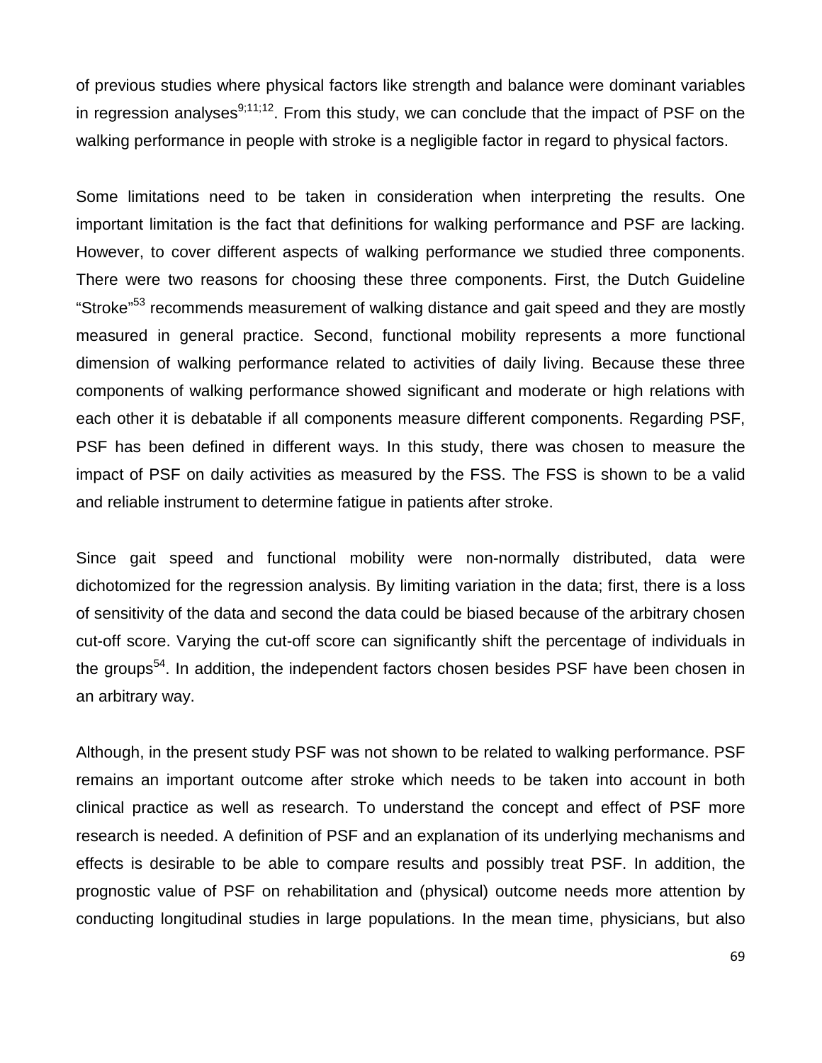of previous studies where physical factors like strength and balance were dominant variables in regression analyses[9;11;12]. From this study, we can conclude that the impact of PSF on the walking performance in people with stroke is a negligible factor in regard to physical factors.

Some limitations need to be taken in consideration when interpreting the results. One important limitation is the fact that definitions for walking performance and PSF are lacking. However, to cover different aspects of walking performance we studied three components. There were two reasons for choosing these three components. First, the Dutch Guideline "Stroke"[53] recommends measurement of walking distance and gait speed and they are mostly measured in general practice. Second, functional mobility represents a more functional dimension of walking performance related to activities of daily living. Because these three components of walking performance showed significant and moderate or high relations with each other it is debatable if all components measure different components. Regarding PSF, PSF has been defined in different ways. In this study, there was chosen to measure the impact of PSF on daily activities as measured by the FSS. The FSS is shown to be a valid and reliable instrument to determine fatigue in patients after stroke.

Since gait speed and functional mobility were non-normally distributed, data were dichotomized for the regression analysis. By limiting variation in the data; first, there is a loss of sensitivity of the data and second the data could be biased because of the arbitrary chosen cut-off score. Varying the cut-off score can significantly shift the percentage of individuals in the groups[54]. In addition, the independent factors chosen besides PSF have been chosen in an arbitrary way.

Although, in the present study PSF was not shown to be related to walking performance. PSF remains an important outcome after stroke which needs to be taken into account in both clinical practice as well as research. To understand the concept and effect of PSF more research is needed. A definition of PSF and an explanation of its underlying mechanisms and effects is desirable to be able to compare results and possibly treat PSF. In addition, the prognostic value of PSF on rehabilitation and (physical) outcome needs more attention by conducting longitudinal studies in large populations. In the mean time, physicians, but also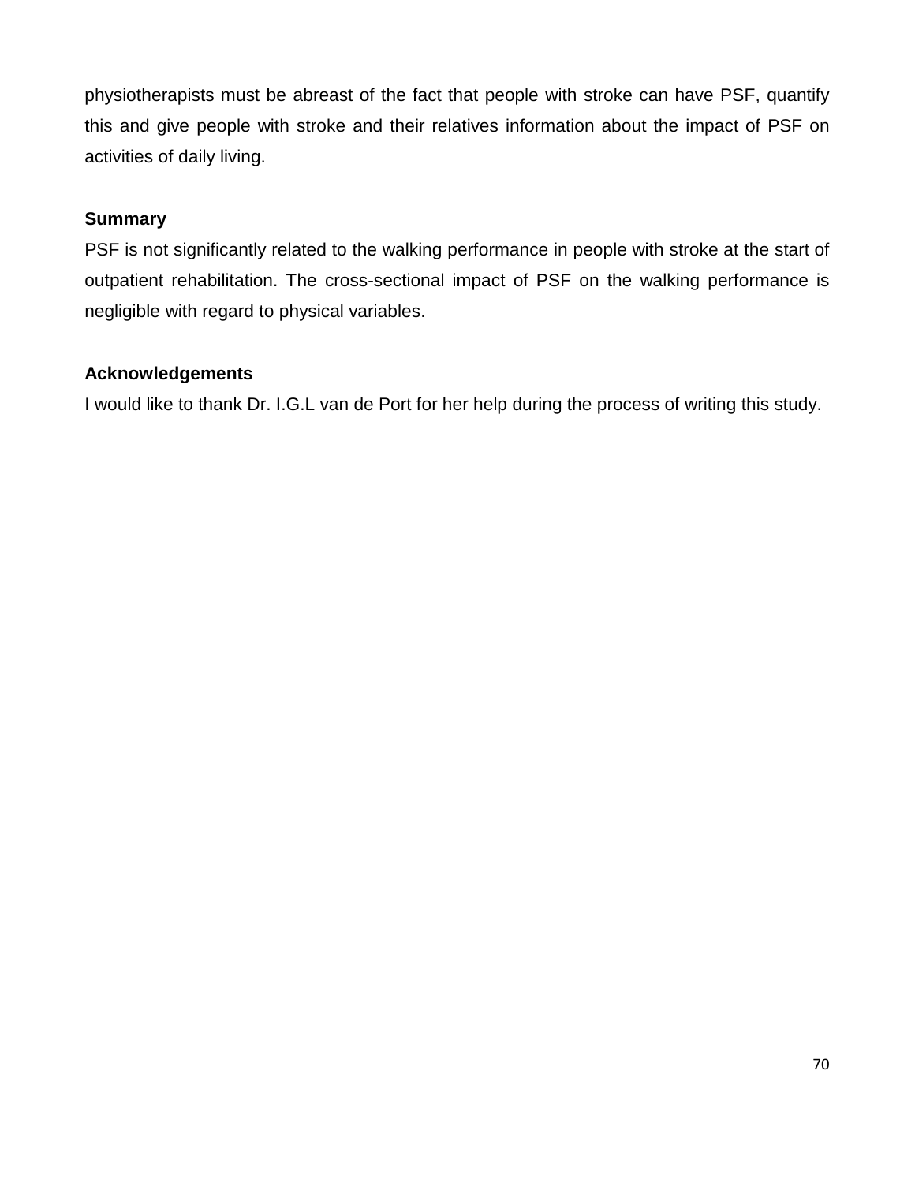physiotherapists must be abreast of the fact that people with stroke can have PSF, quantify this and give people with stroke and their relatives information about the impact of PSF on activities of daily living.

## Summary

PSF is not significantly related to the walking performance in people with stroke at the start of outpatient rehabilitation. The cross-sectional impact of PSF on the walking performance is negligible with regard to physical variables.

## Acknowledgements

I would like to thank Dr. I.G.L van de Port for her help during the process of writing this study.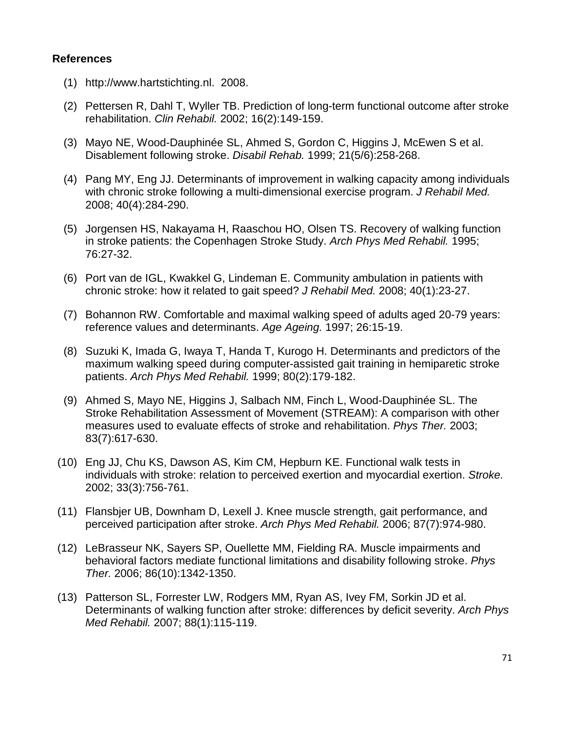**References**

(1) http://www.hartstichting.nl. 2008.

(2) Pettersen R, Dahl T, Wyller TB. Prediction of long-term functional outcome after stroke rehabilitation. *Clin Rehabil.* 2002; 16(2):149-159.

(3) Mayo NE, Wood-Dauphinée SL, Ahmed S, Gordon C, Higgins J, McEwen S et al. Disablement following stroke. *Disabil Rehab.* 1999; 21(5/6):258-268.

(4) Pang MY, Eng JJ. Determinants of improvement in walking capacity among individuals with chronic stroke following a multi-dimensional exercise program. *J Rehabil Med.* 2008; 40(4):284-290.

(5) Jorgensen HS, Nakayama H, Raaschou HO, Olsen TS. Recovery of walking function in stroke patients: the Copenhagen Stroke Study. *Arch Phys Med Rehabil.* 1995; 76:27-32.

(6) Port van de IGL, Kwakkel G, Lindeman E. Community ambulation in patients with chronic stroke: how it related to gait speed? *J Rehabil Med.* 2008; 40(1):23-27.

(7) Bohannon RW. Comfortable and maximal walking speed of adults aged 20-79 years: reference values and determinants. *Age Ageing.* 1997; 26:15-19.

(8) Suzuki K, Imada G, Iwaya T, Handa T, Kurogo H. Determinants and predictors of the maximum walking speed during computer-assisted gait training in hemiparetic stroke patients. *Arch Phys Med Rehabil.* 1999; 80(2):179-182.

(9) Ahmed S, Mayo NE, Higgins J, Salbach NM, Finch L, Wood-Dauphinée SL. The Stroke Rehabilitation Assessment of Movement (STREAM): A comparison with other measures used to evaluate effects of stroke and rehabilitation. *Phys Ther.* 2003; 83(7):617-630.

(10) Eng JJ, Chu KS, Dawson AS, Kim CM, Hepburn KE. Functional walk tests in individuals with stroke: relation to perceived exertion and myocardial exertion. *Stroke.* 2002; 33(3):756-761.

(11) Flansbjer UB, Downham D, Lexell J. Knee muscle strength, gait performance, and perceived participation after stroke. *Arch Phys Med Rehabil.* 2006; 87(7):974-980.

(12) LeBrasseur NK, Sayers SP, Ouellette MM, Fielding RA. Muscle impairments and behavioral factors mediate functional limitations and disability following stroke. *Phys Ther.* 2006; 86(10):1342-1350.

(13) Patterson SL, Forrester LW, Rodgers MM, Ryan AS, Ivey FM, Sorkin JD et al. Determinants of walking function after stroke: differences by deficit severity. *Arch Phys Med Rehabil.* 2007; 88(1):115-119.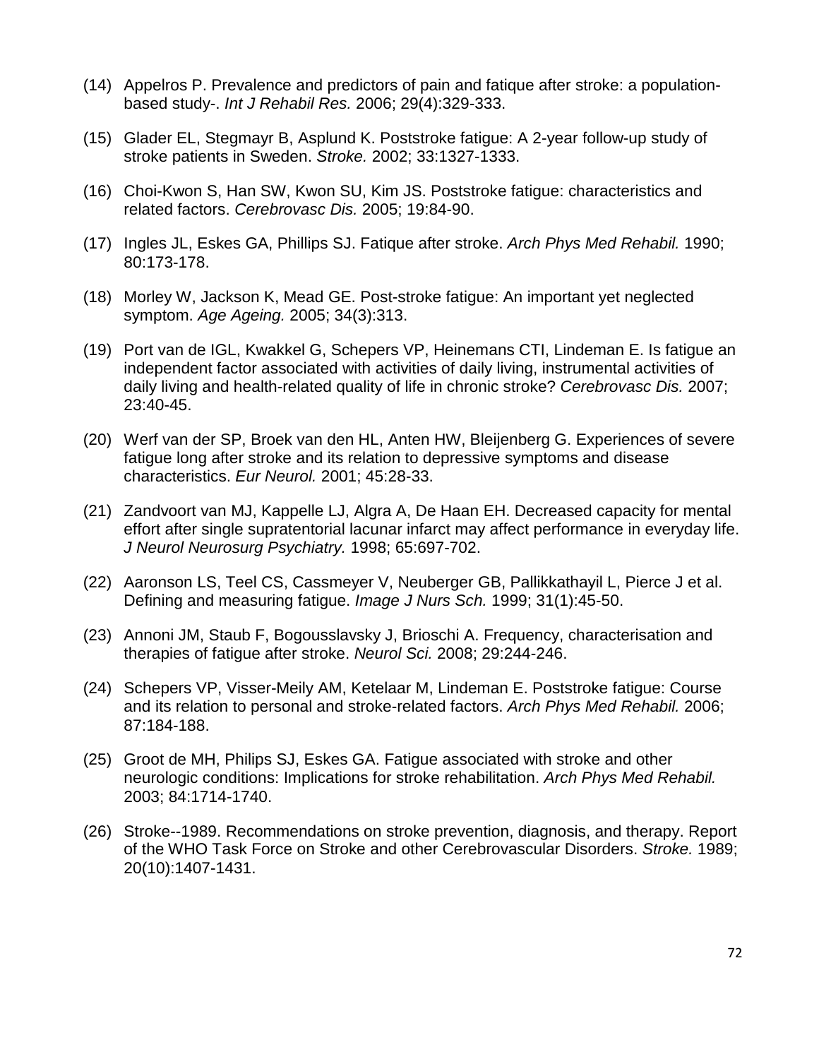(14) Appelros P. Prevalence and predictors of pain and fatique after stroke: a population-based study-. *Int J Rehabil Res.* 2006; 29(4):329-333.

(15) Glader EL, Stegmayr B, Asplund K. Poststroke fatigue: A 2-year follow-up study of stroke patients in Sweden. *Stroke.* 2002; 33:1327-1333.

(16) Choi-Kwon S, Han SW, Kwon SU, Kim JS. Poststroke fatigue: characteristics and related factors. *Cerebrovasc Dis.* 2005; 19:84-90.

(17) Ingles JL, Eskes GA, Phillips SJ. Fatique after stroke. *Arch Phys Med Rehabil.* 1990; 80:173-178.

(18) Morley W, Jackson K, Mead GE. Post-stroke fatigue: An important yet neglected symptom. *Age Ageing.* 2005; 34(3):313.

(19) Port van de IGL, Kwakkel G, Schepers VP, Heinemans CTI, Lindeman E. Is fatigue an independent factor associated with activities of daily living, instrumental activities of daily living and health-related quality of life in chronic stroke? *Cerebrovasc Dis.* 2007; 23:40-45.

(20) Werf van der SP, Broek van den HL, Anten HW, Bleijenberg G. Experiences of severe fatigue long after stroke and its relation to depressive symptoms and disease characteristics. *Eur Neurol.* 2001; 45:28-33.

(21) Zandvoort van MJ, Kappelle LJ, Algra A, De Haan EH. Decreased capacity for mental effort after single supratentorial lacunar infarct may affect performance in everyday life. *J Neurol Neurosurg Psychiatry.* 1998; 65:697-702.

(22) Aaronson LS, Teel CS, Cassmeyer V, Neuberger GB, Pallikkathayil L, Pierce J et al. Defining and measuring fatigue. *Image J Nurs Sch.* 1999; 31(1):45-50.

(23) Annoni JM, Staub F, Bogousslavsky J, Brioschi A. Frequency, characterisation and therapies of fatigue after stroke. *Neurol Sci.* 2008; 29:244-246.

(24) Schepers VP, Visser-Meily AM, Ketelaar M, Lindeman E. Poststroke fatigue: Course and its relation to personal and stroke-related factors. *Arch Phys Med Rehabil.* 2006; 87:184-188.

(25) Groot de MH, Philips SJ, Eskes GA. Fatigue associated with stroke and other neurologic conditions: Implications for stroke rehabilitation. *Arch Phys Med Rehabil.* 2003; 84:1714-1740.

(26) Stroke--1989. Recommendations on stroke prevention, diagnosis, and therapy. Report of the WHO Task Force on Stroke and other Cerebrovascular Disorders. *Stroke.* 1989; 20(10):1407-1431.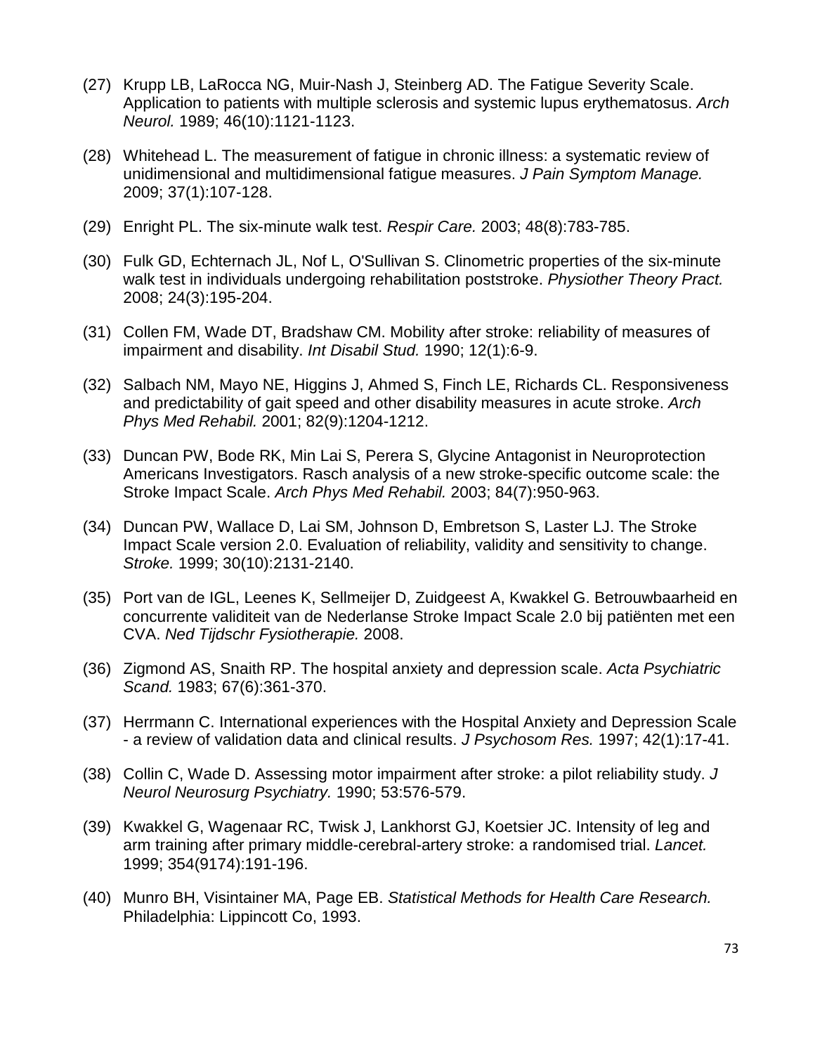(27) Krupp LB, LaRocca NG, Muir-Nash J, Steinberg AD. The Fatigue Severity Scale. Application to patients with multiple sclerosis and systemic lupus erythematosus. *Arch Neurol.* 1989; 46(10):1121-1123.

(28) Whitehead L. The measurement of fatigue in chronic illness: a systematic review of unidimensional and multidimensional fatigue measures. *J Pain Symptom Manage.* 2009; 37(1):107-128.

(29) Enright PL. The six-minute walk test. *Respir Care.* 2003; 48(8):783-785.

(30) Fulk GD, Echternach JL, Nof L, O'Sullivan S. Clinometric properties of the six-minute walk test in individuals undergoing rehabilitation poststroke. *Physiother Theory Pract.* 2008; 24(3):195-204.

(31) Collen FM, Wade DT, Bradshaw CM. Mobility after stroke: reliability of measures of impairment and disability. *Int Disabil Stud.* 1990; 12(1):6-9.

(32) Salbach NM, Mayo NE, Higgins J, Ahmed S, Finch LE, Richards CL. Responsiveness and predictability of gait speed and other disability measures in acute stroke. *Arch Phys Med Rehabil.* 2001; 82(9):1204-1212.

(33) Duncan PW, Bode RK, Min Lai S, Perera S, Glycine Antagonist in Neuroprotection Americans Investigators. Rasch analysis of a new stroke-specific outcome scale: the Stroke Impact Scale. *Arch Phys Med Rehabil.* 2003; 84(7):950-963.

(34) Duncan PW, Wallace D, Lai SM, Johnson D, Embretson S, Laster LJ. The Stroke Impact Scale version 2.0. Evaluation of reliability, validity and sensitivity to change. *Stroke.* 1999; 30(10):2131-2140.

(35) Port van de IGL, Leenes K, Sellmeijer D, Zuidgeest A, Kwakkel G. Betrouwbaarheid en concurrente validiteit van de Nederlanse Stroke Impact Scale 2.0 bij patiënten met een CVA. *Ned Tijdschr Fysiotherapie.* 2008.

(36) Zigmond AS, Snaith RP. The hospital anxiety and depression scale. *Acta Psychiatric Scand.* 1983; 67(6):361-370.

(37) Herrmann C. International experiences with the Hospital Anxiety and Depression Scale - a review of validation data and clinical results. *J Psychosom Res.* 1997; 42(1):17-41.

(38) Collin C, Wade D. Assessing motor impairment after stroke: a pilot reliability study. *J Neurol Neurosurg Psychiatry.* 1990; 53:576-579.

(39) Kwakkel G, Wagenaar RC, Twisk J, Lankhorst GJ, Koetsier JC. Intensity of leg and arm training after primary middle-cerebral-artery stroke: a randomised trial. *Lancet.* 1999; 354(9174):191-196.

(40) Munro BH, Visintainer MA, Page EB. *Statistical Methods for Health Care Research.* Philadelphia: Lippincott Co, 1993.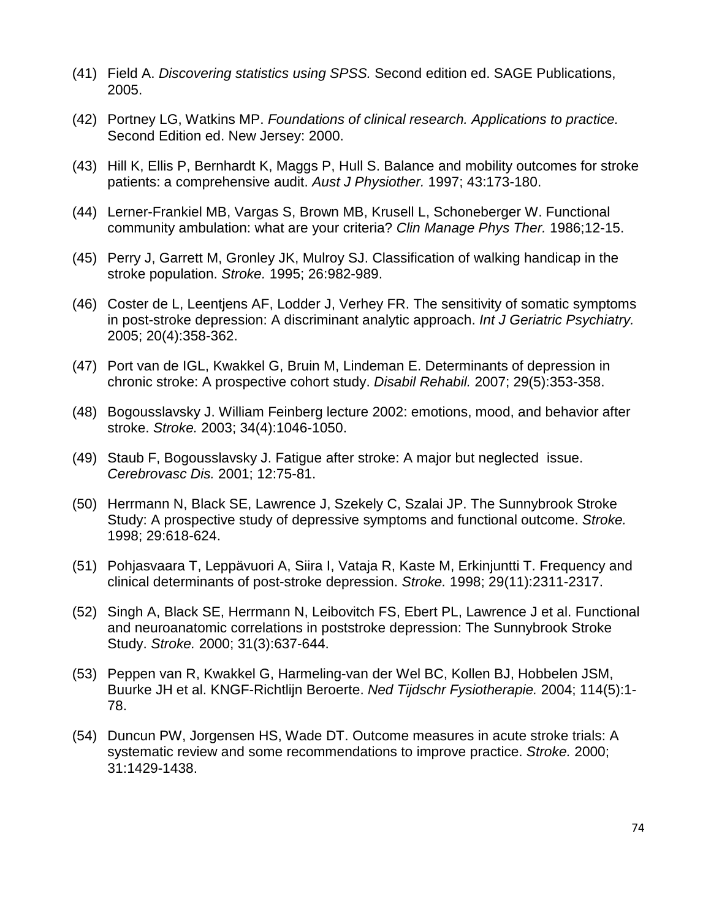(41) Field A. *Discovering statistics using SPSS.* Second edition ed. SAGE Publications, 2005.

(42) Portney LG, Watkins MP. *Foundations of clinical research. Applications to practice.* Second Edition ed. New Jersey: 2000.

(43) Hill K, Ellis P, Bernhardt K, Maggs P, Hull S. Balance and mobility outcomes for stroke patients: a comprehensive audit. *Aust J Physiother.* 1997; 43:173-180.

(44) Lerner-Frankiel MB, Vargas S, Brown MB, Krusell L, Schoneberger W. Functional community ambulation: what are your criteria? *Clin Manage Phys Ther.* 1986;12-15.

(45) Perry J, Garrett M, Gronley JK, Mulroy SJ. Classification of walking handicap in the stroke population. *Stroke.* 1995; 26:982-989.

(46) Coster de L, Leentjens AF, Lodder J, Verhey FR. The sensitivity of somatic symptoms in post-stroke depression: A discriminant analytic approach. *Int J Geriatric Psychiatry.* 2005; 20(4):358-362.

(47) Port van de IGL, Kwakkel G, Bruin M, Lindeman E. Determinants of depression in chronic stroke: A prospective cohort study. *Disabil Rehabil.* 2007; 29(5):353-358.

(48) Bogousslavsky J. William Feinberg lecture 2002: emotions, mood, and behavior after stroke. *Stroke.* 2003; 34(4):1046-1050.

(49) Staub F, Bogousslavsky J. Fatigue after stroke: A major but neglected issue. *Cerebrovasc Dis.* 2001; 12:75-81.

(50) Herrmann N, Black SE, Lawrence J, Szekely C, Szalai JP. The Sunnybrook Stroke Study: A prospective study of depressive symptoms and functional outcome. *Stroke.* 1998; 29:618-624.

(51) Pohjasvaara T, Leppävuori A, Siira I, Vataja R, Kaste M, Erkinjuntti T. Frequency and clinical determinants of post-stroke depression. *Stroke.* 1998; 29(11):2311-2317.

(52) Singh A, Black SE, Herrmann N, Leibovitch FS, Ebert PL, Lawrence J et al. Functional and neuroanatomic correlations in poststroke depression: The Sunnybrook Stroke Study. *Stroke.* 2000; 31(3):637-644.

(53) Peppen van R, Kwakkel G, Harmeling-van der Wel BC, Kollen BJ, Hobbelen JSM, Buurke JH et al. KNGF-Richtlijn Beroerte. *Ned Tijdschr Fysiotherapie.* 2004; 114(5):1-78.

(54) Duncun PW, Jorgensen HS, Wade DT. Outcome measures in acute stroke trials: A systematic review and some recommendations to improve practice. *Stroke.* 2000; 31:1429-1438.